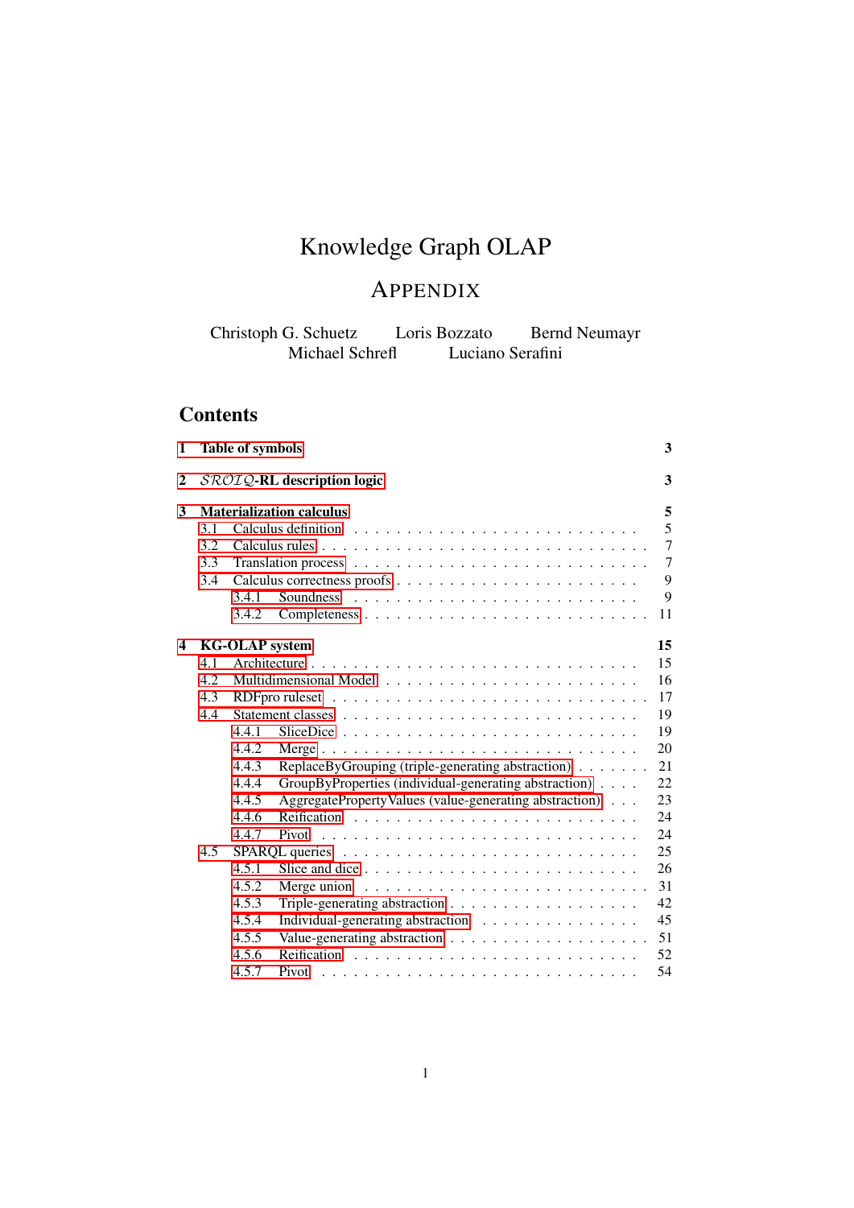# Knowledge Graph OLAP

## APPENDIX

Christoph G. Schuetz    Loris Bozzato    Bernd Neumayr
Michael Schrefl    Luciano Serafini

## Contents

| | | |
|---|---|---|
| **1** | **Table of symbols** | **3** |
| **2** | **$\mathcal{SROIQ}$-RL description logic** | **3** |
| **3** | **Materialization calculus** | **5** |
| 3.1 | Calculus definition | 5 |
| 3.2 | Calculus rules | 7 |
| 3.3 | Translation process | 7 |
| 3.4 | Calculus correctness proofs | 9 |
| 3.4.1 | Soundness | 9 |
| 3.4.2 | Completeness | 11 |
| **4** | **KG-OLAP system** | **15** |
| 4.1 | Architecture | 15 |
| 4.2 | Multidimensional Model | 16 |
| 4.3 | RDFpro ruleset | 17 |
| 4.4 | Statement classes | 19 |
| 4.4.1 | SliceDice | 19 |
| 4.4.2 | Merge | 20 |
| 4.4.3 | ReplaceByGrouping (triple-generating abstraction) | 21 |
| 4.4.4 | GroupByProperties (individual-generating abstraction) | 22 |
| 4.4.5 | AggregatePropertyValues (value-generating abstraction) | 23 |
| 4.4.6 | Reification | 24 |
| 4.4.7 | Pivot | 24 |
| 4.5 | SPARQL queries | 25 |
| 4.5.1 | Slice and dice | 26 |
| 4.5.2 | Merge union | 31 |
| 4.5.3 | Triple-generating abstraction | 42 |
| 4.5.4 | Individual-generating abstraction | 45 |
| 4.5.5 | Value-generating abstraction | 51 |
| 4.5.6 | Reification | 52 |
| 4.5.7 | Pivot | 54 |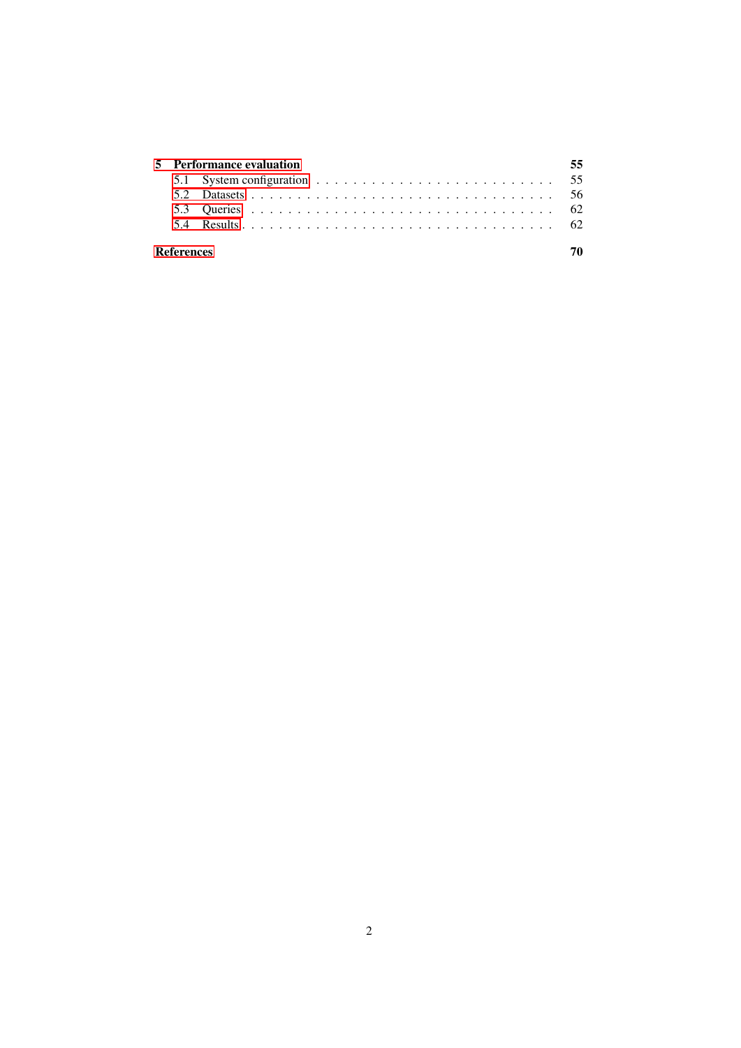**5 Performance evaluation** **55**

- 5.1 System configuration . . . . . . . . . . . . . . . . . . . . . . . . . . 55
- 5.2 Datasets . . . . . . . . . . . . . . . . . . . . . . . . . . . . . . . . 56
- 5.3 Queries . . . . . . . . . . . . . . . . . . . . . . . . . . . . . . . . 62
- 5.4 Results . . . . . . . . . . . . . . . . . . . . . . . . . . . . . . . . 62

**References** **70**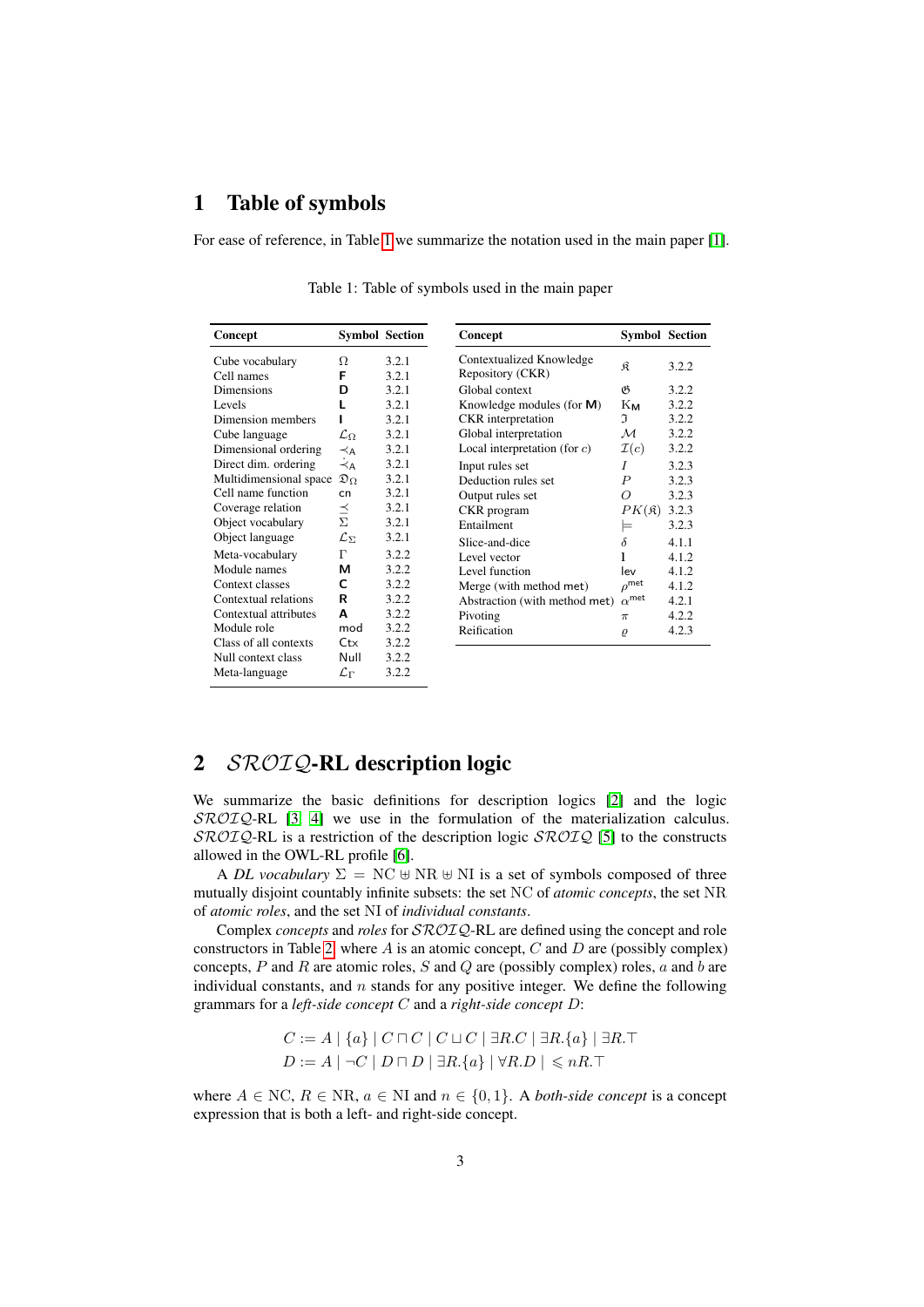# 1 Table of symbols

For ease of reference, in Table 1 we summarize the notation used in the main paper [1].

Table 1: Table of symbols used in the main paper

| Concept | Symbol | Section |
|---|---|---|
| Cube vocabulary | $\Omega$ | 3.2.1 |
| Cell names | $\mathsf{F}$ | 3.2.1 |
| Dimensions | $\mathsf{D}$ | 3.2.1 |
| Levels | $\mathsf{L}$ | 3.2.1 |
| Dimension members | $\mathsf{I}$ | 3.2.1 |
| Cube language | $\mathcal{L}_\Omega$ | 3.2.1 |
| Dimensional ordering | $\prec_\mathsf{A}$ | 3.2.1 |
| Direct dim. ordering | $\prec\!\!\cdot_\mathsf{A}$ | 3.2.1 |
| Multidimensional space | $\mathfrak{D}_\Omega$ | 3.2.1 |
| Cell name function | $\mathsf{cn}$ | 3.2.1 |
| Coverage relation | $\preceq$ | 3.2.1 |
| Object vocabulary | $\Sigma$ | 3.2.1 |
| Object language | $\mathcal{L}_\Sigma$ | 3.2.1 |
| Meta-vocabulary | $\Gamma$ | 3.2.2 |
| Module names | $\mathsf{M}$ | 3.2.2 |
| Context classes | $\mathsf{C}$ | 3.2.2 |
| Contextual relations | $\mathsf{R}$ | 3.2.2 |
| Contextual attributes | $\mathsf{A}$ | 3.2.2 |
| Module role | $\mathsf{mod}$ | 3.2.2 |
| Class of all contexts | $\mathsf{Ctx}$ | 3.2.2 |
| Null context class | $\mathsf{Null}$ | 3.2.2 |
| Meta-language | $\mathcal{L}_\Gamma$ | 3.2.2 |

| Concept | Symbol | Section |
|---|---|---|
| Contextualized Knowledge Repository (CKR) | $\mathfrak{K}$ | 3.2.2 |
| Global context | $\mathfrak{G}$ | 3.2.2 |
| Knowledge modules (for $\mathsf{M}$) | $\mathrm{K}_\mathsf{M}$ | 3.2.2 |
| CKR interpretation | $\mathfrak{I}$ | 3.2.2 |
| Global interpretation | $\mathcal{M}$ | 3.2.2 |
| Local interpretation (for $c$) | $\mathcal{I}(c)$ | 3.2.2 |
| Input rules set | $I$ | 3.2.3 |
| Deduction rules set | $P$ | 3.2.3 |
| Output rules set | $O$ | 3.2.3 |
| CKR program | $PK(\mathfrak{K})$ | 3.2.3 |
| Entailment | $\models$ | 3.2.3 |
| Slice-and-dice | $\delta$ | 4.1.1 |
| Level vector | $\mathbf{l}$ | 4.1.2 |
| Level function | $\mathsf{lev}$ | 4.1.2 |
| Merge (with method $\mathsf{met}$) | $\rho^{\mathsf{met}}$ | 4.1.2 |
| Abstraction (with method $\mathsf{met}$) | $\alpha^{\mathsf{met}}$ | 4.2.1 |
| Pivoting | $\pi$ | 4.2.2 |
| Reification | $\varrho$ | 4.2.3 |

# 2 $\mathcal{SROIQ}$-RL description logic

We summarize the basic definitions for description logics [2] and the logic $\mathcal{SROIQ}$-RL [3, 4] we use in the formulation of the materialization calculus. $\mathcal{SROIQ}$-RL is a restriction of the description logic $\mathcal{SROIQ}$ [5] to the constructs allowed in the OWL-RL profile [6].

A *DL vocabulary* $\Sigma = \mathrm{NC} \uplus \mathrm{NR} \uplus \mathrm{NI}$ is a set of symbols composed of three mutually disjoint countably infinite subsets: the set NC of *atomic concepts*, the set NR of *atomic roles*, and the set NI of *individual constants*.

Complex *concepts* and *roles* for $\mathcal{SROIQ}$-RL are defined using the concept and role constructors in Table 2, where $A$ is an atomic concept, $C$ and $D$ are (possibly complex) concepts, $P$ and $R$ are atomic roles, $S$ and $Q$ are (possibly complex) roles, $a$ and $b$ are individual constants, and $n$ stands for any positive integer. We define the following grammars for a *left-side concept* $C$ and a *right-side concept* $D$:

$$C := A \mid \{a\} \mid C \sqcap C \mid C \sqcup C \mid \exists R.C \mid \exists R.\{a\} \mid \exists R.\top$$
$$D := A \mid \neg C \mid D \sqcap D \mid \exists R.\{a\} \mid \forall R.D \mid \leqslant nR.\top$$

where $A \in \mathrm{NC}$, $R \in \mathrm{NR}$, $a \in \mathrm{NI}$ and $n \in \{0, 1\}$. A *both-side concept* is a concept expression that is both a left- and right-side concept.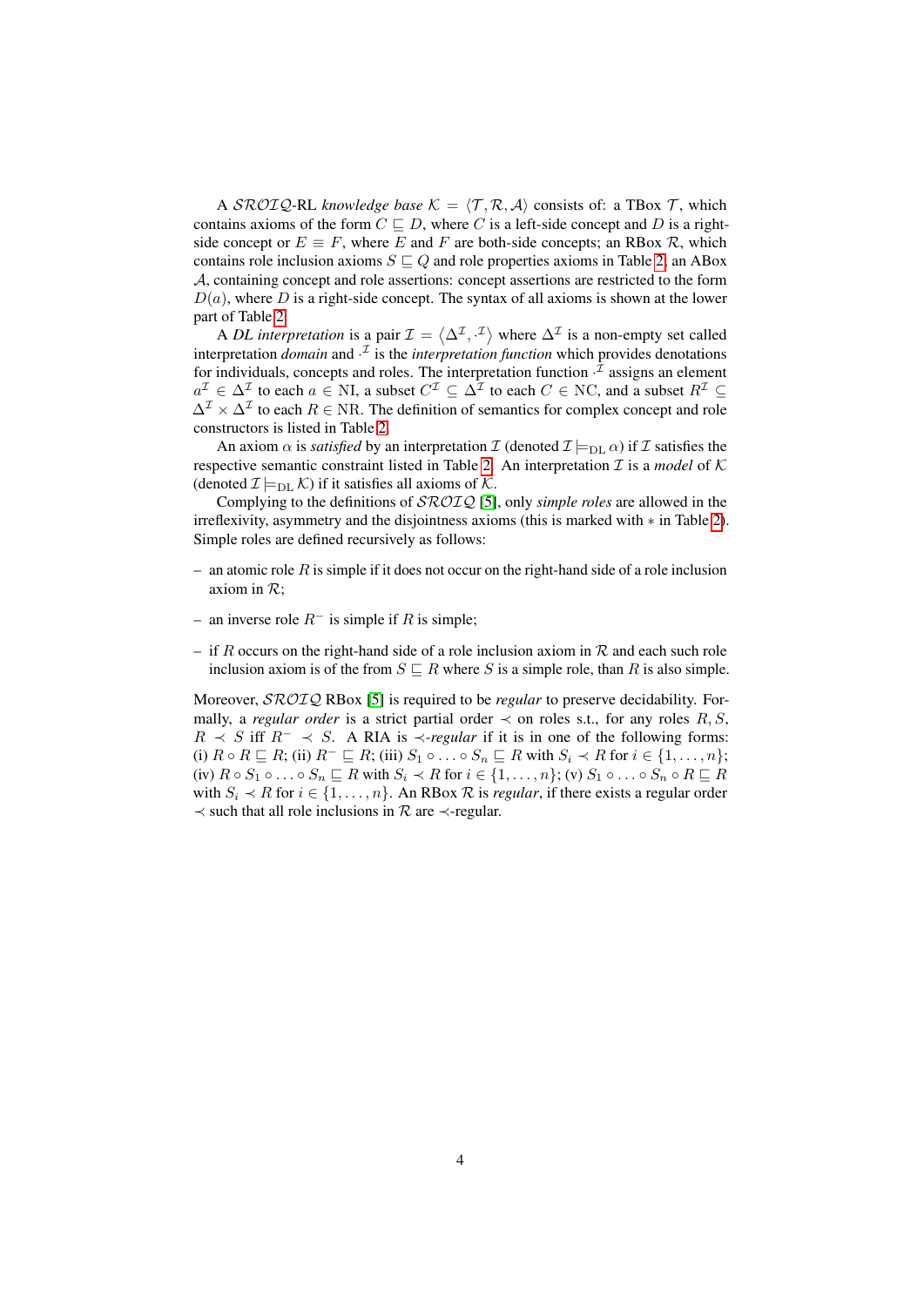A $\mathcal{SROIQ}$-RL *knowledge base* $\mathcal{K} = \langle \mathcal{T}, \mathcal{R}, \mathcal{A} \rangle$ consists of: a TBox $\mathcal{T}$, which contains axioms of the form $C \sqsubseteq D$, where $C$ is a left-side concept and $D$ is a right-side concept or $E \equiv F$, where $E$ and $F$ are both-side concepts; an RBox $\mathcal{R}$, which contains role inclusion axioms $S \sqsubseteq Q$ and role properties axioms in Table 2; an ABox $\mathcal{A}$, containing concept and role assertions: concept assertions are restricted to the form $D(a)$, where $D$ is a right-side concept. The syntax of all axioms is shown at the lower part of Table 2.

A *DL interpretation* is a pair $\mathcal{I} = \langle \Delta^{\mathcal{I}}, \cdot^{\mathcal{I}} \rangle$ where $\Delta^{\mathcal{I}}$ is a non-empty set called interpretation *domain* and $\cdot^{\mathcal{I}}$ is the *interpretation function* which provides denotations for individuals, concepts and roles. The interpretation function $\cdot^{\mathcal{I}}$ assigns an element $a^{\mathcal{I}} \in \Delta^{\mathcal{I}}$ to each $a \in \mathrm{NI}$, a subset $C^{\mathcal{I}} \subseteq \Delta^{\mathcal{I}}$ to each $C \in \mathrm{NC}$, and a subset $R^{\mathcal{I}} \subseteq \Delta^{\mathcal{I}} \times \Delta^{\mathcal{I}}$ to each $R \in \mathrm{NR}$. The definition of semantics for complex concept and role constructors is listed in Table 2.

An axiom $\alpha$ is *satisfied* by an interpretation $\mathcal{I}$ (denoted $\mathcal{I} \models_{\mathrm{DL}} \alpha$) if $\mathcal{I}$ satisfies the respective semantic constraint listed in Table 2. An interpretation $\mathcal{I}$ is a *model* of $\mathcal{K}$ (denoted $\mathcal{I} \models_{\mathrm{DL}} \mathcal{K}$) if it satisfies all axioms of $\mathcal{K}$.

Complying to the definitions of $\mathcal{SROIQ}$ [5], only *simple roles* are allowed in the irreflexivity, asymmetry and the disjointness axioms (this is marked with $*$ in Table 2). Simple roles are defined recursively as follows:

- an atomic role $R$ is simple if it does not occur on the right-hand side of a role inclusion axiom in $\mathcal{R}$;
- an inverse role $R^{-}$ is simple if $R$ is simple;
- if $R$ occurs on the right-hand side of a role inclusion axiom in $\mathcal{R}$ and each such role inclusion axiom is of the from $S \sqsubseteq R$ where $S$ is a simple role, than $R$ is also simple.

Moreover, $\mathcal{SROIQ}$ RBox [5] is required to be *regular* to preserve decidability. Formally, a *regular order* is a strict partial order $\prec$ on roles s.t., for any roles $R, S$, $R \prec S$ iff $R^{-} \prec S$. A RIA is $\prec$*-regular* if it is in one of the following forms: (i) $R \circ R \sqsubseteq R$; (ii) $R^{-} \sqsubseteq R$; (iii) $S_1 \circ \ldots \circ S_n \sqsubseteq R$ with $S_i \prec R$ for $i \in \{1, \ldots, n\}$; (iv) $R \circ S_1 \circ \ldots \circ S_n \sqsubseteq R$ with $S_i \prec R$ for $i \in \{1, \ldots, n\}$; (v) $S_1 \circ \ldots \circ S_n \circ R \sqsubseteq R$ with $S_i \prec R$ for $i \in \{1, \ldots, n\}$. An RBox $\mathcal{R}$ is *regular*, if there exists a regular order $\prec$ such that all role inclusions in $\mathcal{R}$ are $\prec$-regular.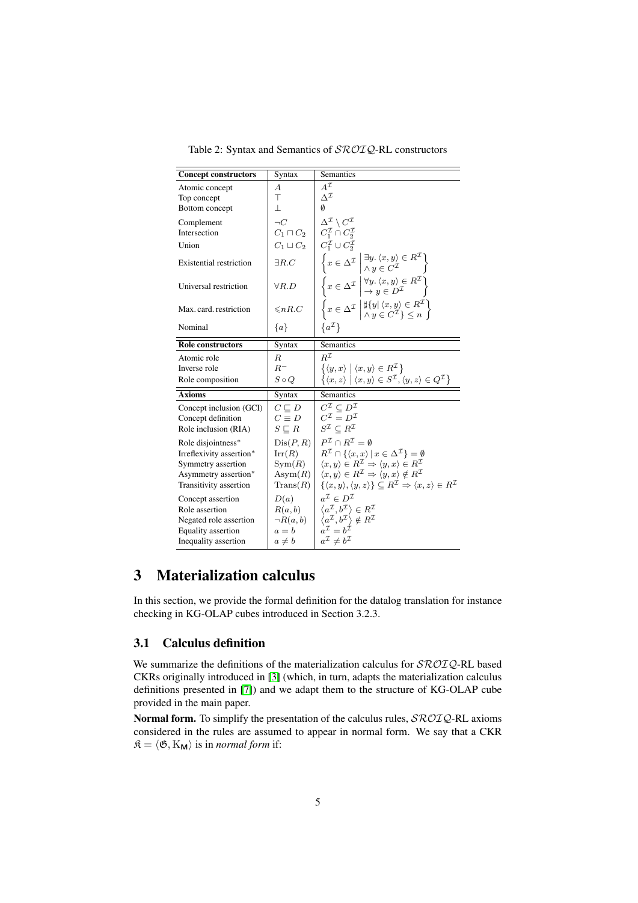Table 2: Syntax and Semantics of $\mathcal{SROIQ}$-RL constructors

| **Concept constructors** | Syntax | Semantics |
|---|---|---|
| Atomic concept | $A$ | $A^{\mathcal{I}}$ |
| Top concept | $\top$ | $\Delta^{\mathcal{I}}$ |
| Bottom concept | $\bot$ | $\emptyset$ |
| Complement | $\neg C$ | $\Delta^{\mathcal{I}} \setminus C^{\mathcal{I}}$ |
| Intersection | $C_1 \sqcap C_2$ | $C_1^{\mathcal{I}} \cap C_2^{\mathcal{I}}$ |
| Union | $C_1 \sqcup C_2$ | $C_1^{\mathcal{I}} \cup C_2^{\mathcal{I}}$ |
| Existential restriction | $\exists R.C$ | $\left\{ x \in \Delta^{\mathcal{I}} \,\middle\vert\, \begin{array}{l} \exists y. \langle x, y \rangle \in R^{\mathcal{I}} \\ \wedge\, y \in C^{\mathcal{I}} \end{array} \right\}$ |
| Universal restriction | $\forall R.D$ | $\left\{ x \in \Delta^{\mathcal{I}} \,\middle\vert\, \begin{array}{l} \forall y. \langle x, y \rangle \in R^{\mathcal{I}} \\ \rightarrow y \in D^{\mathcal{I}} \end{array} \right\}$ |
| Max. card. restriction | $\leqslant n R.C$ | $\left\{ x \in \Delta^{\mathcal{I}} \,\middle\vert\, \begin{array}{l} \sharp\{y \vert\, \langle x, y \rangle \in R^{\mathcal{I}} \\ \wedge\, y \in C^{\mathcal{I}}\} \leq n \end{array} \right\}$ |
| Nominal | $\{a\}$ | $\{a^{\mathcal{I}}\}$ |
| **Role constructors** | Syntax | Semantics |
| Atomic role | $R$ | $R^{\mathcal{I}}$ |
| Inverse role | $R^{-}$ | $\{\langle y, x \rangle \mid \langle x, y \rangle \in R^{\mathcal{I}}\}$ |
| Role composition | $S \circ Q$ | $\{\langle x, z \rangle \mid \langle x, y \rangle \in S^{\mathcal{I}}, \langle y, z \rangle \in Q^{\mathcal{I}}\}$ |
| **Axioms** | Syntax | Semantics |
| Concept inclusion (GCI) | $C \sqsubseteq D$ | $C^{\mathcal{I}} \subseteq D^{\mathcal{I}}$ |
| Concept definition | $C \equiv D$ | $C^{\mathcal{I}} = D^{\mathcal{I}}$ |
| Role inclusion (RIA) | $S \sqsubseteq R$ | $S^{\mathcal{I}} \subseteq R^{\mathcal{I}}$ |
| Role disjointness* | $\mathrm{Dis}(P, R)$ | $P^{\mathcal{I}} \cap R^{\mathcal{I}} = \emptyset$ |
| Irreflexivity assertion* | $\mathrm{Irr}(R)$ | $R^{\mathcal{I}} \cap \{\langle x, x \rangle \mid x \in \Delta^{\mathcal{I}}\} = \emptyset$ |
| Symmetry assertion | $\mathrm{Sym}(R)$ | $\langle x, y \rangle \in R^{\mathcal{I}} \Rightarrow \langle y, x \rangle \in R^{\mathcal{I}}$ |
| Asymmetry assertion* | $\mathrm{Asym}(R)$ | $\langle x, y \rangle \in R^{\mathcal{I}} \Rightarrow \langle y, x \rangle \notin R^{\mathcal{I}}$ |
| Transitivity assertion | $\mathrm{Trans}(R)$ | $\{\langle x, y \rangle, \langle y, z \rangle\} \subseteq R^{\mathcal{I}} \Rightarrow \langle x, z \rangle \in R^{\mathcal{I}}$ |
| Concept assertion | $D(a)$ | $a^{\mathcal{I}} \in D^{\mathcal{I}}$ |
| Role assertion | $R(a, b)$ | $\langle a^{\mathcal{I}}, b^{\mathcal{I}} \rangle \in R^{\mathcal{I}}$ |
| Negated role assertion | $\neg R(a, b)$ | $\langle a^{\mathcal{I}}, b^{\mathcal{I}} \rangle \notin R^{\mathcal{I}}$ |
| Equality assertion | $a = b$ | $a^{\mathcal{I}} = b^{\mathcal{I}}$ |
| Inequality assertion | $a \neq b$ | $a^{\mathcal{I}} \neq b^{\mathcal{I}}$ |

# 3 Materialization calculus

In this section, we provide the formal definition for the datalog translation for instance checking in KG-OLAP cubes introduced in Section 3.2.3.

## 3.1 Calculus definition

We summarize the definitions of the materialization calculus for $\mathcal{SROIQ}$-RL based CKRs originally introduced in [3] (which, in turn, adapts the materialization calculus definitions presented in [7]) and we adapt them to the structure of KG-OLAP cube provided in the main paper.

**Normal form.** To simplify the presentation of the calculus rules, $\mathcal{SROIQ}$-RL axioms considered in the rules are assumed to appear in normal form. We say that a CKR $\mathfrak{K} = \langle \mathfrak{G}, \mathrm{K}_{\mathbf{M}} \rangle$ is in *normal form* if: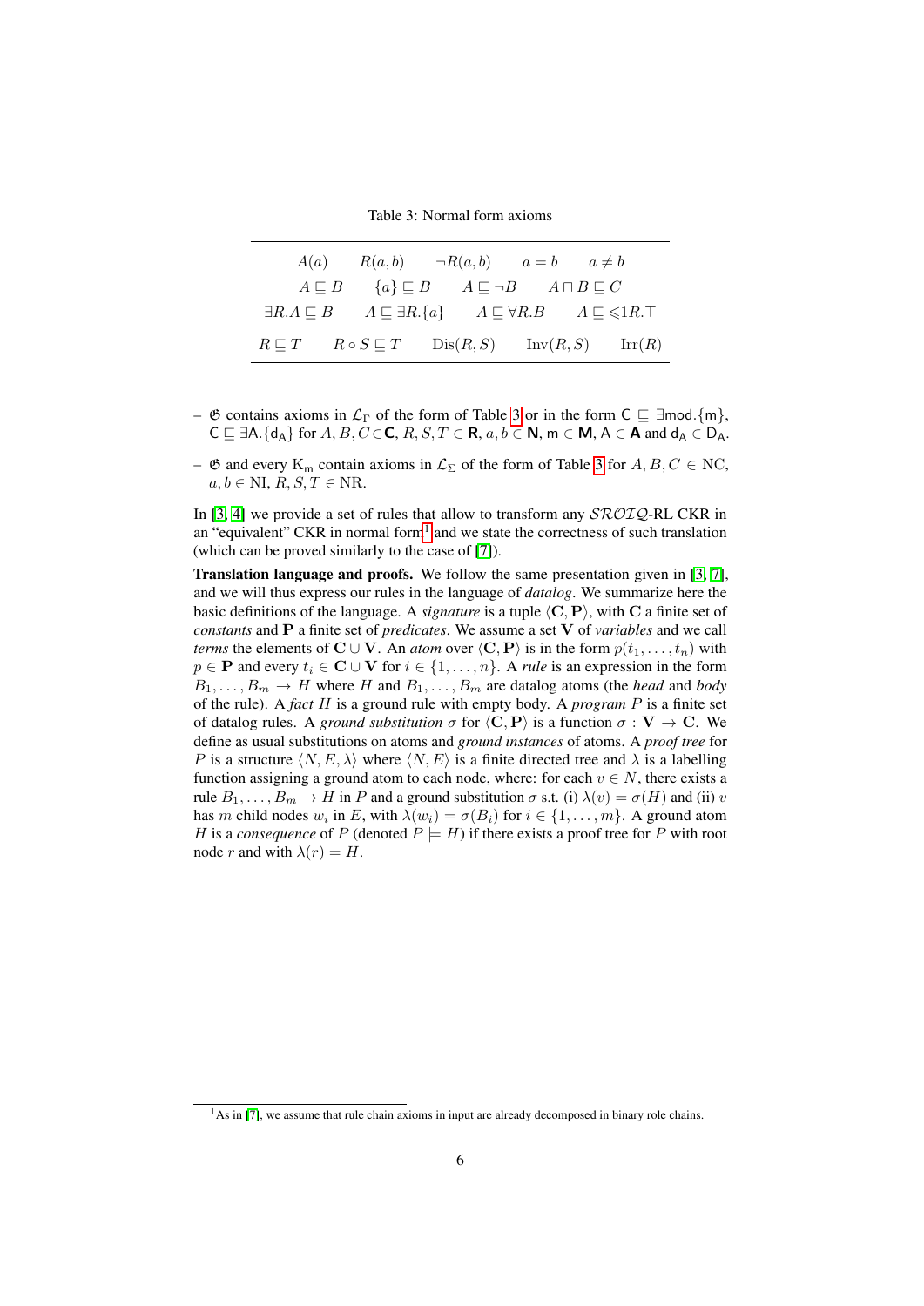Table 3: Normal form axioms

| | | | | |
|---|---|---|---|---|
| $A(a)$ | $R(a,b)$ | $\neg R(a,b)$ | $a = b$ | $a \neq b$ |
| $A \sqsubseteq B$ | $\{a\} \sqsubseteq B$ | $A \sqsubseteq \neg B$ | $A \sqcap B \sqsubseteq C$ | |
| $\exists R.A \sqsubseteq B$ | $A \sqsubseteq \exists R.\{a\}$ | $A \sqsubseteq \forall R.B$ | $A \sqsubseteq \leqslant 1 R.\top$ | |
| $R \sqsubseteq T$ | $R \circ S \sqsubseteq T$ | $\mathrm{Dis}(R,S)$ | $\mathrm{Inv}(R,S)$ | $\mathrm{Irr}(R)$ |

- $\mathfrak{G}$ contains axioms in $\mathcal{L}_\Gamma$ of the form of Table 3 or in the form $\mathsf{C} \sqsubseteq \exists \mathsf{mod}.\{\mathsf{m}\}$, $\mathsf{C} \sqsubseteq \exists \mathsf{A}.\{\mathsf{d_A}\}$ for $A, B, C \in \mathbf{C}$, $R, S, T \in \mathbf{R}$, $a, b \in \mathbf{N}$, $\mathsf{m} \in \mathbf{M}$, $\mathsf{A} \in \mathbf{A}$ and $\mathsf{d_A} \in \mathrm{D_A}$.
- $\mathfrak{G}$ and every $\mathrm{K_m}$ contain axioms in $\mathcal{L}_\Sigma$ of the form of Table 3 for $A, B, C \in \mathrm{NC}$, $a, b \in \mathrm{NI}$, $R, S, T \in \mathrm{NR}$.

In [3, 4] we provide a set of rules that allow to transform any $\mathcal{SROIQ}$-RL CKR in an "equivalent" CKR in normal form[1] and we state the correctness of such translation (which can be proved similarly to the case of [7]).

**Translation language and proofs.** We follow the same presentation given in [3, 7], and we will thus express our rules in the language of *datalog*. We summarize here the basic definitions of the language. A *signature* is a tuple $\langle \mathbf{C}, \mathbf{P} \rangle$, with $\mathbf{C}$ a finite set of *constants* and $\mathbf{P}$ a finite set of *predicates*. We assume a set $\mathbf{V}$ of *variables* and we call *terms* the elements of $\mathbf{C} \cup \mathbf{V}$. An *atom* over $\langle \mathbf{C}, \mathbf{P} \rangle$ is in the form $p(t_1, \dots, t_n)$ with $p \in \mathbf{P}$ and every $t_i \in \mathbf{C} \cup \mathbf{V}$ for $i \in \{1, \dots, n\}$. A *rule* is an expression in the form $B_1, \dots, B_m \to H$ where $H$ and $B_1, \dots, B_m$ are datalog atoms (the *head* and *body* of the rule). A *fact* $H$ is a ground rule with empty body. A *program* $P$ is a finite set of datalog rules. A *ground substitution* $\sigma$ for $\langle \mathbf{C}, \mathbf{P} \rangle$ is a function $\sigma : \mathbf{V} \to \mathbf{C}$. We define as usual substitutions on atoms and *ground instances* of atoms. A *proof tree* for $P$ is a structure $\langle N, E, \lambda \rangle$ where $\langle N, E \rangle$ is a finite directed tree and $\lambda$ is a labelling function assigning a ground atom to each node, where: for each $v \in N$, there exists a rule $B_1, \dots, B_m \to H$ in $P$ and a ground substitution $\sigma$ s.t. (i) $\lambda(v) = \sigma(H)$ and (ii) $v$ has $m$ child nodes $w_i$ in $E$, with $\lambda(w_i) = \sigma(B_i)$ for $i \in \{1, \dots, m\}$. A ground atom $H$ is a *consequence* of $P$ (denoted $P \models H$) if there exists a proof tree for $P$ with root node $r$ and with $\lambda(r) = H$.

[1] As in [7], we assume that rule chain axioms in input are already decomposed in binary role chains.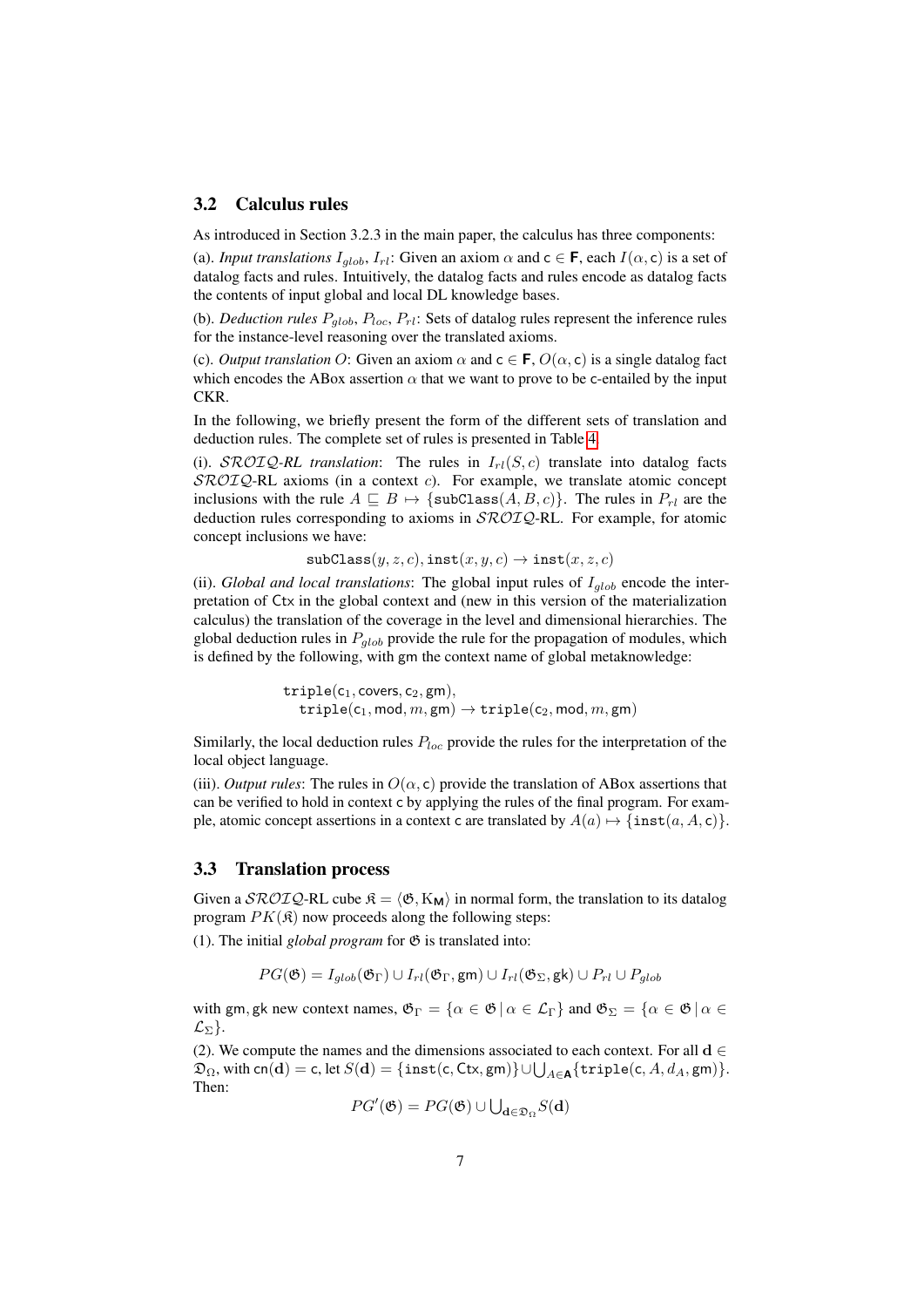## 3.2 Calculus rules

As introduced in Section 3.2.3 in the main paper, the calculus has three components:

(a). *Input translations* $I_{glob}$, $I_{rl}$: Given an axiom $\alpha$ and $\mathsf{c} \in \mathbf{F}$, each $I(\alpha, \mathsf{c})$ is a set of datalog facts and rules. Intuitively, the datalog facts and rules encode as datalog facts the contents of input global and local DL knowledge bases.

(b). *Deduction rules* $P_{glob}$, $P_{loc}$, $P_{rl}$: Sets of datalog rules represent the inference rules for the instance-level reasoning over the translated axioms.

(c). *Output translation* $O$: Given an axiom $\alpha$ and $\mathsf{c} \in \mathbf{F}$, $O(\alpha, \mathsf{c})$ is a single datalog fact which encodes the ABox assertion $\alpha$ that we want to prove to be c-entailed by the input CKR.

In the following, we briefly present the form of the different sets of translation and deduction rules. The complete set of rules is presented in Table 4.

(i). $\mathcal{SROIQ}$*-RL translation*: The rules in $I_{rl}(S, c)$ translate into datalog facts $\mathcal{SROIQ}$-RL axioms (in a context $c$). For example, we translate atomic concept inclusions with the rule $A \sqsubseteq B \mapsto \{\mathtt{subClass}(A, B, c)\}$. The rules in $P_{rl}$ are the deduction rules corresponding to axioms in $\mathcal{SROIQ}$-RL. For example, for atomic concept inclusions we have:

$$\mathtt{subClass}(y, z, c), \mathtt{inst}(x, y, c) \rightarrow \mathtt{inst}(x, z, c)$$

(ii). *Global and local translations*: The global input rules of $I_{glob}$ encode the interpretation of $\mathsf{Ctx}$ in the global context and (new in this version of the materialization calculus) the translation of the coverage in the level and dimensional hierarchies. The global deduction rules in $P_{glob}$ provide the rule for the propagation of modules, which is defined by the following, with gm the context name of global metaknowledge:

$$\begin{array}{l}\mathtt{triple}(\mathsf{c}_1, \mathsf{covers}, \mathsf{c}_2, \mathsf{gm}),\\ \quad \mathtt{triple}(\mathsf{c}_1, \mathsf{mod}, m, \mathsf{gm}) \rightarrow \mathtt{triple}(\mathsf{c}_2, \mathsf{mod}, m, \mathsf{gm})\end{array}$$

Similarly, the local deduction rules $P_{loc}$ provide the rules for the interpretation of the local object language.

(iii). *Output rules*: The rules in $O(\alpha, \mathsf{c})$ provide the translation of ABox assertions that can be verified to hold in context c by applying the rules of the final program. For example, atomic concept assertions in a context c are translated by $A(a) \mapsto \{\mathtt{inst}(a, A, \mathsf{c})\}$.

## 3.3 Translation process

Given a $\mathcal{SROIQ}$-RL cube $\mathfrak{K} = \langle \mathfrak{G}, \mathrm{K}_{\mathbf{M}} \rangle$ in normal form, the translation to its datalog program $PK(\mathfrak{K})$ now proceeds along the following steps:

(1). The initial *global program* for $\mathfrak{G}$ is translated into:

$$PG(\mathfrak{G}) = I_{glob}(\mathfrak{G}_\Gamma) \cup I_{rl}(\mathfrak{G}_\Gamma, \mathsf{gm}) \cup I_{rl}(\mathfrak{G}_\Sigma, \mathsf{gk}) \cup P_{rl} \cup P_{glob}$$

with gm, gk new context names, $\mathfrak{G}_\Gamma = \{\alpha \in \mathfrak{G} \mid \alpha \in \mathcal{L}_\Gamma\}$ and $\mathfrak{G}_\Sigma = \{\alpha \in \mathfrak{G} \mid \alpha \in \mathcal{L}_\Sigma\}$.

(2). We compute the names and the dimensions associated to each context. For all $\mathbf{d} \in \mathfrak{D}_\Omega$, with $\mathsf{cn}(\mathbf{d}) = \mathsf{c}$, let $S(\mathbf{d}) = \{\mathtt{inst}(\mathsf{c}, \mathsf{Ctx}, \mathsf{gm})\} \cup \bigcup_{A \in \mathbf{A}} \{\mathtt{triple}(\mathsf{c}, A, d_A, \mathsf{gm})\}$. Then:

$$PG'(\mathfrak{G}) = PG(\mathfrak{G}) \cup \textstyle\bigcup_{\mathbf{d} \in \mathfrak{D}_\Omega} S(\mathbf{d})$$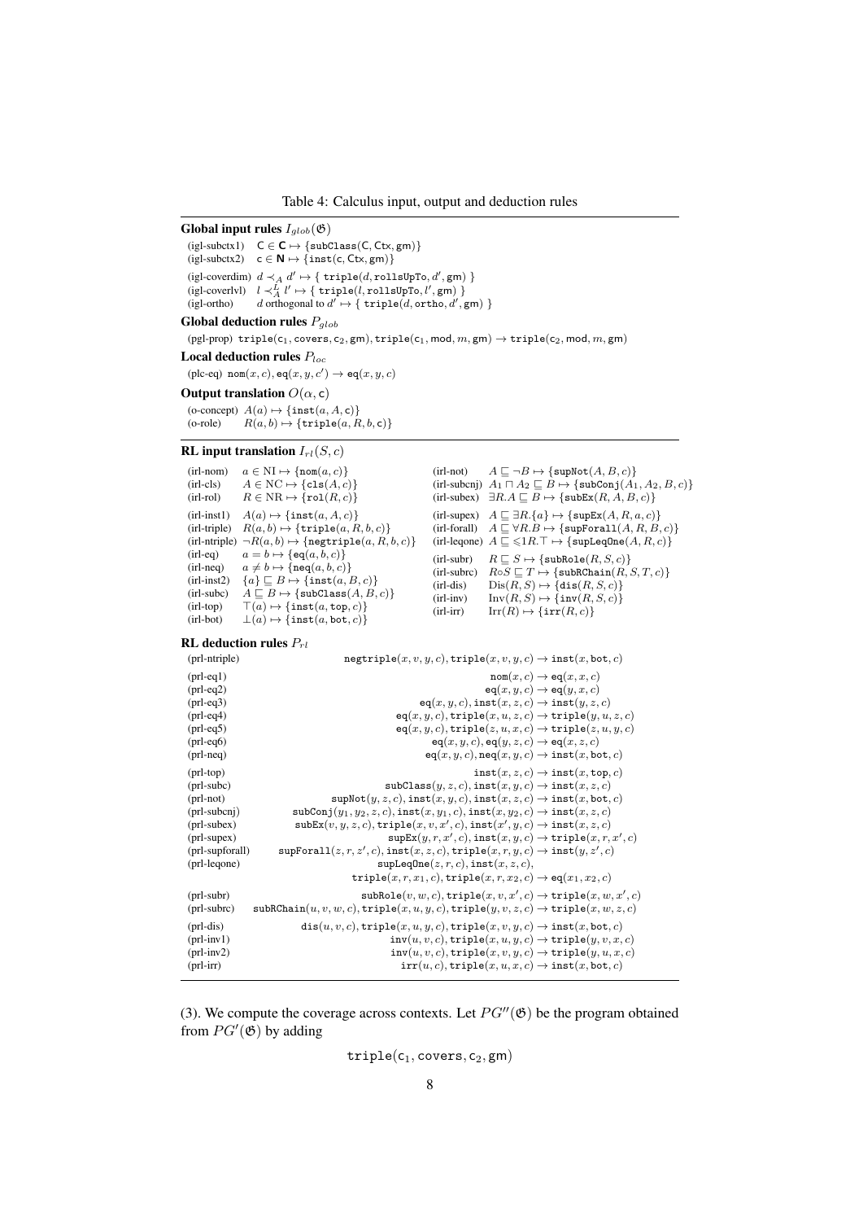Table 4: Calculus input, output and deduction rules

**Global input rules** $I_{glob}(\mathfrak{G})$

(igl-subctx1) $\mathsf{C} \in \mathbf{C} \mapsto \{\mathtt{subClass}(\mathsf{C}, \mathsf{Ctx}, \mathsf{gm})\}$
(igl-subctx2) $\mathsf{c} \in \mathbf{N} \mapsto \{\mathtt{inst}(\mathsf{c}, \mathsf{Ctx}, \mathsf{gm})\}$

(igl-coverdim) $d \prec_A d' \mapsto \{\ \mathtt{triple}(d, \mathtt{rollsUpTo}, d', \mathsf{gm})\ \}$
(igl-coverlvl) $l \prec_A^L l' \mapsto \{\ \mathtt{triple}(l, \mathtt{rollsUpTo}, l', \mathsf{gm})\ \}$
(igl-ortho) $d$ orthogonal to $d' \mapsto \{\ \mathtt{triple}(d, \mathtt{ortho}, d', \mathsf{gm})\ \}$

**Global deduction rules** $P_{glob}$

(pgl-prop) $\mathtt{triple}(\mathsf{c}_1, \mathtt{covers}, \mathsf{c}_2, \mathsf{gm}), \mathtt{triple}(\mathsf{c}_1, \mathtt{mod}, m, \mathsf{gm}) \rightarrow \mathtt{triple}(\mathsf{c}_2, \mathtt{mod}, m, \mathsf{gm})$

**Local deduction rules** $P_{loc}$

(plc-eq) $\mathtt{nom}(x, c), \mathtt{eq}(x, y, c') \rightarrow \mathtt{eq}(x, y, c)$

**Output translation** $O(\alpha, \mathsf{c})$

(o-concept) $A(a) \mapsto \{\mathtt{inst}(a, A, \mathsf{c})\}$
(o-role) $R(a, b) \mapsto \{\mathtt{triple}(a, R, b, \mathsf{c})\}$

**RL input translation** $I_{rl}(S, c)$

(irl-nom) $a \in \mathrm{NI} \mapsto \{\mathtt{nom}(a, c)\}$
(irl-cls) $A \in \mathrm{NC} \mapsto \{\mathtt{cls}(A, c)\}$
(irl-rol) $R \in \mathrm{NR} \mapsto \{\mathtt{rol}(R, c)\}$

(irl-inst1) $A(a) \mapsto \{\mathtt{inst}(a, A, c)\}$
(irl-triple) $R(a, b) \mapsto \{\mathtt{triple}(a, R, b, c)\}$
(irl-ntriple) $\neg R(a, b) \mapsto \{\mathtt{negtriple}(a, R, b, c)\}$
(irl-eq) $a = b \mapsto \{\mathtt{eq}(a, b, c)\}$
(irl-neq) $a \neq b \mapsto \{\mathtt{neq}(a, b, c)\}$
(irl-inst2) $\{a\} \sqsubseteq B \mapsto \{\mathtt{inst}(a, B, c)\}$
(irl-subc) $A \sqsubseteq B \mapsto \{\mathtt{subClass}(A, B, c)\}$
(irl-top) $\top(a) \mapsto \{\mathtt{inst}(a, \mathtt{top}, c)\}$
(irl-bot) $\bot(a) \mapsto \{\mathtt{inst}(a, \mathtt{bot}, c)\}$

(irl-not) $A \sqsubseteq \neg B \mapsto \{\mathtt{supNot}(A, B, c)\}$
(irl-subcnj) $A_1 \sqcap A_2 \sqsubseteq B \mapsto \{\mathtt{subConj}(A_1, A_2, B, c)\}$
(irl-subex) $\exists R.A \sqsubseteq B \mapsto \{\mathtt{subEx}(R, A, B, c)\}$

(irl-supex) $A \sqsubseteq \exists R.\{a\} \mapsto \{\mathtt{supEx}(A, R, a, c)\}$
(irl-forall) $A \sqsubseteq \forall R.B \mapsto \{\mathtt{supForall}(A, R, B, c)\}$
(irl-leqone) $A \sqsubseteq \leqslant 1R.\top \mapsto \{\mathtt{supLeqOne}(A, R, c)\}$

(irl-subr) $R \sqsubseteq S \mapsto \{\mathtt{subRole}(R, S, c)\}$
(irl-subrc) $R \circ S \sqsubseteq T \mapsto \{\mathtt{subRChain}(R, S, T, c)\}$
(irl-dis) $\mathrm{Dis}(R, S) \mapsto \{\mathtt{dis}(R, S, c)\}$
(irl-inv) $\mathrm{Inv}(R, S) \mapsto \{\mathtt{inv}(R, S, c)\}$
(irl-irr) $\mathrm{Irr}(R) \mapsto \{\mathtt{irr}(R, c)\}$

**RL deduction rules** $P_{rl}$

(prl-ntriple) $\mathtt{negtriple}(x, v, y, c), \mathtt{triple}(x, v, y, c) \rightarrow \mathtt{inst}(x, \mathtt{bot}, c)$

(prl-eq1) $\mathtt{nom}(x, c) \rightarrow \mathtt{eq}(x, x, c)$
(prl-eq2) $\mathtt{eq}(x, y, c) \rightarrow \mathtt{eq}(y, x, c)$
(prl-eq3) $\mathtt{eq}(x, y, c), \mathtt{inst}(x, z, c) \rightarrow \mathtt{inst}(y, z, c)$
(prl-eq4) $\mathtt{eq}(x, y, c), \mathtt{triple}(x, u, z, c) \rightarrow \mathtt{triple}(y, u, z, c)$
(prl-eq5) $\mathtt{eq}(x, y, c), \mathtt{triple}(z, u, x, c) \rightarrow \mathtt{triple}(z, u, y, c)$
(prl-eq6) $\mathtt{eq}(x, y, c), \mathtt{eq}(y, z, c) \rightarrow \mathtt{eq}(x, z, c)$
(prl-neq) $\mathtt{eq}(x, y, c), \mathtt{neq}(x, y, c) \rightarrow \mathtt{inst}(x, \mathtt{bot}, c)$

(prl-top) $\mathtt{inst}(x, z, c) \rightarrow \mathtt{inst}(x, \mathtt{top}, c)$
(prl-subc) $\mathtt{subClass}(y, z, c), \mathtt{inst}(x, y, c) \rightarrow \mathtt{inst}(x, z, c)$
(prl-not) $\mathtt{supNot}(y, z, c), \mathtt{inst}(x, y, c), \mathtt{inst}(x, z, c) \rightarrow \mathtt{inst}(x, \mathtt{bot}, c)$
(prl-subcnj) $\mathtt{subConj}(y_1, y_2, z, c), \mathtt{inst}(x, y_1, c), \mathtt{inst}(x, y_2, c) \rightarrow \mathtt{inst}(x, z, c)$
(prl-subex) $\mathtt{subEx}(v, y, z, c), \mathtt{triple}(x, v, x', c), \mathtt{inst}(x', y, c) \rightarrow \mathtt{inst}(x, z, c)$
(prl-supex) $\mathtt{supEx}(y, r, x', c), \mathtt{inst}(x, y, c) \rightarrow \mathtt{triple}(x, r, x', c)$
(prl-supforall) $\mathtt{supForall}(z, r, z', c), \mathtt{inst}(x, z, c), \mathtt{triple}(x, r, y, c) \rightarrow \mathtt{inst}(y, z', c)$
(prl-leqone) $\mathtt{supLeqOne}(z, r, c), \mathtt{inst}(x, z, c), \mathtt{triple}(x, r, x_1, c), \mathtt{triple}(x, r, x_2, c) \rightarrow \mathtt{eq}(x_1, x_2, c)$

(prl-subr) $\mathtt{subRole}(v, w, c), \mathtt{triple}(x, v, x', c) \rightarrow \mathtt{triple}(x, w, x', c)$
(prl-subrc) $\mathtt{subRChain}(u, v, w, c), \mathtt{triple}(x, u, y, c), \mathtt{triple}(y, v, z, c) \rightarrow \mathtt{triple}(x, w, z, c)$

(prl-dis) $\mathtt{dis}(u, v, c), \mathtt{triple}(x, u, y, c), \mathtt{triple}(x, v, y, c) \rightarrow \mathtt{inst}(x, \mathtt{bot}, c)$
(prl-inv1) $\mathtt{inv}(u, v, c), \mathtt{triple}(x, u, y, c) \rightarrow \mathtt{triple}(y, v, x, c)$
(prl-inv2) $\mathtt{inv}(u, v, c), \mathtt{triple}(x, v, y, c) \rightarrow \mathtt{triple}(y, u, x, c)$
(prl-irr) $\mathtt{irr}(u, c), \mathtt{triple}(x, u, x, c) \rightarrow \mathtt{inst}(x, \mathtt{bot}, c)$

(3). We compute the coverage across contexts. Let $PG''(\mathfrak{G})$ be the program obtained from $PG'(\mathfrak{G})$ by adding

$$\mathtt{triple}(\mathsf{c}_1, \mathtt{covers}, \mathsf{c}_2, \mathsf{gm})$$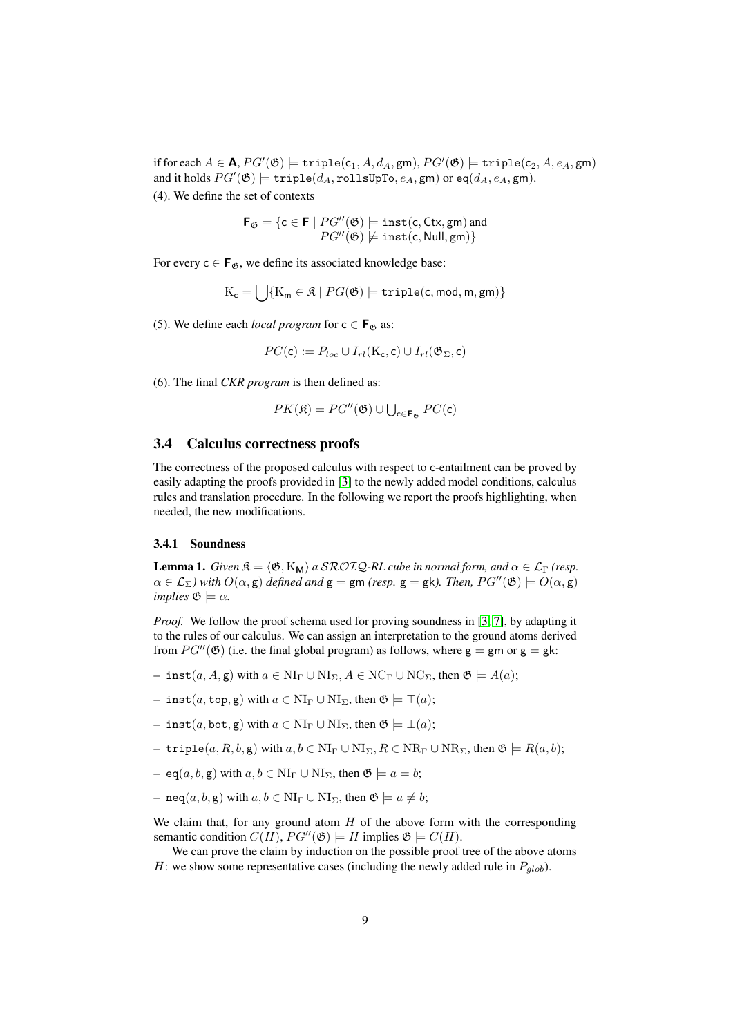if for each $A \in \mathbf{A}$, $PG'(\mathfrak{G}) \models \mathtt{triple}(\mathsf{c}_1, A, d_A, \mathsf{gm})$, $PG'(\mathfrak{G}) \models \mathtt{triple}(\mathsf{c}_2, A, e_A, \mathsf{gm})$ and it holds $PG'(\mathfrak{G}) \models \mathtt{triple}(d_A, \mathtt{rollsUpTo}, e_A, \mathsf{gm})$ or $\mathsf{eq}(d_A, e_A, \mathsf{gm})$.

(4). We define the set of contexts

$$\mathbf{F}_{\mathfrak{G}} = \{\mathsf{c} \in \mathbf{F} \mid PG''(\mathfrak{G}) \models \mathtt{inst}(\mathsf{c}, \mathsf{Ctx}, \mathsf{gm}) \text{ and } PG''(\mathfrak{G}) \not\models \mathtt{inst}(\mathsf{c}, \mathsf{Null}, \mathsf{gm})\}$$

For every $\mathsf{c} \in \mathbf{F}_{\mathfrak{G}}$, we define its associated knowledge base:

$$\mathrm{K}_{\mathsf{c}} = \bigcup\{\mathrm{K}_{\mathsf{m}} \in \mathfrak{K} \mid PG(\mathfrak{G}) \models \mathtt{triple}(\mathsf{c}, \mathsf{mod}, \mathsf{m}, \mathsf{gm})\}$$

(5). We define each *local program* for $\mathsf{c} \in \mathbf{F}_{\mathfrak{G}}$ as:

$$PC(\mathsf{c}) := P_{loc} \cup I_{rl}(\mathrm{K}_{\mathsf{c}}, \mathsf{c}) \cup I_{rl}(\mathfrak{G}_{\Sigma}, \mathsf{c})$$

(6). The final *CKR program* is then defined as:

$$PK(\mathfrak{K}) = PG''(\mathfrak{G}) \cup \textstyle\bigcup_{\mathsf{c} \in \mathbf{F}_{\mathfrak{G}}} PC(\mathsf{c})$$

## 3.4 Calculus correctness proofs

The correctness of the proposed calculus with respect to c-entailment can be proved by easily adapting the proofs provided in [3] to the newly added model conditions, calculus rules and translation procedure. In the following we report the proofs highlighting, when needed, the new modifications.

### 3.4.1 Soundness

**Lemma 1.** *Given $\mathfrak{K} = \langle \mathfrak{G}, \mathrm{K}_{\mathbf{M}} \rangle$ a $\mathcal{SROIQ}$-RL cube in normal form, and $\alpha \in \mathcal{L}_{\Gamma}$ (resp. $\alpha \in \mathcal{L}_{\Sigma}$) with $O(\alpha, \mathsf{g})$ defined and $\mathsf{g} = \mathsf{gm}$ (resp. $\mathsf{g} = \mathsf{gk}$). Then, $PG''(\mathfrak{G}) \models O(\alpha, \mathsf{g})$ implies $\mathfrak{G} \models \alpha$.*

*Proof.* We follow the proof schema used for proving soundness in [3, 7], by adapting it to the rules of our calculus. We can assign an interpretation to the ground atoms derived from $PG''(\mathfrak{G})$ (i.e. the final global program) as follows, where $\mathsf{g} = \mathsf{gm}$ or $\mathsf{g} = \mathsf{gk}$:

- $\mathtt{inst}(a, A, \mathsf{g})$ with $a \in \mathrm{NI}_{\Gamma} \cup \mathrm{NI}_{\Sigma}$, $A \in \mathrm{NC}_{\Gamma} \cup \mathrm{NC}_{\Sigma}$, then $\mathfrak{G} \models A(a)$;
- $\mathtt{inst}(a, \mathtt{top}, \mathsf{g})$ with $a \in \mathrm{NI}_{\Gamma} \cup \mathrm{NI}_{\Sigma}$, then $\mathfrak{G} \models \top(a)$;
- $\mathtt{inst}(a, \mathtt{bot}, \mathsf{g})$ with $a \in \mathrm{NI}_{\Gamma} \cup \mathrm{NI}_{\Sigma}$, then $\mathfrak{G} \models \bot(a)$;
- $\mathtt{triple}(a, R, b, \mathsf{g})$ with $a, b \in \mathrm{NI}_{\Gamma} \cup \mathrm{NI}_{\Sigma}$, $R \in \mathrm{NR}_{\Gamma} \cup \mathrm{NR}_{\Sigma}$, then $\mathfrak{G} \models R(a, b)$;
- $\mathsf{eq}(a, b, \mathsf{g})$ with $a, b \in \mathrm{NI}_{\Gamma} \cup \mathrm{NI}_{\Sigma}$, then $\mathfrak{G} \models a = b$;
- $\mathsf{neq}(a, b, \mathsf{g})$ with $a, b \in \mathrm{NI}_{\Gamma} \cup \mathrm{NI}_{\Sigma}$, then $\mathfrak{G} \models a \neq b$;

We claim that, for any ground atom $H$ of the above form with the corresponding semantic condition $C(H)$, $PG''(\mathfrak{G}) \models H$ implies $\mathfrak{G} \models C(H)$.

We can prove the claim by induction on the possible proof tree of the above atoms $H$: we show some representative cases (including the newly added rule in $P_{glob}$).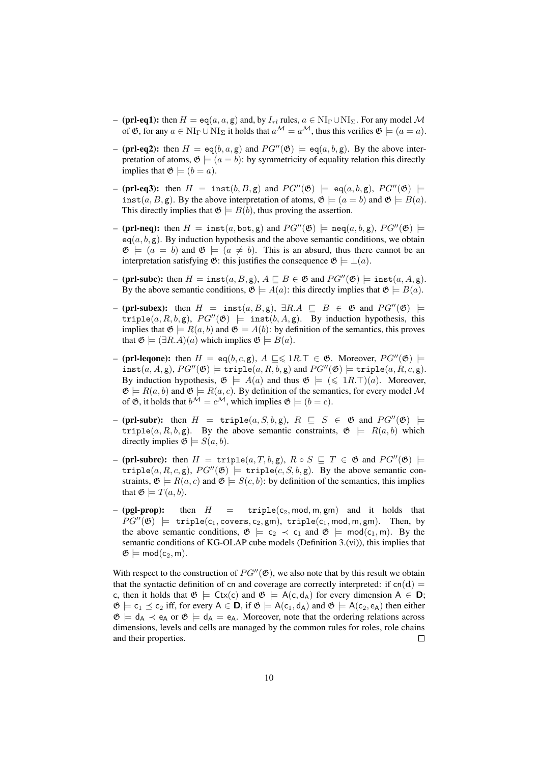- **(prl-eq1):** then $H = \mathtt{eq}(a, a, \mathtt{g})$ and, by $I_{rl}$ rules, $a \in \mathrm{NI}_\Gamma \cup \mathrm{NI}_\Sigma$. For any model $\mathcal{M}$ of $\mathfrak{G}$, for any $a \in \mathrm{NI}_\Gamma \cup \mathrm{NI}_\Sigma$ it holds that $a^\mathcal{M} = a^\mathcal{M}$, thus this verifies $\mathfrak{G} \models (a = a)$.
- **(prl-eq2):** then $H = \mathtt{eq}(b, a, \mathtt{g})$ and $PG''(\mathfrak{G}) \models \mathtt{eq}(a, b, \mathtt{g})$. By the above interpretation of atoms, $\mathfrak{G} \models (a = b)$: by symmetricity of equality relation this directly implies that $\mathfrak{G} \models (b = a)$.
- **(prl-eq3):** then $H = \mathtt{inst}(b, B, \mathtt{g})$ and $PG''(\mathfrak{G}) \models \mathtt{eq}(a, b, \mathtt{g})$, $PG''(\mathfrak{G}) \models \mathtt{inst}(a, B, \mathtt{g})$. By the above interpretation of atoms, $\mathfrak{G} \models (a = b)$ and $\mathfrak{G} \models B(a)$. This directly implies that $\mathfrak{G} \models B(b)$, thus proving the assertion.
- **(prl-neq):** then $H = \mathtt{inst}(a, \mathtt{bot}, \mathtt{g})$ and $PG''(\mathfrak{G}) \models \mathtt{neq}(a, b, \mathtt{g})$, $PG''(\mathfrak{G}) \models \mathtt{eq}(a, b, \mathtt{g})$. By induction hypothesis and the above semantic conditions, we obtain $\mathfrak{G} \models (a = b)$ and $\mathfrak{G} \models (a \neq b)$. This is an absurd, thus there cannot be an interpretation satisfying $\mathfrak{G}$: this justifies the consequence $\mathfrak{G} \models \bot(a)$.
- **(prl-subc):** then $H = \mathtt{inst}(a, B, \mathtt{g})$, $A \sqsubseteq B \in \mathfrak{G}$ and $PG''(\mathfrak{G}) \models \mathtt{inst}(a, A, \mathtt{g})$. By the above semantic conditions, $\mathfrak{G} \models A(a)$: this directly implies that $\mathfrak{G} \models B(a)$.
- **(prl-subex):** then $H = \mathtt{inst}(a, B, \mathtt{g})$, $\exists R.A \sqsubseteq B \in \mathfrak{G}$ and $PG''(\mathfrak{G}) \models \mathtt{triple}(a, R, b, \mathtt{g})$, $PG''(\mathfrak{G}) \models \mathtt{inst}(b, A, \mathtt{g})$. By induction hypothesis, this implies that $\mathfrak{G} \models R(a, b)$ and $\mathfrak{G} \models A(b)$: by definition of the semantics, this proves that $\mathfrak{G} \models (\exists R.A)(a)$ which implies $\mathfrak{G} \models B(a)$.
- **(prl-leqone):** then $H = \mathtt{eq}(b, c, \mathtt{g})$, $A \sqsubseteq \leqslant 1R.\top \in \mathfrak{G}$. Moreover, $PG''(\mathfrak{G}) \models \mathtt{inst}(a, A, \mathtt{g})$, $PG''(\mathfrak{G}) \models \mathtt{triple}(a, R, b, \mathtt{g})$ and $PG''(\mathfrak{G}) \models \mathtt{triple}(a, R, c, \mathtt{g})$. By induction hypothesis, $\mathfrak{G} \models A(a)$ and thus $\mathfrak{G} \models (\leqslant 1R.\top)(a)$. Moreover, $\mathfrak{G} \models R(a, b)$ and $\mathfrak{G} \models R(a, c)$. By definition of the semantics, for every model $\mathcal{M}$ of $\mathfrak{G}$, it holds that $b^\mathcal{M} = c^\mathcal{M}$, which implies $\mathfrak{G} \models (b = c)$.
- **(prl-subr):** then $H = \mathtt{triple}(a, S, b, \mathtt{g})$, $R \sqsubseteq S \in \mathfrak{G}$ and $PG''(\mathfrak{G}) \models \mathtt{triple}(a, R, b, \mathtt{g})$. By the above semantic constraints, $\mathfrak{G} \models R(a, b)$ which directly implies $\mathfrak{G} \models S(a, b)$.
- **(prl-subrc):** then $H = \mathtt{triple}(a, T, b, \mathtt{g})$, $R \circ S \sqsubseteq T \in \mathfrak{G}$ and $PG''(\mathfrak{G}) \models \mathtt{triple}(a, R, c, \mathtt{g})$, $PG''(\mathfrak{G}) \models \mathtt{triple}(c, S, b, \mathtt{g})$. By the above semantic constraints, $\mathfrak{G} \models R(a, c)$ and $\mathfrak{G} \models S(c, b)$: by definition of the semantics, this implies that $\mathfrak{G} \models T(a, b)$.
- **(pgl-prop):** then $H = \mathtt{triple}(\mathsf{c}_2, \mathsf{mod}, \mathsf{m}, \mathsf{gm})$ and it holds that $PG''(\mathfrak{G}) \models \mathtt{triple}(\mathsf{c}_1, \mathsf{covers}, \mathsf{c}_2, \mathsf{gm})$, $\mathtt{triple}(\mathsf{c}_1, \mathsf{mod}, \mathsf{m}, \mathsf{gm})$. Then, by the above semantic conditions, $\mathfrak{G} \models \mathsf{c}_2 \prec \mathsf{c}_1$ and $\mathfrak{G} \models \mathsf{mod}(\mathsf{c}_1, \mathsf{m})$. By the semantic conditions of KG-OLAP cube models (Definition 3.(vi)), this implies that $\mathfrak{G} \models \mathsf{mod}(\mathsf{c}_2, \mathsf{m})$.

With respect to the construction of $PG''(\mathfrak{G})$, we also note that by this result we obtain that the syntactic definition of $\mathsf{cn}$ and coverage are correctly interpreted: if $\mathsf{cn}(\mathbf{d}) = \mathsf{c}$, then it holds that $\mathfrak{G} \models \mathsf{Ctx}(\mathsf{c})$ and $\mathfrak{G} \models \mathsf{A}(\mathsf{c}, \mathsf{d}_\mathsf{A})$ for every dimension $\mathsf{A} \in \mathbf{D}$; $\mathfrak{G} \models \mathsf{c}_1 \preceq \mathsf{c}_2$ iff, for every $\mathsf{A} \in \mathbf{D}$, if $\mathfrak{G} \models \mathsf{A}(\mathsf{c}_1, \mathsf{d}_\mathsf{A})$ and $\mathfrak{G} \models \mathsf{A}(\mathsf{c}_2, \mathsf{e}_\mathsf{A})$ then either $\mathfrak{G} \models \mathsf{d}_\mathsf{A} \prec \mathsf{e}_\mathsf{A}$ or $\mathfrak{G} \models \mathsf{d}_\mathsf{A} = \mathsf{e}_\mathsf{A}$. Moreover, note that the ordering relations across dimensions, levels and cells are managed by the common rules for roles, role chains and their properties. $\square$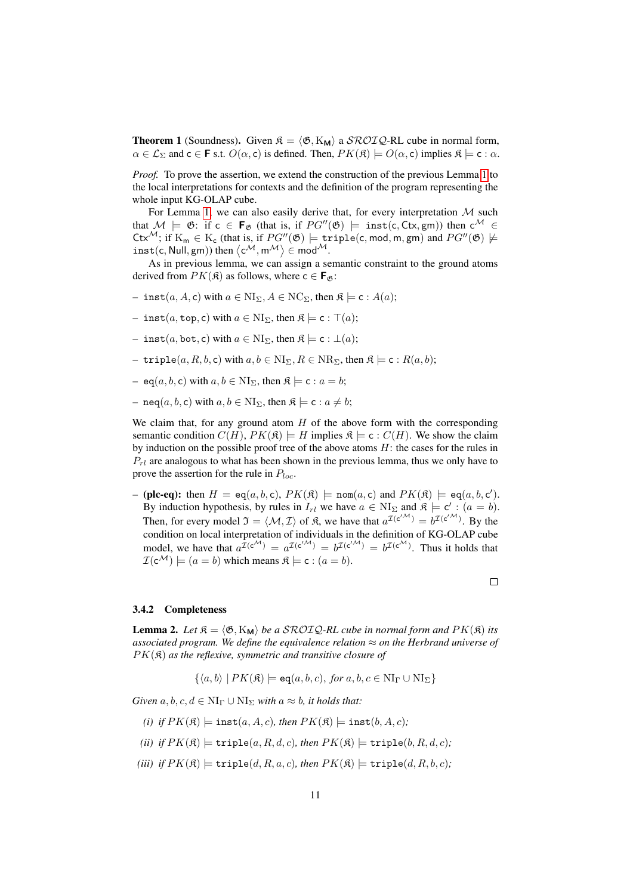**Theorem 1** (Soundness)**.** Given $\mathfrak{K} = \langle \mathfrak{G}, \mathrm{K}_{\mathsf{M}} \rangle$ a $\mathcal{SROIQ}$-RL cube in normal form, $\alpha \in \mathcal{L}_\Sigma$ and $\mathsf{c} \in \mathbf{F}$ s.t. $O(\alpha, \mathsf{c})$ is defined. Then, $PK(\mathfrak{K}) \models O(\alpha, \mathsf{c})$ implies $\mathfrak{K} \models \mathsf{c} : \alpha$.

*Proof.* To prove the assertion, we extend the construction of the previous Lemma 1 to the local interpretations for contexts and the definition of the program representing the whole input KG-OLAP cube.

For Lemma 1, we can also easily derive that, for every interpretation $\mathcal{M}$ such that $\mathcal{M} \models \mathfrak{G}$: if $\mathsf{c} \in \mathbf{F}_{\mathfrak{G}}$ (that is, if $PG''(\mathfrak{G}) \models \mathtt{inst}(\mathsf{c}, \mathsf{Ctx}, \mathsf{gm})$) then $\mathsf{c}^{\mathcal{M}} \in \mathsf{Ctx}^{\mathcal{M}}$; if $\mathrm{K}_{\mathsf{m}} \in \mathrm{K}_{\mathsf{c}}$ (that is, if $PG''(\mathfrak{G}) \models \mathtt{triple}(\mathsf{c}, \mathsf{mod}, \mathsf{m}, \mathsf{gm})$ and $PG''(\mathfrak{G}) \not\models \mathtt{inst}(\mathsf{c}, \mathsf{Null}, \mathsf{gm})$) then $\langle \mathsf{c}^{\mathcal{M}}, \mathsf{m}^{\mathcal{M}} \rangle \in \mathsf{mod}^{\mathcal{M}}$.

As in previous lemma, we can assign a semantic constraint to the ground atoms derived from $PK(\mathfrak{K})$ as follows, where $\mathsf{c} \in \mathbf{F}_{\mathfrak{G}}$:

- $\mathtt{inst}(a, A, \mathsf{c})$ with $a \in \mathrm{NI}_\Sigma$, $A \in \mathrm{NC}_\Sigma$, then $\mathfrak{K} \models \mathsf{c} : A(a)$;
- $\mathtt{inst}(a, \mathtt{top}, \mathsf{c})$ with $a \in \mathrm{NI}_\Sigma$, then $\mathfrak{K} \models \mathsf{c} : \top(a)$;
- $\mathtt{inst}(a, \mathtt{bot}, \mathsf{c})$ with $a \in \mathrm{NI}_\Sigma$, then $\mathfrak{K} \models \mathsf{c} : \bot(a)$;
- $\mathtt{triple}(a, R, b, \mathsf{c})$ with $a, b \in \mathrm{NI}_\Sigma$, $R \in \mathrm{NR}_\Sigma$, then $\mathfrak{K} \models \mathsf{c} : R(a, b)$;
- $\mathtt{eq}(a, b, \mathsf{c})$ with $a, b \in \mathrm{NI}_\Sigma$, then $\mathfrak{K} \models \mathsf{c} : a = b$;
- $\mathtt{neq}(a, b, \mathsf{c})$ with $a, b \in \mathrm{NI}_\Sigma$, then $\mathfrak{K} \models \mathsf{c} : a \neq b$;

We claim that, for any ground atom $H$ of the above form with the corresponding semantic condition $C(H)$, $PK(\mathfrak{K}) \models H$ implies $\mathfrak{K} \models \mathsf{c} : C(H)$. We show the claim by induction on the possible proof tree of the above atoms $H$: the cases for the rules in $P_{rl}$ are analogous to what has been shown in the previous lemma, thus we only have to prove the assertion for the rule in $P_{loc}$.

- **(plc-eq):** then $H = \mathtt{eq}(a, b, \mathsf{c})$, $PK(\mathfrak{K}) \models \mathtt{nom}(a, \mathsf{c})$ and $PK(\mathfrak{K}) \models \mathtt{eq}(a, b, \mathsf{c}')$. By induction hypothesis, by rules in $I_{rl}$ we have $a \in \mathrm{NI}_\Sigma$ and $\mathfrak{K} \models \mathsf{c}' : (a = b)$. Then, for every model $\mathfrak{I} = \langle \mathcal{M}, \mathcal{I} \rangle$ of $\mathfrak{K}$, we have that $a^{\mathcal{I}(\mathsf{c}'^{\mathcal{M}})} = b^{\mathcal{I}(\mathsf{c}'^{\mathcal{M}})}$. By the condition on local interpretation of individuals in the definition of KG-OLAP cube model, we have that $a^{\mathcal{I}(\mathsf{c}^{\mathcal{M}})} = a^{\mathcal{I}(\mathsf{c}'^{\mathcal{M}})} = b^{\mathcal{I}(\mathsf{c}'^{\mathcal{M}})} = b^{\mathcal{I}(\mathsf{c}^{\mathcal{M}})}$. Thus it holds that $\mathcal{I}(\mathsf{c}^{\mathcal{M}}) \models (a = b)$ which means $\mathfrak{K} \models \mathsf{c} : (a = b)$.

$\square$

### 3.4.2 Completeness

**Lemma 2.** *Let $\mathfrak{K} = \langle \mathfrak{G}, \mathrm{K}_{\mathsf{M}} \rangle$ be a $\mathcal{SROIQ}$-RL cube in normal form and $PK(\mathfrak{K})$ its associated program. We define the equivalence relation $\approx$ on the Herbrand universe of $PK(\mathfrak{K})$ as the reflexive, symmetric and transitive closure of*

$$\{\langle a, b \rangle \mid PK(\mathfrak{K}) \models \mathtt{eq}(a, b, c),\ \textit{for } a, b, c \in \mathrm{NI}_\Gamma \cup \mathrm{NI}_\Sigma\}$$

*Given $a, b, c, d \in \mathrm{NI}_\Gamma \cup \mathrm{NI}_\Sigma$ with $a \approx b$, it holds that:*

*(i) if $PK(\mathfrak{K}) \models \mathtt{inst}(a, A, c)$, then $PK(\mathfrak{K}) \models \mathtt{inst}(b, A, c)$;*

*(ii) if $PK(\mathfrak{K}) \models \mathtt{triple}(a, R, d, c)$, then $PK(\mathfrak{K}) \models \mathtt{triple}(b, R, d, c)$;*

*(iii) if $PK(\mathfrak{K}) \models \mathtt{triple}(d, R, a, c)$, then $PK(\mathfrak{K}) \models \mathtt{triple}(d, R, b, c)$;*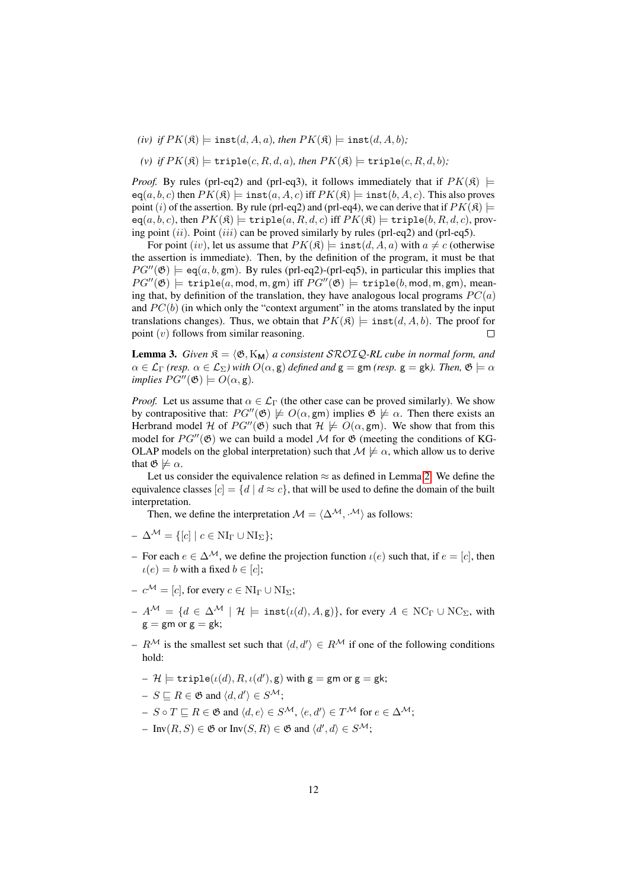*(iv) if $PK(\mathfrak{K}) \models$ `inst`$(d, A, a)$, then $PK(\mathfrak{K}) \models$ `inst`$(d, A, b)$;*

*(v) if $PK(\mathfrak{K}) \models$ `triple`$(c, R, d, a)$, then $PK(\mathfrak{K}) \models$ `triple`$(c, R, d, b)$;*

*Proof.* By rules (prl-eq2) and (prl-eq3), it follows immediately that if $PK(\mathfrak{K}) \models$ $\mathtt{eq}(a, b, c)$ then $PK(\mathfrak{K}) \models \mathtt{inst}(a, A, c)$ iff $PK(\mathfrak{K}) \models \mathtt{inst}(b, A, c)$. This also proves point $(i)$ of the assertion. By rule (prl-eq2) and (prl-eq4), we can derive that if $PK(\mathfrak{K}) \models$ $\mathtt{eq}(a, b, c)$, then $PK(\mathfrak{K}) \models \mathtt{triple}(a, R, d, c)$ iff $PK(\mathfrak{K}) \models \mathtt{triple}(b, R, d, c)$, proving point $(ii)$. Point $(iii)$ can be proved similarly by rules (prl-eq2) and (prl-eq5).

For point $(iv)$, let us assume that $PK(\mathfrak{K}) \models \mathtt{inst}(d, A, a)$ with $a \neq c$ (otherwise the assertion is immediate). Then, by the definition of the program, it must be that $PG''(\mathfrak{G}) \models \mathtt{eq}(a, b, \mathsf{gm})$. By rules (prl-eq2)-(prl-eq5), in particular this implies that $PG''(\mathfrak{G}) \models \mathtt{triple}(a, \mathsf{mod}, \mathsf{m}, \mathsf{gm})$ iff $PG''(\mathfrak{G}) \models \mathtt{triple}(b, \mathsf{mod}, \mathsf{m}, \mathsf{gm})$, meaning that, by definition of the translation, they have analogous local programs $PC(a)$ and $PC(b)$ (in which only the "context argument" in the atoms translated by the input translations changes). Thus, we obtain that $PK(\mathfrak{K}) \models \mathtt{inst}(d, A, b)$. The proof for point $(v)$ follows from similar reasoning. □

**Lemma 3.** *Given $\mathfrak{K} = \langle \mathfrak{G}, \mathrm{K}_{\mathbf{M}} \rangle$ a consistent $\mathcal{SROIQ}$-RL cube in normal form, and $\alpha \in \mathcal{L}_\Gamma$ (resp. $\alpha \in \mathcal{L}_\Sigma$) with $O(\alpha, \mathsf{g})$ defined and $\mathsf{g} = \mathsf{gm}$ (resp. $\mathsf{g} = \mathsf{gk}$). Then, $\mathfrak{G} \models \alpha$ implies $PG''(\mathfrak{G}) \models O(\alpha, \mathsf{g})$.*

*Proof.* Let us assume that $\alpha \in \mathcal{L}_\Gamma$ (the other case can be proved similarly). We show by contrapositive that: $PG''(\mathfrak{G}) \not\models O(\alpha, \mathsf{gm})$ implies $\mathfrak{G} \not\models \alpha$. Then there exists an Herbrand model $\mathcal{H}$ of $PG''(\mathfrak{G})$ such that $\mathcal{H} \not\models O(\alpha, \mathsf{gm})$. We show that from this model for $PG''(\mathfrak{G})$ we can build a model $\mathcal{M}$ for $\mathfrak{G}$ (meeting the conditions of KG-OLAP models on the global interpretation) such that $\mathcal{M} \not\models \alpha$, which allow us to derive that $\mathfrak{G} \not\models \alpha$.

Let us consider the equivalence relation $\approx$ as defined in Lemma 2. We define the equivalence classes $[c] = \{d \mid d \approx c\}$, that will be used to define the domain of the built interpretation.

Then, we define the interpretation $\mathcal{M} = \langle \Delta^{\mathcal{M}}, \cdot^{\mathcal{M}} \rangle$ as follows:

- $\Delta^{\mathcal{M}} = \{[c] \mid c \in \mathrm{NI}_\Gamma \cup \mathrm{NI}_\Sigma\}$;
- For each $e \in \Delta^{\mathcal{M}}$, we define the projection function $\iota(e)$ such that, if $e = [c]$, then $\iota(e) = b$ with a fixed $b \in [c]$;
- $c^{\mathcal{M}} = [c]$, for every $c \in \mathrm{NI}_\Gamma \cup \mathrm{NI}_\Sigma$;
- $A^{\mathcal{M}} = \{d \in \Delta^{\mathcal{M}} \mid \mathcal{H} \models \mathtt{inst}(\iota(d), A, \mathsf{g})\}$, for every $A \in \mathrm{NC}_\Gamma \cup \mathrm{NC}_\Sigma$, with $\mathsf{g} = \mathsf{gm}$ or $\mathsf{g} = \mathsf{gk}$;
- $R^{\mathcal{M}}$ is the smallest set such that $\langle d, d' \rangle \in R^{\mathcal{M}}$ if one of the following conditions hold:
  - $\mathcal{H} \models \mathtt{triple}(\iota(d), R, \iota(d'), \mathsf{g})$ with $\mathsf{g} = \mathsf{gm}$ or $\mathsf{g} = \mathsf{gk}$;
  - $S \sqsubseteq R \in \mathfrak{G}$ and $\langle d, d' \rangle \in S^{\mathcal{M}}$;
  - $S \circ T \sqsubseteq R \in \mathfrak{G}$ and $\langle d, e \rangle \in S^{\mathcal{M}}$, $\langle e, d' \rangle \in T^{\mathcal{M}}$ for $e \in \Delta^{\mathcal{M}}$;
  - $\mathrm{Inv}(R, S) \in \mathfrak{G}$ or $\mathrm{Inv}(S, R) \in \mathfrak{G}$ and $\langle d', d \rangle \in S^{\mathcal{M}}$;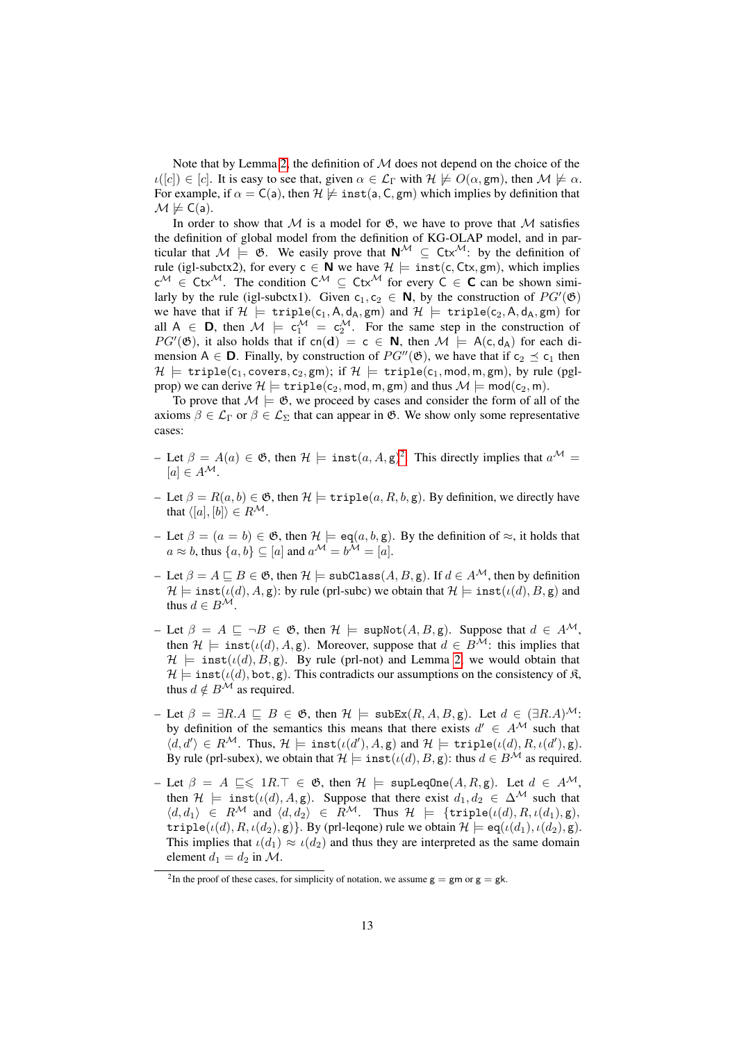Note that by Lemma 2, the definition of $\mathcal{M}$ does not depend on the choice of the $\iota([c]) \in [c]$. It is easy to see that, given $\alpha \in \mathcal{L}_\Gamma$ with $\mathcal{H} \not\models O(\alpha, \mathsf{gm})$, then $\mathcal{M} \not\models \alpha$. For example, if $\alpha = \mathsf{C}(\mathsf{a})$, then $\mathcal{H} \not\models \mathtt{inst}(\mathsf{a}, \mathsf{C}, \mathsf{gm})$ which implies by definition that $\mathcal{M} \not\models \mathsf{C}(\mathsf{a})$.

In order to show that $\mathcal{M}$ is a model for $\mathfrak{G}$, we have to prove that $\mathcal{M}$ satisfies the definition of global model from the definition of KG-OLAP model, and in particular that $\mathcal{M} \models \mathfrak{G}$. We easily prove that $\mathbf{N}^{\mathcal{M}} \subseteq \mathsf{Ctx}^{\mathcal{M}}$: by the definition of rule (igl-subctx2), for every $\mathsf{c} \in \mathbf{N}$ we have $\mathcal{H} \models \mathtt{inst}(\mathsf{c}, \mathsf{Ctx}, \mathsf{gm})$, which implies $\mathsf{c}^{\mathcal{M}} \in \mathsf{Ctx}^{\mathcal{M}}$. The condition $\mathsf{C}^{\mathcal{M}} \subseteq \mathsf{Ctx}^{\mathcal{M}}$ for every $\mathsf{C} \in \mathbf{C}$ can be shown similarly by the rule (igl-subctx1). Given $\mathsf{c}_1, \mathsf{c}_2 \in \mathbf{N}$, by the construction of $PG'(\mathfrak{G})$ we have that if $\mathcal{H} \models \mathtt{triple}(\mathsf{c}_1, \mathsf{A}, \mathsf{d}_\mathsf{A}, \mathsf{gm})$ and $\mathcal{H} \models \mathtt{triple}(\mathsf{c}_2, \mathsf{A}, \mathsf{d}_\mathsf{A}, \mathsf{gm})$ for all $\mathsf{A} \in \mathbf{D}$, then $\mathcal{M} \models \mathsf{c}_1^{\mathcal{M}} = \mathsf{c}_2^{\mathcal{M}}$. For the same step in the construction of $PG'(\mathfrak{G})$, it also holds that if $\mathsf{cn}(\mathbf{d}) = \mathsf{c} \in \mathbf{N}$, then $\mathcal{M} \models \mathsf{A}(\mathsf{c}, \mathsf{d}_\mathsf{A})$ for each dimension $\mathsf{A} \in \mathbf{D}$. Finally, by construction of $PG''(\mathfrak{G})$, we have that if $\mathsf{c}_2 \preceq \mathsf{c}_1$ then $\mathcal{H} \models \mathtt{triple}(\mathsf{c}_1, \mathsf{covers}, \mathsf{c}_2, \mathsf{gm})$; if $\mathcal{H} \models \mathtt{triple}(\mathsf{c}_1, \mathsf{mod}, \mathsf{m}, \mathsf{gm})$, by rule (pgl-prop) we can derive $\mathcal{H} \models \mathtt{triple}(\mathsf{c}_2, \mathsf{mod}, \mathsf{m}, \mathsf{gm})$ and thus $\mathcal{M} \models \mathsf{mod}(\mathsf{c}_2, \mathsf{m})$.

To prove that $\mathcal{M} \models \mathfrak{G}$, we proceed by cases and consider the form of all of the axioms $\beta \in \mathcal{L}_\Gamma$ or $\beta \in \mathcal{L}_\Sigma$ that can appear in $\mathfrak{G}$. We show only some representative cases:

- Let $\beta = A(a) \in \mathfrak{G}$, then $\mathcal{H} \models \mathtt{inst}(a, A, \mathsf{g})$[2]. This directly implies that $a^{\mathcal{M}} = [a] \in A^{\mathcal{M}}$.
- Let $\beta = R(a, b) \in \mathfrak{G}$, then $\mathcal{H} \models \mathtt{triple}(a, R, b, \mathsf{g})$. By definition, we directly have that $\langle [a], [b] \rangle \in R^{\mathcal{M}}$.
- Let $\beta = (a = b) \in \mathfrak{G}$, then $\mathcal{H} \models \mathtt{eq}(a, b, \mathsf{g})$. By the definition of $\approx$, it holds that $a \approx b$, thus $\{a, b\} \subseteq [a]$ and $a^{\mathcal{M}} = b^{\mathcal{M}} = [a]$.
- Let $\beta = A \sqsubseteq B \in \mathfrak{G}$, then $\mathcal{H} \models \mathtt{subClass}(A, B, \mathsf{g})$. If $d \in A^{\mathcal{M}}$, then by definition $\mathcal{H} \models \mathtt{inst}(\iota(d), A, \mathsf{g})$: by rule (prl-subc) we obtain that $\mathcal{H} \models \mathtt{inst}(\iota(d), B, \mathsf{g})$ and thus $d \in B^{\mathcal{M}}$.
- Let $\beta = A \sqsubseteq \neg B \in \mathfrak{G}$, then $\mathcal{H} \models \mathtt{supNot}(A, B, \mathsf{g})$. Suppose that $d \in A^{\mathcal{M}}$, then $\mathcal{H} \models \mathtt{inst}(\iota(d), A, \mathsf{g})$. Moreover, suppose that $d \in B^{\mathcal{M}}$: this implies that $\mathcal{H} \models \mathtt{inst}(\iota(d), B, \mathsf{g})$. By rule (prl-not) and Lemma 2, we would obtain that $\mathcal{H} \models \mathtt{inst}(\iota(d), \mathtt{bot}, \mathsf{g})$. This contradicts our assumptions on the consistency of $\mathfrak{K}$, thus $d \notin B^{\mathcal{M}}$ as required.
- Let $\beta = \exists R.A \sqsubseteq B \in \mathfrak{G}$, then $\mathcal{H} \models \mathtt{subEx}(R, A, B, \mathsf{g})$. Let $d \in (\exists R.A)^{\mathcal{M}}$: by definition of the semantics this means that there exists $d' \in A^{\mathcal{M}}$ such that $\langle d, d' \rangle \in R^{\mathcal{M}}$. Thus, $\mathcal{H} \models \mathtt{inst}(\iota(d'), A, \mathsf{g})$ and $\mathcal{H} \models \mathtt{triple}(\iota(d), R, \iota(d'), \mathsf{g})$. By rule (prl-subex), we obtain that $\mathcal{H} \models \mathtt{inst}(\iota(d), B, \mathsf{g})$: thus $d \in B^{\mathcal{M}}$ as required.
- Let $\beta = A \sqsubseteq\leqslant 1R.\top \in \mathfrak{G}$, then $\mathcal{H} \models \mathtt{supLeqOne}(A, R, \mathsf{g})$. Let $d \in A^{\mathcal{M}}$, then $\mathcal{H} \models \mathtt{inst}(\iota(d), A, \mathsf{g})$. Suppose that there exist $d_1, d_2 \in \Delta^{\mathcal{M}}$ such that $\langle d, d_1 \rangle \in R^{\mathcal{M}}$ and $\langle d, d_2 \rangle \in R^{\mathcal{M}}$. Thus $\mathcal{H} \models \{\mathtt{triple}(\iota(d), R, \iota(d_1), \mathsf{g}), \mathtt{triple}(\iota(d), R, \iota(d_2), \mathsf{g})\}$. By (prl-leqone) rule we obtain $\mathcal{H} \models \mathtt{eq}(\iota(d_1), \iota(d_2), \mathsf{g})$. This implies that $\iota(d_1) \approx \iota(d_2)$ and thus they are interpreted as the same domain element $d_1 = d_2$ in $\mathcal{M}$.

---

[2] In the proof of these cases, for simplicity of notation, we assume $\mathsf{g} = \mathsf{gm}$ or $\mathsf{g} = \mathsf{gk}$.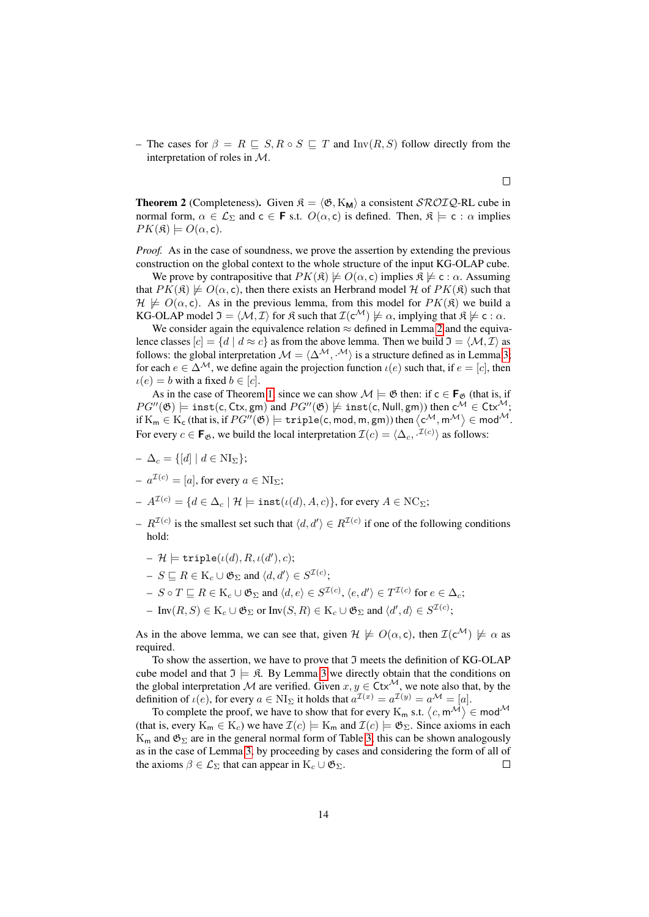– The cases for $\beta = R \sqsubseteq S, R \circ S \sqsubseteq T$ and $\mathrm{Inv}(R, S)$ follow directly from the interpretation of roles in $\mathcal{M}$.

$\square$

**Theorem 2** (Completeness)**.** Given $\mathfrak{K} = \langle \mathfrak{G}, \mathrm{K}_{\mathsf{M}} \rangle$ a consistent $\mathcal{SROIQ}$-RL cube in normal form, $\alpha \in \mathcal{L}_\Sigma$ and $\mathsf{c} \in \mathbf{F}$ s.t. $O(\alpha, \mathsf{c})$ is defined. Then, $\mathfrak{K} \models \mathsf{c} : \alpha$ implies $PK(\mathfrak{K}) \models O(\alpha, \mathsf{c})$.

*Proof.* As in the case of soundness, we prove the assertion by extending the previous construction on the global context to the whole structure of the input KG-OLAP cube.

We prove by contrapositive that $PK(\mathfrak{K}) \not\models O(\alpha, \mathsf{c})$ implies $\mathfrak{K} \not\models \mathsf{c} : \alpha$. Assuming that $PK(\mathfrak{K}) \not\models O(\alpha, \mathsf{c})$, then there exists an Herbrand model $\mathcal{H}$ of $PK(\mathfrak{K})$ such that $\mathcal{H} \not\models O(\alpha, \mathsf{c})$. As in the previous lemma, from this model for $PK(\mathfrak{K})$ we build a KG-OLAP model $\mathfrak{I} = \langle \mathcal{M}, \mathcal{I} \rangle$ for $\mathfrak{K}$ such that $\mathcal{I}(\mathsf{c}^{\mathcal{M}}) \not\models \alpha$, implying that $\mathfrak{K} \not\models \mathsf{c} : \alpha$.

We consider again the equivalence relation $\approx$ defined in Lemma 2 and the equivalence classes $[c] = \{d \mid d \approx c\}$ as from the above lemma. Then we build $\mathfrak{I} = \langle \mathcal{M}, \mathcal{I} \rangle$ as follows: the global interpretation $\mathcal{M} = \langle \Delta^{\mathcal{M}}, \cdot^{\mathcal{M}} \rangle$ is a structure defined as in Lemma 3; for each $e \in \Delta^{\mathcal{M}}$, we define again the projection function $\iota(e)$ such that, if $e = [c]$, then $\iota(e) = b$ with a fixed $b \in [c]$.

As in the case of Theorem 1, since we can show $\mathcal{M} \models \mathfrak{G}$ then: if $\mathsf{c} \in \mathbf{F}_{\mathfrak{G}}$ (that is, if $PG''(\mathfrak{G}) \models \mathtt{inst}(\mathsf{c}, \mathsf{Ctx}, \mathsf{gm})$ and $PG''(\mathfrak{G}) \not\models \mathtt{inst}(\mathsf{c}, \mathsf{Null}, \mathsf{gm})$) then $\mathsf{c}^{\mathcal{M}} \in \mathsf{Ctx}^{\mathcal{M}}$; if $\mathrm{K}_{\mathsf{m}} \in \mathrm{K}_{\mathsf{c}}$ (that is, if $PG''(\mathfrak{G}) \models \mathtt{triple}(\mathsf{c}, \mathsf{mod}, \mathsf{m}, \mathsf{gm})$) then $\langle \mathsf{c}^{\mathcal{M}}, \mathsf{m}^{\mathcal{M}} \rangle \in \mathsf{mod}^{\mathcal{M}}$. For every $c \in \mathbf{F}_{\mathfrak{G}}$, we build the local interpretation $\mathcal{I}(c) = \langle \Delta_c, \cdot^{\mathcal{I}(c)} \rangle$ as follows:

- $\Delta_c = \{[d] \mid d \in \mathrm{NI}_\Sigma\}$;
- $a^{\mathcal{I}(c)} = [a]$, for every $a \in \mathrm{NI}_\Sigma$;
- $A^{\mathcal{I}(c)} = \{d \in \Delta_c \mid \mathcal{H} \models \mathtt{inst}(\iota(d), A, c)\}$, for every $A \in \mathrm{NC}_\Sigma$;
- $R^{\mathcal{I}(c)}$ is the smallest set such that $\langle d, d' \rangle \in R^{\mathcal{I}(c)}$ if one of the following conditions hold:
  - $\mathcal{H} \models \mathtt{triple}(\iota(d), R, \iota(d'), c)$;
  - $S \sqsubseteq R \in \mathrm{K}_c \cup \mathfrak{G}_\Sigma$ and $\langle d, d' \rangle \in S^{\mathcal{I}(c)}$;
  - $S \circ T \sqsubseteq R \in \mathrm{K}_c \cup \mathfrak{G}_\Sigma$ and $\langle d, e \rangle \in S^{\mathcal{I}(c)}, \langle e, d' \rangle \in T^{\mathcal{I}(c)}$ for $e \in \Delta_c$;
  - $\mathrm{Inv}(R, S) \in \mathrm{K}_c \cup \mathfrak{G}_\Sigma$ or $\mathrm{Inv}(S, R) \in \mathrm{K}_c \cup \mathfrak{G}_\Sigma$ and $\langle d', d \rangle \in S^{\mathcal{I}(c)}$;

As in the above lemma, we can see that, given $\mathcal{H} \not\models O(\alpha, \mathsf{c})$, then $\mathcal{I}(\mathsf{c}^{\mathcal{M}}) \not\models \alpha$ as required.

To show the assertion, we have to prove that $\mathfrak{I}$ meets the definition of KG-OLAP cube model and that $\mathfrak{I} \models \mathfrak{K}$. By Lemma 3 we directly obtain that the conditions on the global interpretation $\mathcal{M}$ are verified. Given $x, y \in \mathsf{Ctx}^{\mathcal{M}}$, we note also that, by the definition of $\iota(e)$, for every $a \in \mathrm{NI}_\Sigma$ it holds that $a^{\mathcal{I}(x)} = a^{\mathcal{I}(y)} = a^{\mathcal{M}} = [a]$.

To complete the proof, we have to show that for every $\mathrm{K}_{\mathsf{m}}$ s.t. $\langle c, \mathsf{m}^{\mathcal{M}} \rangle \in \mathsf{mod}^{\mathcal{M}}$ (that is, every $\mathrm{K}_{\mathsf{m}} \in \mathrm{K}_c$) we have $\mathcal{I}(c) \models \mathrm{K}_{\mathsf{m}}$ and $\mathcal{I}(c) \models \mathfrak{G}_\Sigma$. Since axioms in each $\mathrm{K}_{\mathsf{m}}$ and $\mathfrak{G}_\Sigma$ are in the general normal form of Table 3, this can be shown analogously as in the case of Lemma 3, by proceeding by cases and considering the form of all of the axioms $\beta \in \mathcal{L}_\Sigma$ that can appear in $\mathrm{K}_c \cup \mathfrak{G}_\Sigma$. $\square$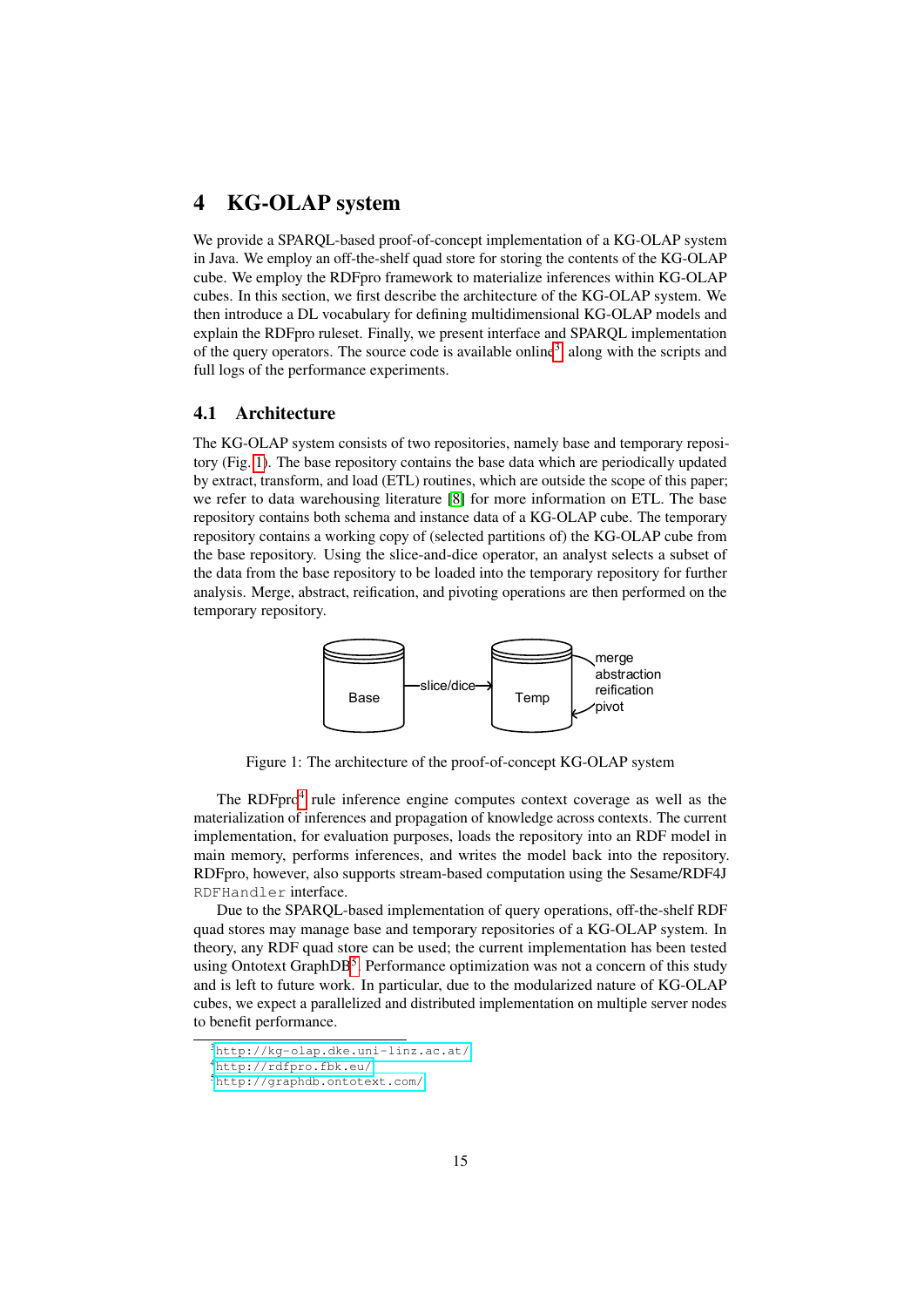# 4 KG-OLAP system

We provide a SPARQL-based proof-of-concept implementation of a KG-OLAP system in Java. We employ an off-the-shelf quad store for storing the contents of the KG-OLAP cube. We employ the RDFpro framework to materialize inferences within KG-OLAP cubes. In this section, we first describe the architecture of the KG-OLAP system. We then introduce a DL vocabulary for defining multidimensional KG-OLAP models and explain the RDFpro ruleset. Finally, we present interface and SPARQL implementation of the query operators. The source code is available online[3] along with the scripts and full logs of the performance experiments.

## 4.1 Architecture

The KG-OLAP system consists of two repositories, namely base and temporary repository (Fig. 1). The base repository contains the base data which are periodically updated by extract, transform, and load (ETL) routines, which are outside the scope of this paper; we refer to data warehousing literature [8] for more information on ETL. The base repository contains both schema and instance data of a KG-OLAP cube. The temporary repository contains a working copy of (selected partitions of) the KG-OLAP cube from the base repository. Using the slice-and-dice operator, an analyst selects a subset of the data from the base repository to be loaded into the temporary repository for further analysis. Merge, abstract, reification, and pivoting operations are then performed on the temporary repository.

Base —slice/dice→ Temp (merge, abstraction, reification, pivot)

Figure 1: The architecture of the proof-of-concept KG-OLAP system

The RDFpro[4] rule inference engine computes context coverage as well as the materialization of inferences and propagation of knowledge across contexts. The current implementation, for evaluation purposes, loads the repository into an RDF model in main memory, performs inferences, and writes the model back into the repository. RDFpro, however, also supports stream-based computation using the Sesame/RDF4J `RDFHandler` interface.

Due to the SPARQL-based implementation of query operations, off-the-shelf RDF quad stores may manage base and temporary repositories of a KG-OLAP system. In theory, any RDF quad store can be used; the current implementation has been tested using Ontotext GraphDB[5]. Performance optimization was not a concern of this study and is left to future work. In particular, due to the modularized nature of KG-OLAP cubes, we expect a parallelized and distributed implementation on multiple server nodes to benefit performance.

[3] http://kg-olap.dke.uni-linz.ac.at/
[4] http://rdfpro.fbk.eu/
[5] http://graphdb.ontotext.com/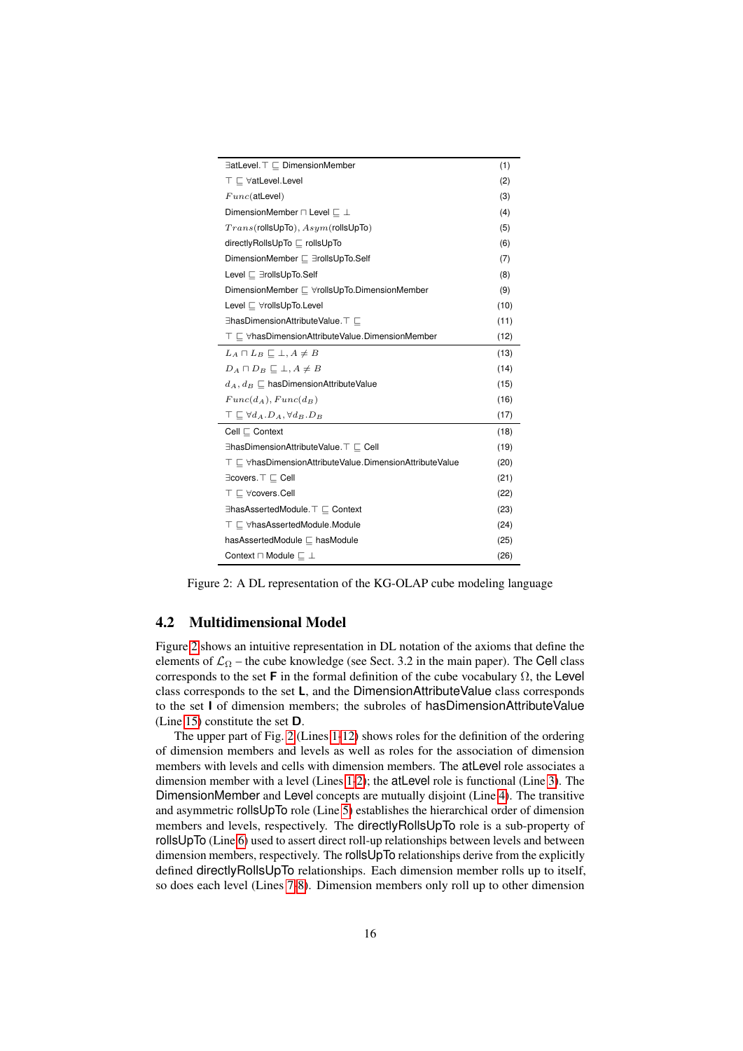| | |
|---|---|
| $\exists$atLevel.$\top \sqsubseteq$ DimensionMember | (1) |
| $\top \sqsubseteq \forall$atLevel.Level | (2) |
| $Func$(atLevel) | (3) |
| DimensionMember $\sqcap$ Level $\sqsubseteq \bot$ | (4) |
| $Trans$(rollsUpTo), $Asym$(rollsUpTo) | (5) |
| directlyRollsUpTo $\sqsubseteq$ rollsUpTo | (6) |
| DimensionMember $\sqsubseteq \exists$rollsUpTo.Self | (7) |
| Level $\sqsubseteq \exists$rollsUpTo.Self | (8) |
| DimensionMember $\sqsubseteq \forall$rollsUpTo.DimensionMember | (9) |
| Level $\sqsubseteq \forall$rollsUpTo.Level | (10) |
| $\exists$hasDimensionAttributeValue.$\top \sqsubseteq$ | (11) |
| $\top \sqsubseteq \forall$hasDimensionAttributeValue.DimensionMember | (12) |
| $L_A \sqcap L_B \sqsubseteq \bot, A \neq B$ | (13) |
| $D_A \sqcap D_B \sqsubseteq \bot, A \neq B$ | (14) |
| $d_A, d_B \sqsubseteq$ hasDimensionAttributeValue | (15) |
| $Func(d_A), Func(d_B)$ | (16) |
| $\top \sqsubseteq \forall d_A.D_A, \forall d_B.D_B$ | (17) |
| Cell $\sqsubseteq$ Context | (18) |
| $\exists$hasDimensionAttributeValue.$\top \sqsubseteq$ Cell | (19) |
| $\top \sqsubseteq \forall$hasDimensionAttributeValue.DimensionAttributeValue | (20) |
| $\exists$covers.$\top \sqsubseteq$ Cell | (21) |
| $\top \sqsubseteq \forall$covers.Cell | (22) |
| $\exists$hasAssertedModule.$\top \sqsubseteq$ Context | (23) |
| $\top \sqsubseteq \forall$hasAssertedModule.Module | (24) |
| hasAssertedModule $\sqsubseteq$ hasModule | (25) |
| Context $\sqcap$ Module $\sqsubseteq \bot$ | (26) |

Figure 2: A DL representation of the KG-OLAP cube modeling language

## 4.2 Multidimensional Model

Figure 2 shows an intuitive representation in DL notation of the axioms that define the elements of $\mathcal{L}_\Omega$ – the cube knowledge (see Sect. 3.2 in the main paper). The Cell class corresponds to the set **F** in the formal definition of the cube vocabulary $\Omega$, the Level class corresponds to the set **L**, and the DimensionAttributeValue class corresponds to the set **I** of dimension members; the subroles of hasDimensionAttributeValue (Line 15) constitute the set **D**.

The upper part of Fig. 2 (Lines 1–12) shows roles for the definition of the ordering of dimension members and levels as well as roles for the association of dimension members with levels and cells with dimension members. The atLevel role associates a dimension member with a level (Lines 1–2); the atLevel role is functional (Line 3). The DimensionMember and Level concepts are mutually disjoint (Line 4). The transitive and asymmetric rollsUpTo role (Line 5) establishes the hierarchical order of dimension members and levels, respectively. The directlyRollsUpTo role is a sub-property of rollsUpTo (Line 6) used to assert direct roll-up relationships between levels and between dimension members, respectively. The rollsUpTo relationships derive from the explicitly defined directlyRollsUpTo relationships. Each dimension member rolls up to itself, so does each level (Lines 7–8). Dimension members only roll up to other dimension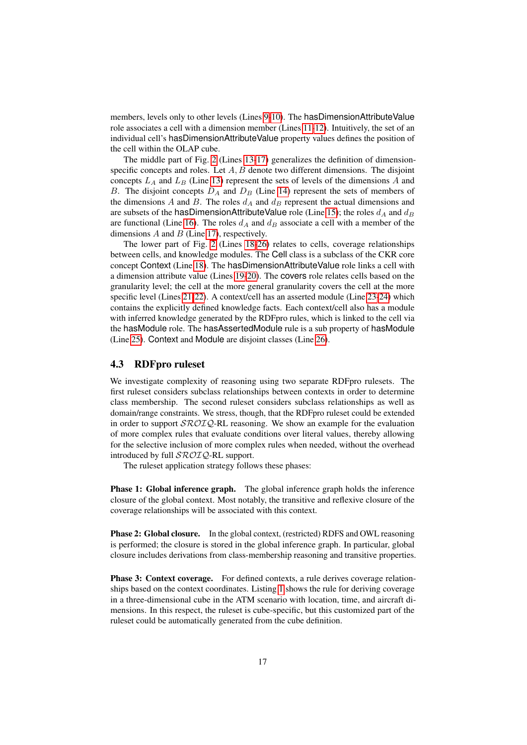members, levels only to other levels (Lines 9-10). The hasDimensionAttributeValue role associates a cell with a dimension member (Lines 11-12). Intuitively, the set of an individual cell's hasDimensionAttributeValue property values defines the position of the cell within the OLAP cube.

The middle part of Fig. 2 (Lines 13-17) generalizes the definition of dimension-specific concepts and roles. Let $A, B$ denote two different dimensions. The disjoint concepts $L_A$ and $L_B$ (Line 13) represent the sets of levels of the dimensions $A$ and $B$. The disjoint concepts $D_A$ and $D_B$ (Line 14) represent the sets of members of the dimensions $A$ and $B$. The roles $d_A$ and $d_B$ represent the actual dimensions and are subsets of the hasDimensionAttributeValue role (Line 15); the roles $d_A$ and $d_B$ are functional (Line 16). The roles $d_A$ and $d_B$ associate a cell with a member of the dimensions $A$ and $B$ (Line 17), respectively.

The lower part of Fig. 2 (Lines 18-26) relates to cells, coverage relationships between cells, and knowledge modules. The Cell class is a subclass of the CKR core concept Context (Line 18). The hasDimensionAttributeValue role links a cell with a dimension attribute value (Lines 19-20). The covers role relates cells based on the granularity level; the cell at the more general granularity covers the cell at the more specific level (Lines 21-22). A context/cell has an asserted module (Line 23-24) which contains the explicitly defined knowledge facts. Each context/cell also has a module with inferred knowledge generated by the RDFpro rules, which is linked to the cell via the hasModule role. The hasAssertedModule rule is a sub property of hasModule (Line 25). Context and Module are disjoint classes (Line 26).

### 4.3 RDFpro ruleset

We investigate complexity of reasoning using two separate RDFpro rulesets. The first ruleset considers subclass relationships between contexts in order to determine class membership. The second ruleset considers subclass relationships as well as domain/range constraints. We stress, though, that the RDFpro ruleset could be extended in order to support $\mathcal{SROIQ}$-RL reasoning. We show an example for the evaluation of more complex rules that evaluate conditions over literal values, thereby allowing for the selective inclusion of more complex rules when needed, without the overhead introduced by full $\mathcal{SROIQ}$-RL support.

The ruleset application strategy follows these phases:

**Phase 1: Global inference graph.** The global inference graph holds the inference closure of the global context. Most notably, the transitive and reflexive closure of the coverage relationships will be associated with this context.

**Phase 2: Global closure.** In the global context, (restricted) RDFS and OWL reasoning is performed; the closure is stored in the global inference graph. In particular, global closure includes derivations from class-membership reasoning and transitive properties.

**Phase 3: Context coverage.** For defined contexts, a rule derives coverage relationships based on the context coordinates. Listing 1 shows the rule for deriving coverage in a three-dimensional cube in the ATM scenario with location, time, and aircraft dimensions. In this respect, the ruleset is cube-specific, but this customized part of the ruleset could be automatically generated from the cube definition.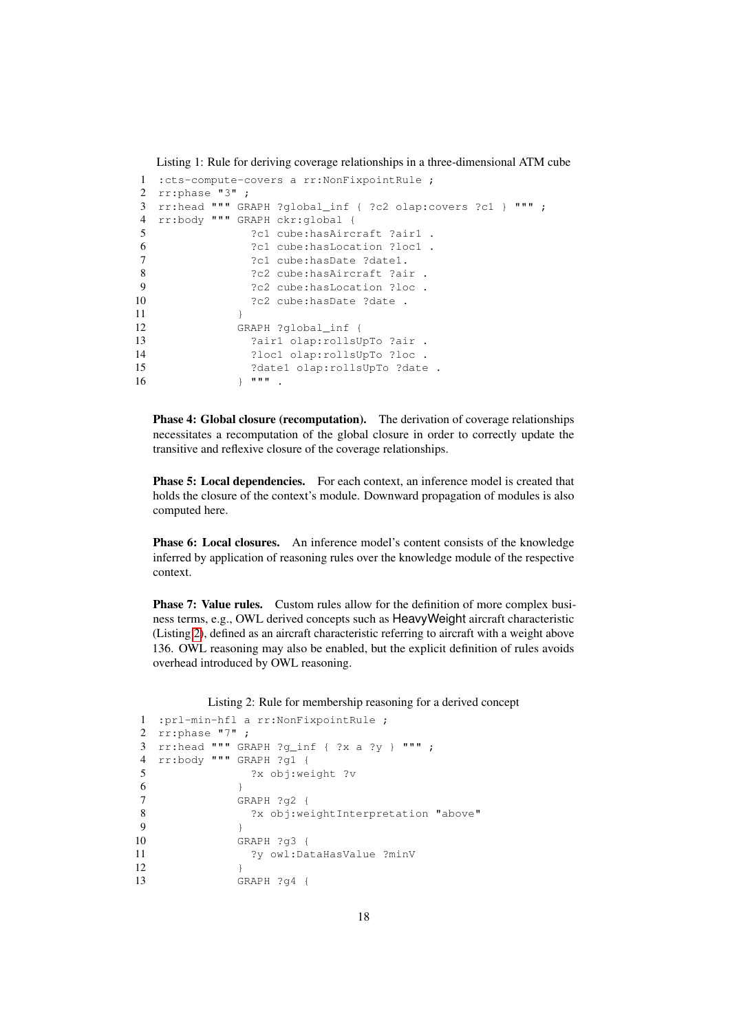Listing 1: Rule for deriving coverage relationships in a three-dimensional ATM cube

```
1  :cts-compute-covers a rr:NonFixpointRule ;
2  rr:phase "3" ;
3  rr:head """ GRAPH ?global_inf { ?c2 olap:covers ?c1 } """ ;
4  rr:body """ GRAPH ckr:global {
5                ?c1 cube:hasAircraft ?air1 .
6                ?c1 cube:hasLocation ?loc1 .
7                ?c1 cube:hasDate ?date1.
8                ?c2 cube:hasAircraft ?air .
9                ?c2 cube:hasLocation ?loc .
10               ?c2 cube:hasDate ?date .
11             }
12             GRAPH ?global_inf {
13               ?air1 olap:rollsUpTo ?air .
14               ?loc1 olap:rollsUpTo ?loc .
15               ?date1 olap:rollsUpTo ?date .
16             } """ .
```

**Phase 4: Global closure (recomputation).** The derivation of coverage relationships necessitates a recomputation of the global closure in order to correctly update the transitive and reflexive closure of the coverage relationships.

**Phase 5: Local dependencies.** For each context, an inference model is created that holds the closure of the context's module. Downward propagation of modules is also computed here.

**Phase 6: Local closures.** An inference model's content consists of the knowledge inferred by application of reasoning rules over the knowledge module of the respective context.

**Phase 7: Value rules.** Custom rules allow for the definition of more complex business terms, e.g., OWL derived concepts such as HeavyWeight aircraft characteristic (Listing 2), defined as an aircraft characteristic referring to aircraft with a weight above 136. OWL reasoning may also be enabled, but the explicit definition of rules avoids overhead introduced by OWL reasoning.

Listing 2: Rule for membership reasoning for a derived concept

```
1  :prl-min-hfl a rr:NonFixpointRule ;
2  rr:phase "7" ;
3  rr:head """ GRAPH ?g_inf { ?x a ?y } """ ;
4  rr:body """ GRAPH ?g1 {
5                ?x obj:weight ?v
6              }
7              GRAPH ?g2 {
8                ?x obj:weightInterpretation "above"
9              }
10             GRAPH ?g3 {
11               ?y owl:DataHasValue ?minV
12             }
13             GRAPH ?g4 {
```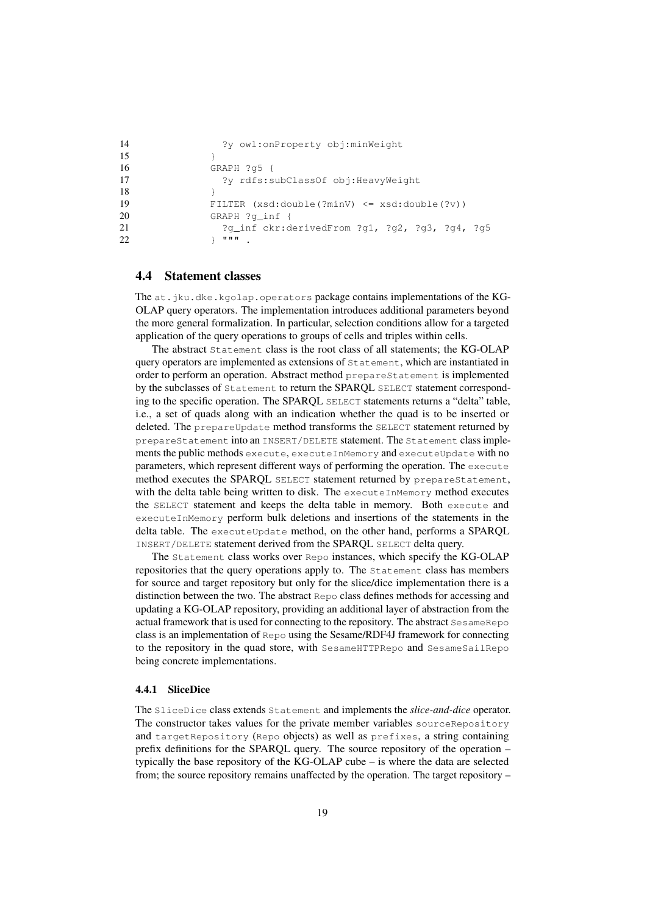```
14                ?y owl:onProperty obj:minWeight
15              }
16              GRAPH ?g5 {
17                ?y rdfs:subClassOf obj:HeavyWeight
18              }
19              FILTER (xsd:double(?minV) <= xsd:double(?v))
20              GRAPH ?g_inf {
21                ?g_inf ckr:derivedFrom ?g1, ?g2, ?g3, ?g4, ?g5
22              } """ .
```

### 4.4 Statement classes

The `at.jku.dke.kgolap.operators` package contains implementations of the KG-OLAP query operators. The implementation introduces additional parameters beyond the more general formalization. In particular, selection conditions allow for a targeted application of the query operations to groups of cells and triples within cells.

The abstract `Statement` class is the root class of all statements; the KG-OLAP query operators are implemented as extensions of `Statement`, which are instantiated in order to perform an operation. Abstract method `prepareStatement` is implemented by the subclasses of `Statement` to return the SPARQL `SELECT` statement corresponding to the specific operation. The SPARQL `SELECT` statements returns a "delta" table, i.e., a set of quads along with an indication whether the quad is to be inserted or deleted. The `prepareUpdate` method transforms the `SELECT` statement returned by `prepareStatement` into an `INSERT/DELETE` statement. The `Statement` class implements the public methods `execute`, `executeInMemory` and `executeUpdate` with no parameters, which represent different ways of performing the operation. The `execute` method executes the SPARQL `SELECT` statement returned by `prepareStatement`, with the delta table being written to disk. The `executeInMemory` method executes the `SELECT` statement and keeps the delta table in memory. Both `execute` and `executeInMemory` perform bulk deletions and insertions of the statements in the delta table. The `executeUpdate` method, on the other hand, performs a SPARQL `INSERT/DELETE` statement derived from the SPARQL `SELECT` delta query.

The `Statement` class works over `Repo` instances, which specify the KG-OLAP repositories that the query operations apply to. The `Statement` class has members for source and target repository but only for the slice/dice implementation there is a distinction between the two. The abstract `Repo` class defines methods for accessing and updating a KG-OLAP repository, providing an additional layer of abstraction from the actual framework that is used for connecting to the repository. The abstract `SesameRepo` class is an implementation of `Repo` using the Sesame/RDF4J framework for connecting to the repository in the quad store, with `SesameHTTPRepo` and `SesameSailRepo` being concrete implementations.

#### 4.4.1 SliceDice

The `SliceDice` class extends `Statement` and implements the *slice-and-dice* operator. The constructor takes values for the private member variables `sourceRepository` and `targetRepository` (`Repo` objects) as well as `prefixes`, a string containing prefix definitions for the SPARQL query. The source repository of the operation – typically the base repository of the KG-OLAP cube – is where the data are selected from; the source repository remains unaffected by the operation. The target repository –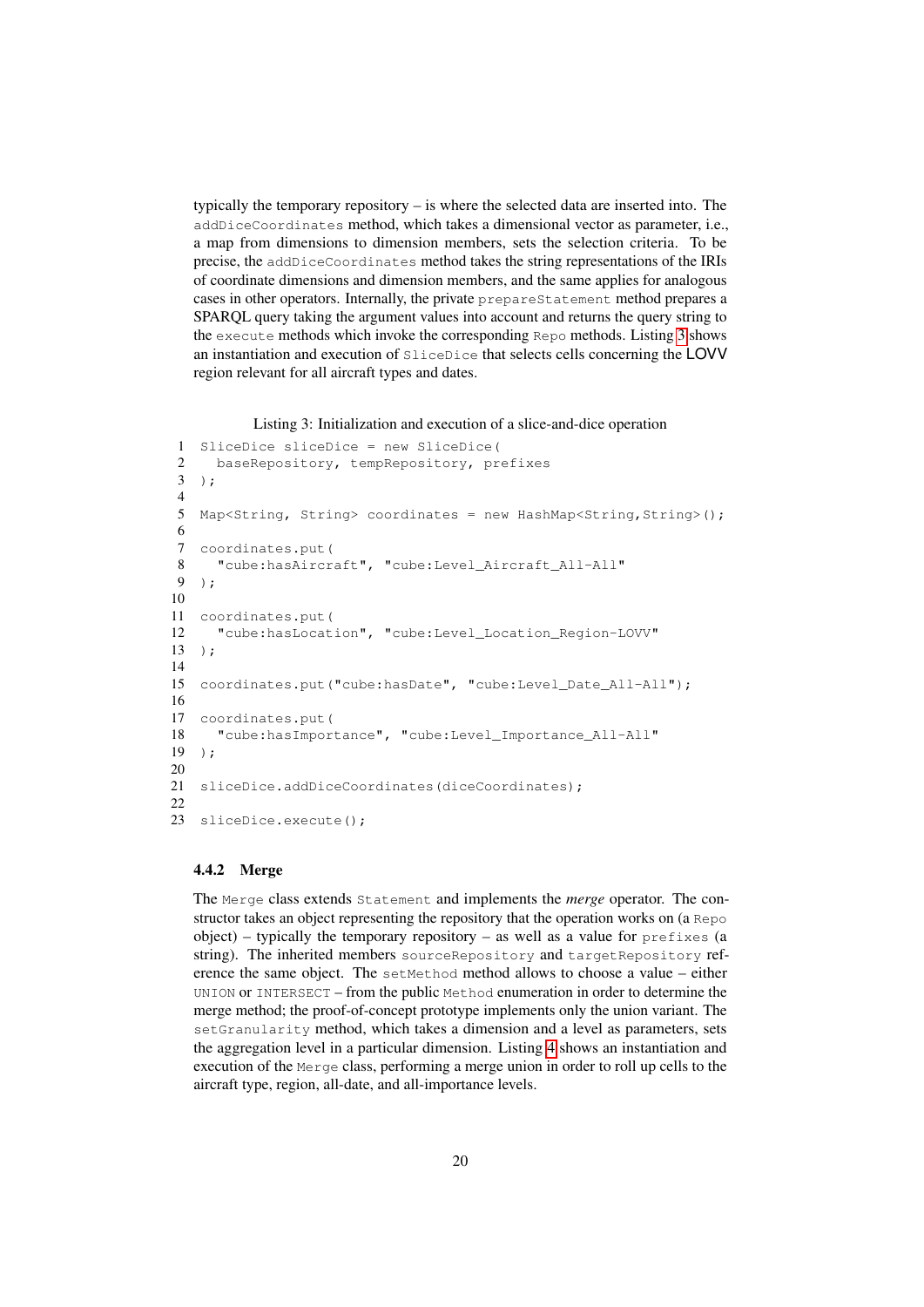typically the temporary repository – is where the selected data are inserted into. The `addDiceCoordinates` method, which takes a dimensional vector as parameter, i.e., a map from dimensions to dimension members, sets the selection criteria. To be precise, the `addDiceCoordinates` method takes the string representations of the IRIs of coordinate dimensions and dimension members, and the same applies for analogous cases in other operators. Internally, the private `prepareStatement` method prepares a SPARQL query taking the argument values into account and returns the query string to the `execute` methods which invoke the corresponding `Repo` methods. Listing 3 shows an instantiation and execution of `SliceDice` that selects cells concerning the LOVV region relevant for all aircraft types and dates.

Listing 3: Initialization and execution of a slice-and-dice operation

```
1  SliceDice sliceDice = new SliceDice(
2    baseRepository, tempRepository, prefixes
3  );
4
5  Map<String, String> coordinates = new HashMap<String,String>();
6
7  coordinates.put(
8    "cube:hasAircraft", "cube:Level_Aircraft_All-All"
9  );
10
11 coordinates.put(
12   "cube:hasLocation", "cube:Level_Location_Region-LOVV"
13 );
14
15 coordinates.put("cube:hasDate", "cube:Level_Date_All-All");
16
17 coordinates.put(
18   "cube:hasImportance", "cube:Level_Importance_All-All"
19 );
20
21 sliceDice.addDiceCoordinates(diceCoordinates);
22
23 sliceDice.execute();
```

### 4.4.2 Merge

The `Merge` class extends `Statement` and implements the *merge* operator. The constructor takes an object representing the repository that the operation works on (a `Repo` object) – typically the temporary repository – as well as a value for `prefixes` (a string). The inherited members `sourceRepository` and `targetRepository` reference the same object. The `setMethod` method allows to choose a value – either `UNION` or `INTERSECT` – from the public `Method` enumeration in order to determine the merge method; the proof-of-concept prototype implements only the union variant. The `setGranularity` method, which takes a dimension and a level as parameters, sets the aggregation level in a particular dimension. Listing 4 shows an instantiation and execution of the `Merge` class, performing a merge union in order to roll up cells to the aircraft type, region, all-date, and all-importance levels.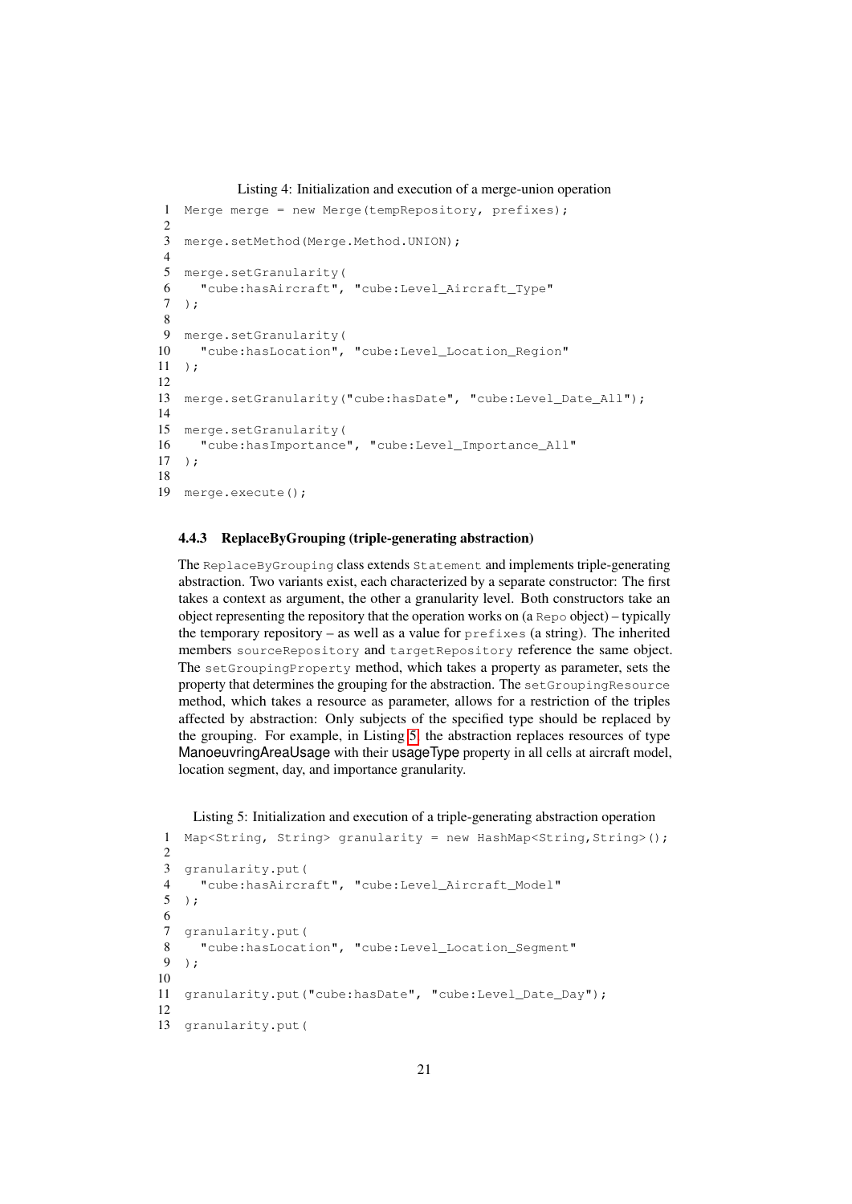Listing 4: Initialization and execution of a merge-union operation

```
Merge merge = new Merge(tempRepository, prefixes);

merge.setMethod(Merge.Method.UNION);

merge.setGranularity(
  "cube:hasAircraft", "cube:Level_Aircraft_Type"
);

merge.setGranularity(
  "cube:hasLocation", "cube:Level_Location_Region"
);

merge.setGranularity("cube:hasDate", "cube:Level_Date_All");

merge.setGranularity(
  "cube:hasImportance", "cube:Level_Importance_All"
);

merge.execute();
```

#### 4.4.3 ReplaceByGrouping (triple-generating abstraction)

The `ReplaceByGrouping` class extends `Statement` and implements triple-generating abstraction. Two variants exist, each characterized by a separate constructor: The first takes a context as argument, the other a granularity level. Both constructors take an object representing the repository that the operation works on (a `Repo` object) – typically the temporary repository – as well as a value for `prefixes` (a string). The inherited members `sourceRepository` and `targetRepository` reference the same object. The `setGroupingProperty` method, which takes a property as parameter, sets the property that determines the grouping for the abstraction. The `setGroupingResource` method, which takes a resource as parameter, allows for a restriction of the triples affected by abstraction: Only subjects of the specified type should be replaced by the grouping. For example, in Listing 5, the abstraction replaces resources of type ManoeuvringAreaUsage with their usageType property in all cells at aircraft model, location segment, day, and importance granularity.

Listing 5: Initialization and execution of a triple-generating abstraction operation

```
Map<String, String> granularity = new HashMap<String,String>();

granularity.put(
  "cube:hasAircraft", "cube:Level_Aircraft_Model"
);

granularity.put(
  "cube:hasLocation", "cube:Level_Location_Segment"
);

granularity.put("cube:hasDate", "cube:Level_Date_Day");

granularity.put(
```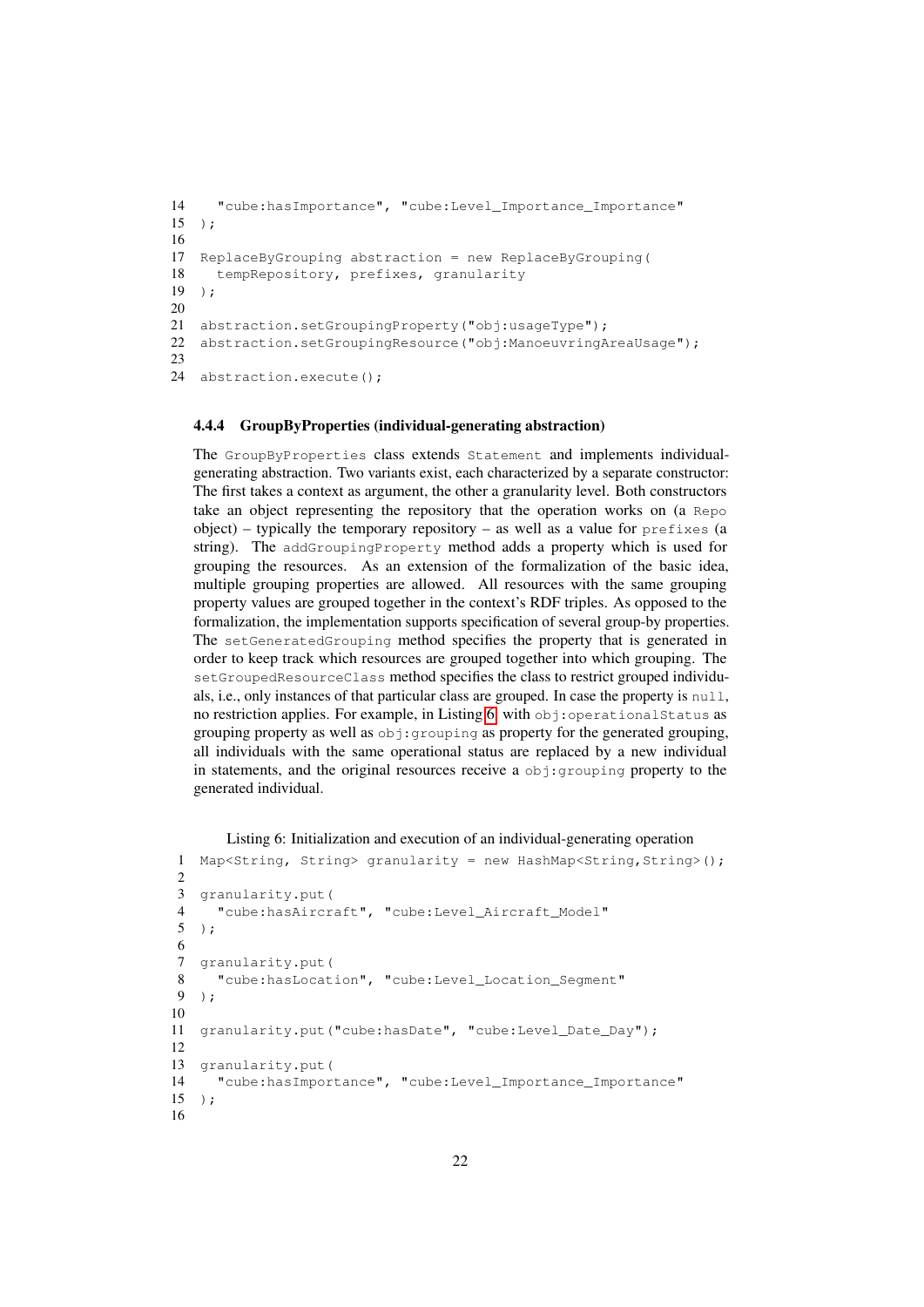```
14    "cube:hasImportance", "cube:Level_Importance_Importance"
15  );
16
17  ReplaceByGrouping abstraction = new ReplaceByGrouping(
18    tempRepository, prefixes, granularity
19  );
20
21  abstraction.setGroupingProperty("obj:usageType");
22  abstraction.setGroupingResource("obj:ManoeuvringAreaUsage");
23
24  abstraction.execute();
```

#### 4.4.4 GroupByProperties (individual-generating abstraction)

The `GroupByProperties` class extends `Statement` and implements individual-generating abstraction. Two variants exist, each characterized by a separate constructor: The first takes a context as argument, the other a granularity level. Both constructors take an object representing the repository that the operation works on (a `Repo` object) – typically the temporary repository – as well as a value for `prefixes` (a string). The `addGroupingProperty` method adds a property which is used for grouping the resources. As an extension of the formalization of the basic idea, multiple grouping properties are allowed. All resources with the same grouping property values are grouped together in the context's RDF triples. As opposed to the formalization, the implementation supports specification of several group-by properties. The `setGeneratedGrouping` method specifies the property that is generated in order to keep track which resources are grouped together into which grouping. The `setGroupedResourceClass` method specifies the class to restrict grouped individuals, i.e., only instances of that particular class are grouped. In case the property is `null`, no restriction applies. For example, in Listing 6, with `obj:operationalStatus` as grouping property as well as `obj:grouping` as property for the generated grouping, all individuals with the same operational status are replaced by a new individual in statements, and the original resources receive a `obj:grouping` property to the generated individual.

Listing 6: Initialization and execution of an individual-generating operation

```
1   Map<String, String> granularity = new HashMap<String,String>();
2
3   granularity.put(
4     "cube:hasAircraft", "cube:Level_Aircraft_Model"
5   );
6
7   granularity.put(
8     "cube:hasLocation", "cube:Level_Location_Segment"
9   );
10
11  granularity.put("cube:hasDate", "cube:Level_Date_Day");
12
13  granularity.put(
14    "cube:hasImportance", "cube:Level_Importance_Importance"
15  );
16
```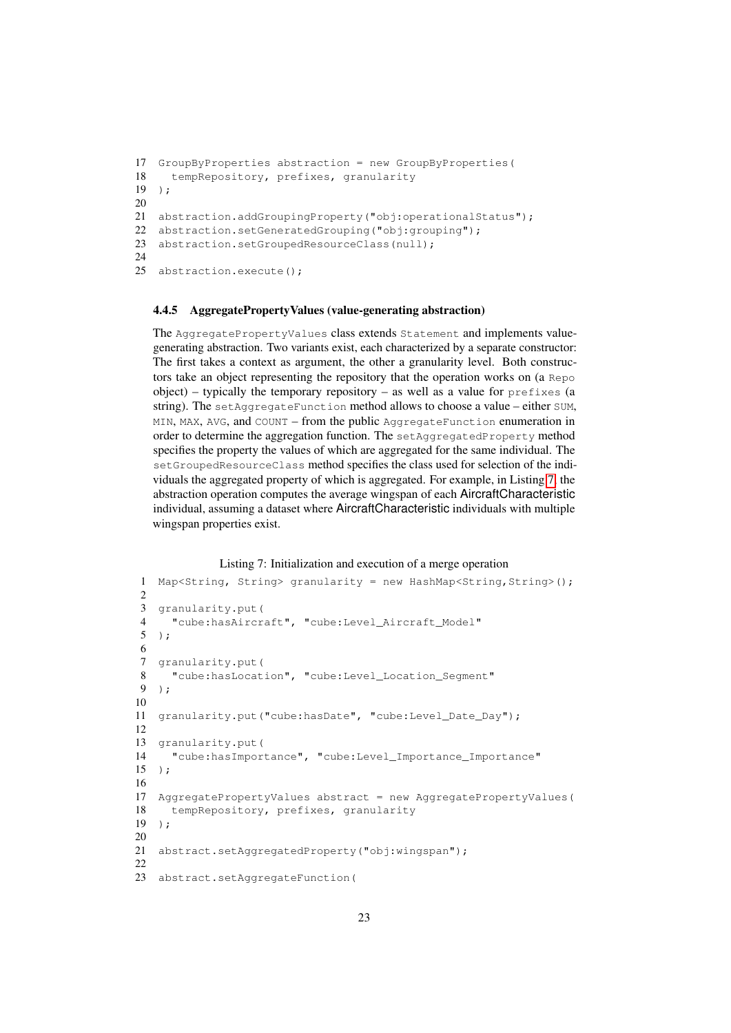```
17  GroupByProperties abstraction = new GroupByProperties(
18    tempRepository, prefixes, granularity
19  );
20
21  abstraction.addGroupingProperty("obj:operationalStatus");
22  abstraction.setGeneratedGrouping("obj:grouping");
23  abstraction.setGroupedResourceClass(null);
24
25  abstraction.execute();
```

#### 4.4.5 AggregatePropertyValues (value-generating abstraction)

The `AggregatePropertyValues` class extends `Statement` and implements value-generating abstraction. Two variants exist, each characterized by a separate constructor: The first takes a context as argument, the other a granularity level. Both constructors take an object representing the repository that the operation works on (a `Repo` object) – typically the temporary repository – as well as a value for `prefixes` (a string). The `setAggregateFunction` method allows to choose a value – either `SUM`, `MIN`, `MAX`, `AVG`, and `COUNT` – from the public `AggregateFunction` enumeration in order to determine the aggregation function. The `setAggregatedProperty` method specifies the property the values of which are aggregated for the same individual. The `setGroupedResourceClass` method specifies the class used for selection of the individuals the aggregated property of which is aggregated. For example, in Listing 7 the abstraction operation computes the average wingspan of each AircraftCharacteristic individual, assuming a dataset where AircraftCharacteristic individuals with multiple wingspan properties exist.

Listing 7: Initialization and execution of a merge operation

```
1   Map<String, String> granularity = new HashMap<String,String>();
2
3   granularity.put(
4     "cube:hasAircraft", "cube:Level_Aircraft_Model"
5   );
6
7   granularity.put(
8     "cube:hasLocation", "cube:Level_Location_Segment"
9   );
10
11  granularity.put("cube:hasDate", "cube:Level_Date_Day");
12
13  granularity.put(
14    "cube:hasImportance", "cube:Level_Importance_Importance"
15  );
16
17  AggregatePropertyValues abstract = new AggregatePropertyValues(
18    tempRepository, prefixes, granularity
19  );
20
21  abstract.setAggregatedProperty("obj:wingspan");
22
23  abstract.setAggregateFunction(
```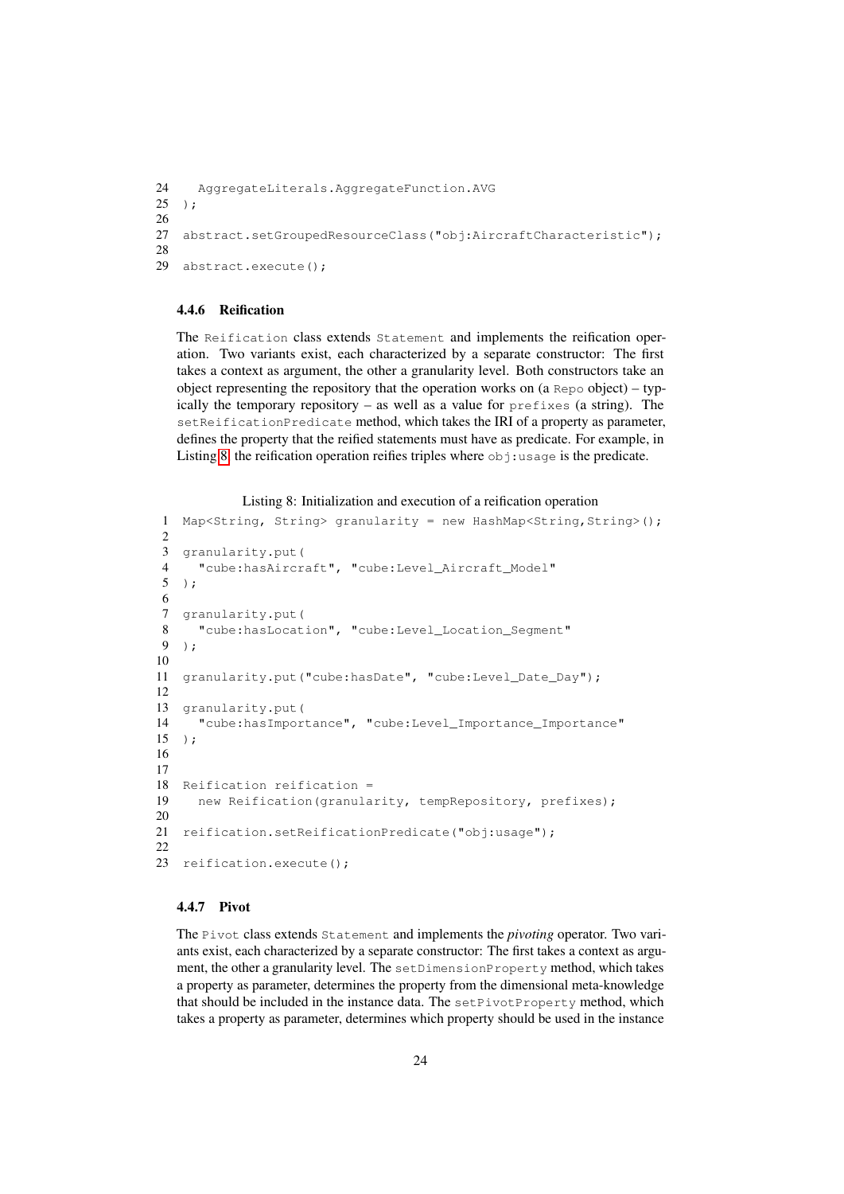```
24   AggregateLiterals.AggregateFunction.AVG
25 );
26
27 abstract.setGroupedResourceClass("obj:AircraftCharacteristic");
28
29 abstract.execute();
```

#### 4.4.6 Reification

The `Reification` class extends `Statement` and implements the reification operation. Two variants exist, each characterized by a separate constructor: The first takes a context as argument, the other a granularity level. Both constructors take an object representing the repository that the operation works on (a `Repo` object) – typically the temporary repository – as well as a value for `prefixes` (a string). The `setReificationPredicate` method, which takes the IRI of a property as parameter, defines the property that the reified statements must have as predicate. For example, in Listing 8, the reification operation reifies triples where `obj:usage` is the predicate.

Listing 8: Initialization and execution of a reification operation

```
1  Map<String, String> granularity = new HashMap<String,String>();
2
3  granularity.put(
4    "cube:hasAircraft", "cube:Level_Aircraft_Model"
5  );
6
7  granularity.put(
8    "cube:hasLocation", "cube:Level_Location_Segment"
9  );
10
11 granularity.put("cube:hasDate", "cube:Level_Date_Day");
12
13 granularity.put(
14   "cube:hasImportance", "cube:Level_Importance_Importance"
15 );
16
17
18 Reification reification =
19   new Reification(granularity, tempRepository, prefixes);
20
21 reification.setReificationPredicate("obj:usage");
22
23 reification.execute();
```

#### 4.4.7 Pivot

The `Pivot` class extends `Statement` and implements the *pivoting* operator. Two variants exist, each characterized by a separate constructor: The first takes a context as argument, the other a granularity level. The `setDimensionProperty` method, which takes a property as parameter, determines the property from the dimensional meta-knowledge that should be included in the instance data. The `setPivotProperty` method, which takes a property as parameter, determines which property should be used in the instance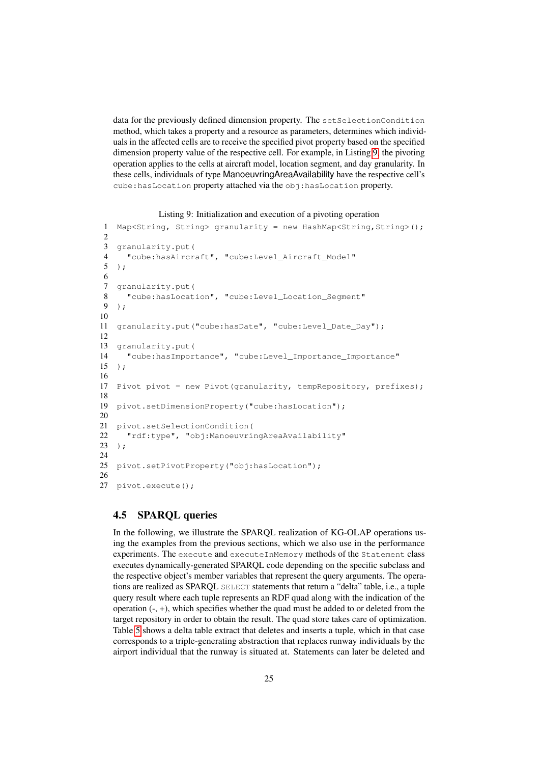data for the previously defined dimension property. The `setSelectionCondition` method, which takes a property and a resource as parameters, determines which individuals in the affected cells are to receive the specified pivot property based on the specified dimension property value of the respective cell. For example, in Listing 9, the pivoting operation applies to the cells at aircraft model, location segment, and day granularity. In these cells, individuals of type ManoeuvringAreaAvailability have the respective cell's `cube:hasLocation` property attached via the `obj:hasLocation` property.

Listing 9: Initialization and execution of a pivoting operation

```
1  Map<String, String> granularity = new HashMap<String,String>();
2
3  granularity.put(
4    "cube:hasAircraft", "cube:Level_Aircraft_Model"
5  );
6
7  granularity.put(
8    "cube:hasLocation", "cube:Level_Location_Segment"
9  );
10
11 granularity.put("cube:hasDate", "cube:Level_Date_Day");
12
13 granularity.put(
14   "cube:hasImportance", "cube:Level_Importance_Importance"
15 );
16
17 Pivot pivot = new Pivot(granularity, tempRepository, prefixes);
18
19 pivot.setDimensionProperty("cube:hasLocation");
20
21 pivot.setSelectionCondition(
22   "rdf:type", "obj:ManoeuvringAreaAvailability"
23 );
24
25 pivot.setPivotProperty("obj:hasLocation");
26
27 pivot.execute();
```

## 4.5 SPARQL queries

In the following, we illustrate the SPARQL realization of KG-OLAP operations using the examples from the previous sections, which we also use in the performance experiments. The `execute` and `executeInMemory` methods of the `Statement` class executes dynamically-generated SPARQL code depending on the specific subclass and the respective object's member variables that represent the query arguments. The operations are realized as SPARQL `SELECT` statements that return a "delta" table, i.e., a tuple query result where each tuple represents an RDF quad along with the indication of the operation (-, +), which specifies whether the quad must be added to or deleted from the target repository in order to obtain the result. The quad store takes care of optimization. Table 5 shows a delta table extract that deletes and inserts a tuple, which in that case corresponds to a triple-generating abstraction that replaces runway individuals by the airport individual that the runway is situated at. Statements can later be deleted and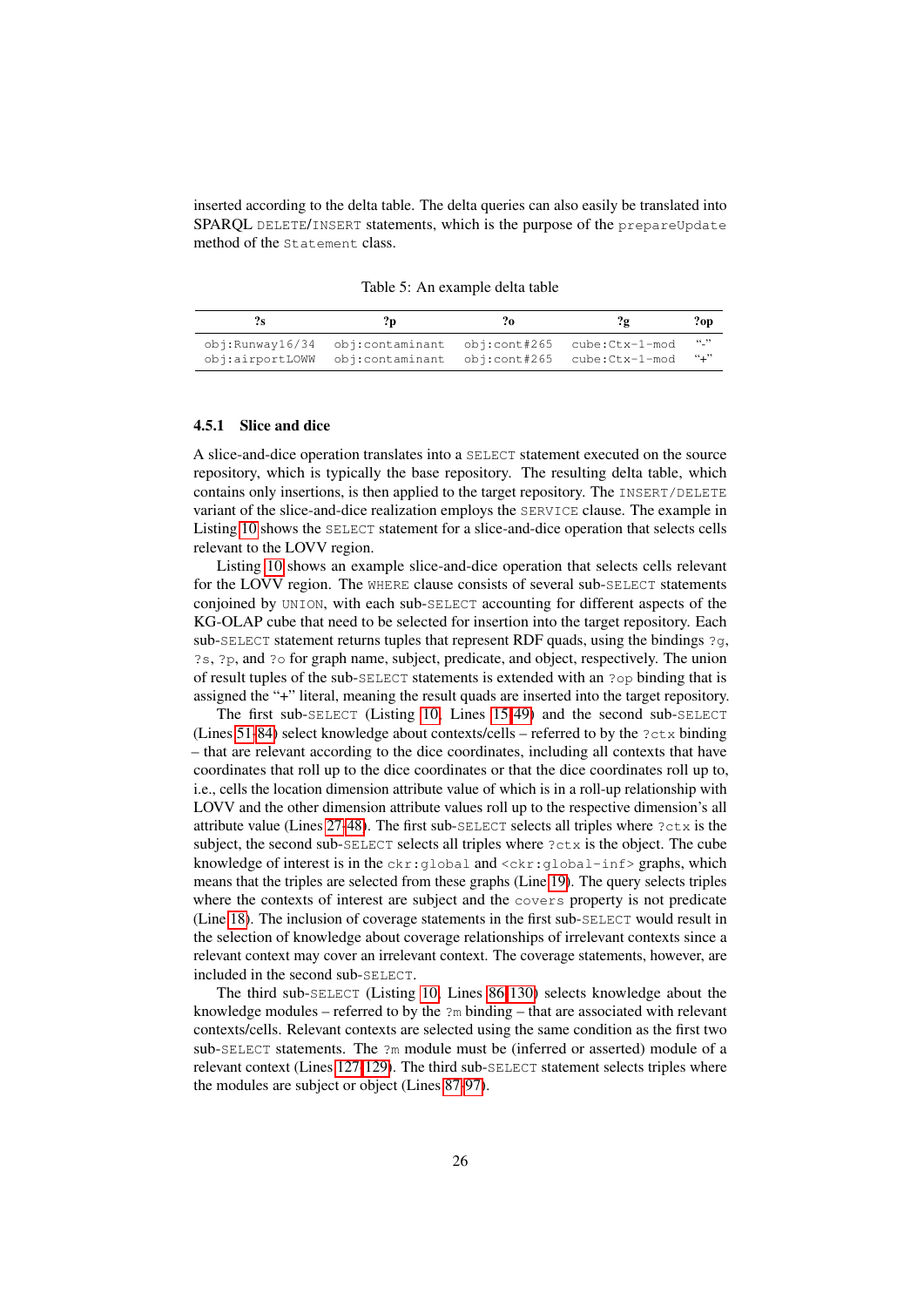inserted according to the delta table. The delta queries can also easily be translated into SPARQL `DELETE`/`INSERT` statements, which is the purpose of the `prepareUpdate` method of the `Statement` class.

Table 5: An example delta table

| ?s | ?p | ?o | ?g | ?op |
|---|---|---|---|---|
| obj:Runway16/34 | obj:contaminant | obj:cont#265 | cube:Ctx-1-mod | "-" |
| obj:airportLOWW | obj:contaminant | obj:cont#265 | cube:Ctx-1-mod | "+" |

#### 4.5.1 Slice and dice

A slice-and-dice operation translates into a `SELECT` statement executed on the source repository, which is typically the base repository. The resulting delta table, which contains only insertions, is then applied to the target repository. The `INSERT/DELETE` variant of the slice-and-dice realization employs the `SERVICE` clause. The example in Listing 10 shows the `SELECT` statement for a slice-and-dice operation that selects cells relevant to the LOVV region.

Listing 10 shows an example slice-and-dice operation that selects cells relevant for the LOVV region. The `WHERE` clause consists of several sub-`SELECT` statements conjoined by `UNION`, with each sub-`SELECT` accounting for different aspects of the KG-OLAP cube that need to be selected for insertion into the target repository. Each sub-`SELECT` statement returns tuples that represent RDF quads, using the bindings `?g`, `?s`, `?p`, and `?o` for graph name, subject, predicate, and object, respectively. The union of result tuples of the sub-`SELECT` statements is extended with an `?op` binding that is assigned the "+" literal, meaning the result quads are inserted into the target repository.

The first sub-`SELECT` (Listing 10, Lines 15-49) and the second sub-`SELECT` (Lines 51-84) select knowledge about contexts/cells – referred to by the `?ctx` binding – that are relevant according to the dice coordinates, including all contexts that have coordinates that roll up to the dice coordinates or that the dice coordinates roll up to, i.e., cells the location dimension attribute value of which is in a roll-up relationship with LOVV and the other dimension attribute values roll up to the respective dimension's all attribute value (Lines 27-48). The first sub-`SELECT` selects all triples where `?ctx` is the subject, the second sub-`SELECT` selects all triples where `?ctx` is the object. The cube knowledge of interest is in the `ckr:global` and `<ckr:global-inf>` graphs, which means that the triples are selected from these graphs (Line 19). The query selects triples where the contexts of interest are subject and the `covers` property is not predicate (Line 18). The inclusion of coverage statements in the first sub-`SELECT` would result in the selection of knowledge about coverage relationships of irrelevant contexts since a relevant context may cover an irrelevant context. The coverage statements, however, are included in the second sub-`SELECT`.

The third sub-`SELECT` (Listing 10, Lines 86-130) selects knowledge about the knowledge modules – referred to by the `?m` binding – that are associated with relevant contexts/cells. Relevant contexts are selected using the same condition as the first two sub-`SELECT` statements. The `?m` module must be (inferred or asserted) module of a relevant context (Lines 127-129). The third sub-`SELECT` statement selects triples where the modules are subject or object (Lines 87-97).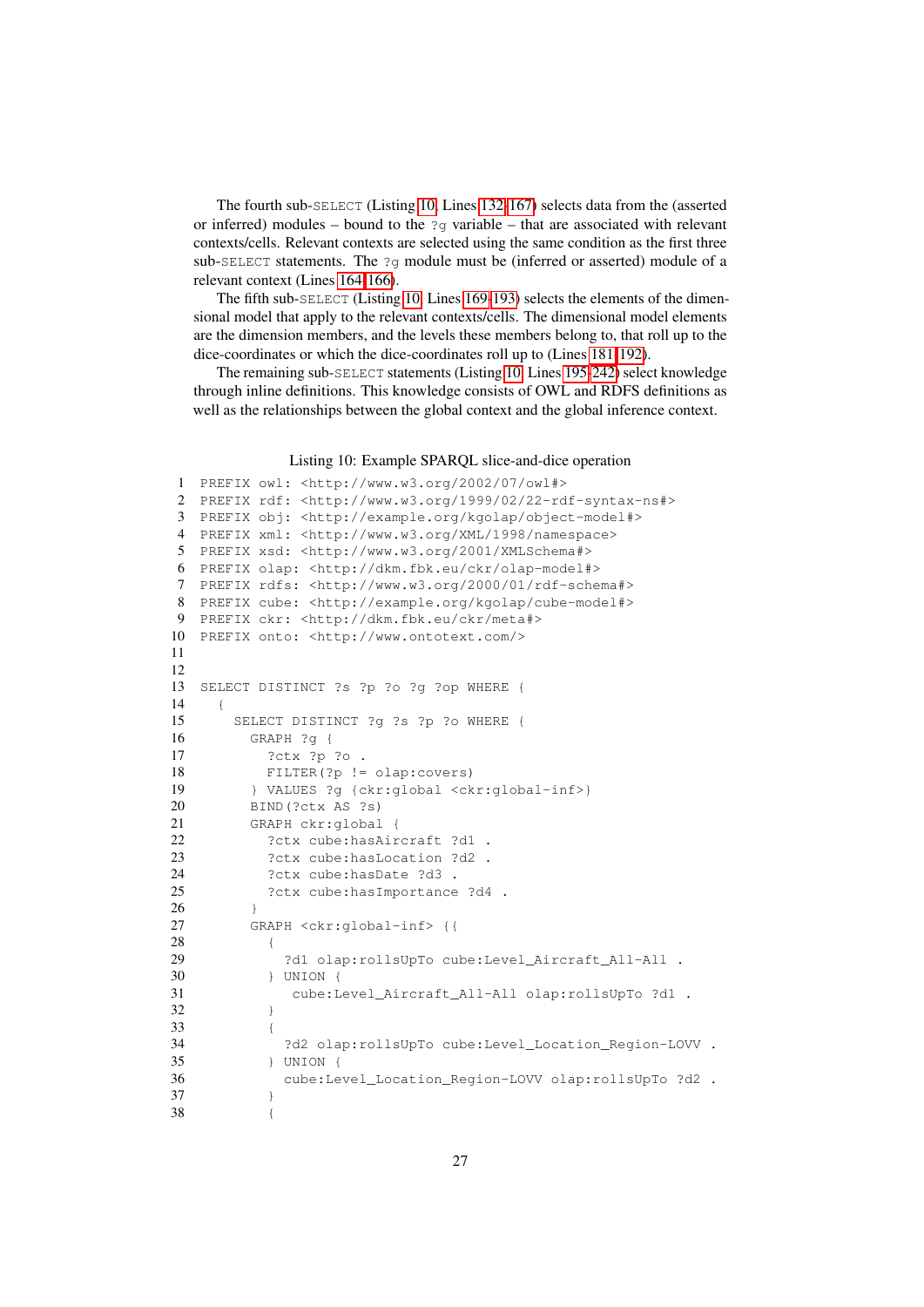The fourth sub-SELECT (Listing 10, Lines 132-167) selects data from the (asserted or inferred) modules – bound to the ?g variable – that are associated with relevant contexts/cells. Relevant contexts are selected using the same condition as the first three sub-SELECT statements. The ?g module must be (inferred or asserted) module of a relevant context (Lines 164-166).

The fifth sub-SELECT (Listing 10, Lines 169-193) selects the elements of the dimensional model that apply to the relevant contexts/cells. The dimensional model elements are the dimension members, and the levels these members belong to, that roll up to the dice-coordinates or which the dice-coordinates roll up to (Lines 181-192).

The remaining sub-SELECT statements (Listing 10, Lines 195-242) select knowledge through inline definitions. This knowledge consists of OWL and RDFS definitions as well as the relationships between the global context and the global inference context.

Listing 10: Example SPARQL slice-and-dice operation

```
1  PREFIX owl: <http://www.w3.org/2002/07/owl#>
2  PREFIX rdf: <http://www.w3.org/1999/02/22-rdf-syntax-ns#>
3  PREFIX obj: <http://example.org/kgolap/object-model#>
4  PREFIX xml: <http://www.w3.org/XML/1998/namespace>
5  PREFIX xsd: <http://www.w3.org/2001/XMLSchema#>
6  PREFIX olap: <http://dkm.fbk.eu/ckr/olap-model#>
7  PREFIX rdfs: <http://www.w3.org/2000/01/rdf-schema#>
8  PREFIX cube: <http://example.org/kgolap/cube-model#>
9  PREFIX ckr: <http://dkm.fbk.eu/ckr/meta#>
10 PREFIX onto: <http://www.ontotext.com/>
11
12
13 SELECT DISTINCT ?s ?p ?o ?g ?op WHERE {
14   {
15     SELECT DISTINCT ?g ?s ?p ?o WHERE {
16       GRAPH ?g {
17         ?ctx ?p ?o .
18         FILTER(?p != olap:covers)
19       } VALUES ?g {ckr:global <ckr:global-inf>}
20       BIND(?ctx AS ?s)
21       GRAPH ckr:global {
22         ?ctx cube:hasAircraft ?d1 .
23         ?ctx cube:hasLocation ?d2 .
24         ?ctx cube:hasDate ?d3 .
25         ?ctx cube:hasImportance ?d4 .
26       }
27       GRAPH <ckr:global-inf> {{
28         {
29           ?d1 olap:rollsUpTo cube:Level_Aircraft_All-All .
30         } UNION {
31            cube:Level_Aircraft_All-All olap:rollsUpTo ?d1 .
32         }
33         {
34           ?d2 olap:rollsUpTo cube:Level_Location_Region-LOVV .
35         } UNION {
36           cube:Level_Location_Region-LOVV olap:rollsUpTo ?d2 .
37         }
38         {
```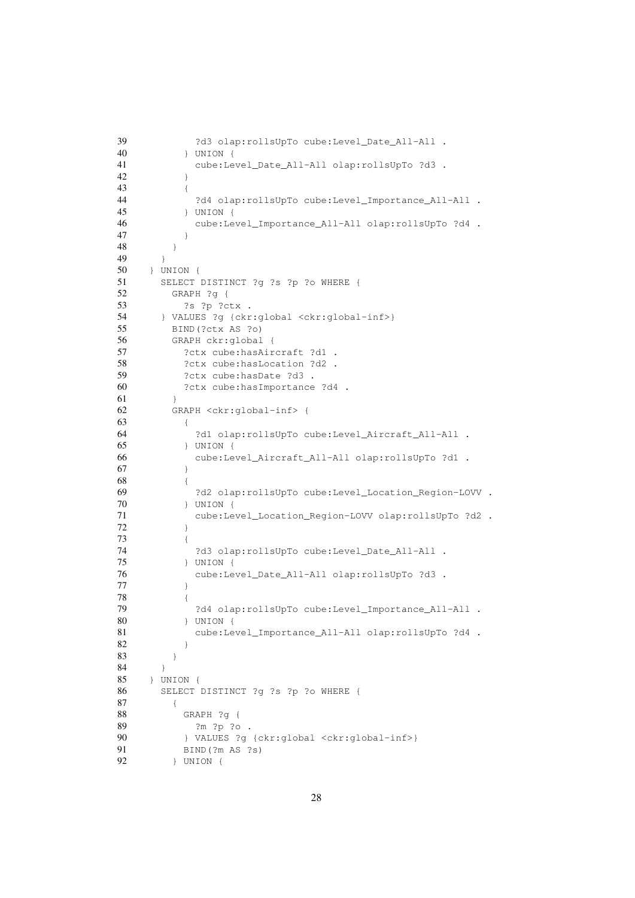```
39            ?d3 olap:rollsUpTo cube:Level_Date_All-All .
40          } UNION {
41            cube:Level_Date_All-All olap:rollsUpTo ?d3 .
42          }
43          {
44            ?d4 olap:rollsUpTo cube:Level_Importance_All-All .
45          } UNION {
46            cube:Level_Importance_All-All olap:rollsUpTo ?d4 .
47          }
48        }
49      }
50    } UNION {
51      SELECT DISTINCT ?g ?s ?p ?o WHERE {
52        GRAPH ?g {
53          ?s ?p ?ctx .
54      } VALUES ?g {ckr:global <ckr:global-inf>}
55        BIND(?ctx AS ?o)
56        GRAPH ckr:global {
57          ?ctx cube:hasAircraft ?d1 .
58          ?ctx cube:hasLocation ?d2 .
59          ?ctx cube:hasDate ?d3 .
60          ?ctx cube:hasImportance ?d4 .
61        }
62        GRAPH <ckr:global-inf> {
63          {
64            ?d1 olap:rollsUpTo cube:Level_Aircraft_All-All .
65          } UNION {
66            cube:Level_Aircraft_All-All olap:rollsUpTo ?d1 .
67          }
68          {
69            ?d2 olap:rollsUpTo cube:Level_Location_Region-LOVV .
70          } UNION {
71            cube:Level_Location_Region-LOVV olap:rollsUpTo ?d2 .
72          }
73          {
74            ?d3 olap:rollsUpTo cube:Level_Date_All-All .
75          } UNION {
76            cube:Level_Date_All-All olap:rollsUpTo ?d3 .
77          }
78          {
79            ?d4 olap:rollsUpTo cube:Level_Importance_All-All .
80          } UNION {
81            cube:Level_Importance_All-All olap:rollsUpTo ?d4 .
82          }
83        }
84      }
85    } UNION {
86      SELECT DISTINCT ?g ?s ?p ?o WHERE {
87        {
88          GRAPH ?g {
89            ?m ?p ?o .
90          } VALUES ?g {ckr:global <ckr:global-inf>}
91          BIND(?m AS ?s)
92        } UNION {
```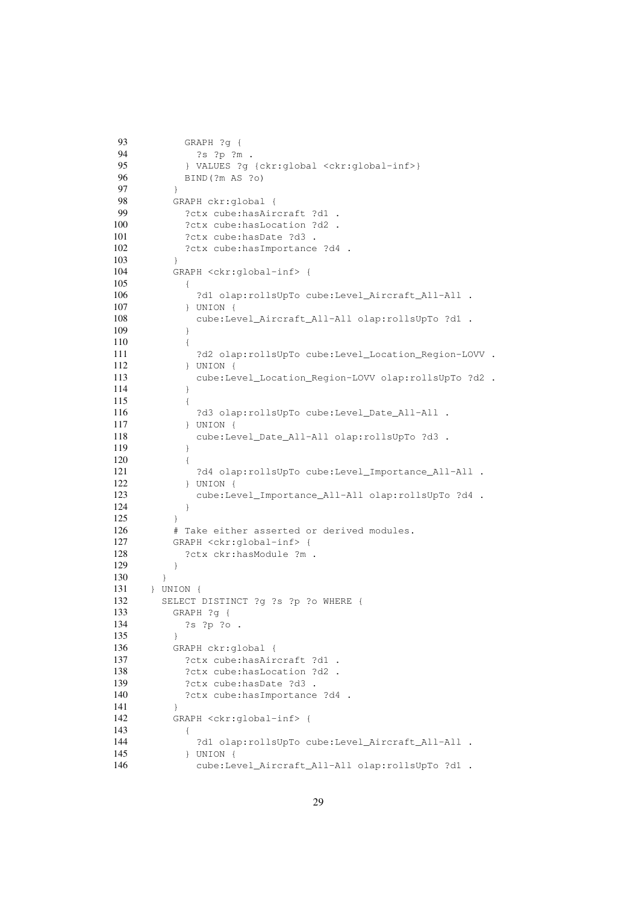```
93         GRAPH ?g {
94           ?s ?p ?m .
95         } VALUES ?g {ckr:global <ckr:global-inf>}
96         BIND(?m AS ?o)
97       }
98       GRAPH ckr:global {
99         ?ctx cube:hasAircraft ?d1 .
100        ?ctx cube:hasLocation ?d2 .
101        ?ctx cube:hasDate ?d3 .
102        ?ctx cube:hasImportance ?d4 .
103      }
104      GRAPH <ckr:global-inf> {
105        {
106          ?d1 olap:rollsUpTo cube:Level_Aircraft_All-All .
107        } UNION {
108          cube:Level_Aircraft_All-All olap:rollsUpTo ?d1 .
109        }
110        {
111          ?d2 olap:rollsUpTo cube:Level_Location_Region-LOVV .
112        } UNION {
113          cube:Level_Location_Region-LOVV olap:rollsUpTo ?d2 .
114        }
115        {
116          ?d3 olap:rollsUpTo cube:Level_Date_All-All .
117        } UNION {
118          cube:Level_Date_All-All olap:rollsUpTo ?d3 .
119        }
120        {
121          ?d4 olap:rollsUpTo cube:Level_Importance_All-All .
122        } UNION {
123          cube:Level_Importance_All-All olap:rollsUpTo ?d4 .
124        }
125      }
126      # Take either asserted or derived modules.
127      GRAPH <ckr:global-inf> {
128        ?ctx ckr:hasModule ?m .
129      }
130    }
131  } UNION {
132    SELECT DISTINCT ?g ?s ?p ?o WHERE {
133      GRAPH ?g {
134        ?s ?p ?o .
135      }
136      GRAPH ckr:global {
137        ?ctx cube:hasAircraft ?d1 .
138        ?ctx cube:hasLocation ?d2 .
139        ?ctx cube:hasDate ?d3 .
140        ?ctx cube:hasImportance ?d4 .
141      }
142      GRAPH <ckr:global-inf> {
143        {
144          ?d1 olap:rollsUpTo cube:Level_Aircraft_All-All .
145        } UNION {
146          cube:Level_Aircraft_All-All olap:rollsUpTo ?d1 .
```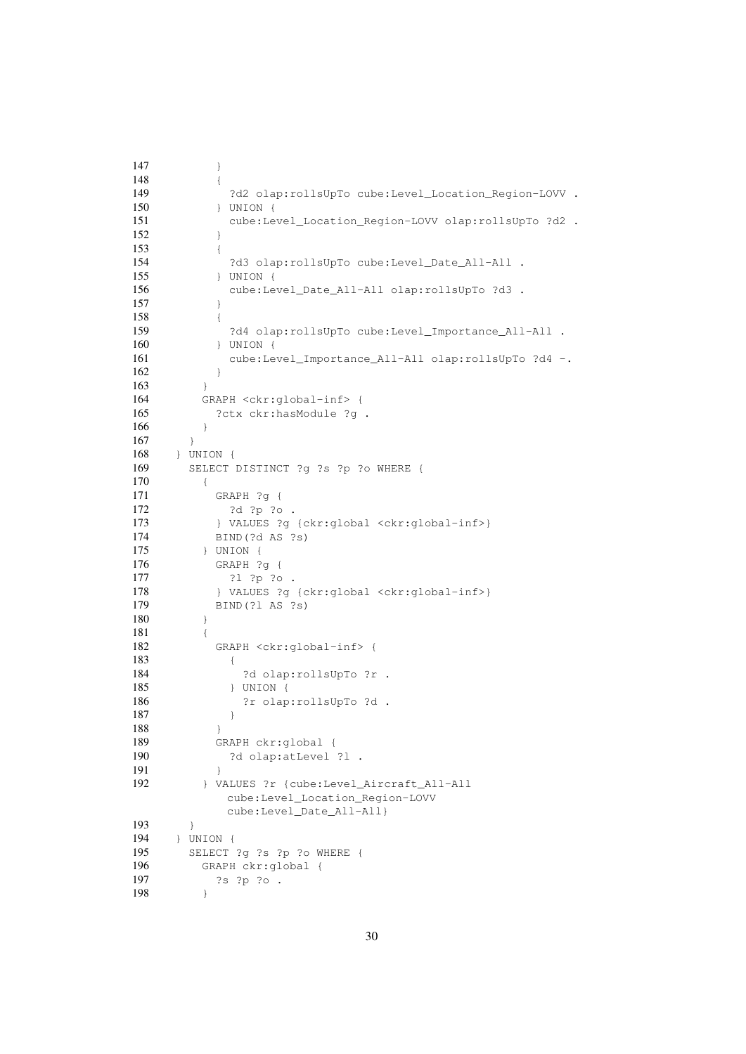```
147          }
148          {
149            ?d2 olap:rollsUpTo cube:Level_Location_Region-LOVV .
150          } UNION {
151            cube:Level_Location_Region-LOVV olap:rollsUpTo ?d2 .
152          }
153          {
154            ?d3 olap:rollsUpTo cube:Level_Date_All-All .
155          } UNION {
156            cube:Level_Date_All-All olap:rollsUpTo ?d3 .
157          }
158          {
159            ?d4 olap:rollsUpTo cube:Level_Importance_All-All .
160          } UNION {
161            cube:Level_Importance_All-All olap:rollsUpTo ?d4 -.
162          }
163        }
164        GRAPH <ckr:global-inf> {
165          ?ctx ckr:hasModule ?g .
166        }
167      }
168    } UNION {
169      SELECT DISTINCT ?g ?s ?p ?o WHERE {
170        {
171          GRAPH ?g {
172            ?d ?p ?o .
173          } VALUES ?g {ckr:global <ckr:global-inf>}
174          BIND(?d AS ?s)
175        } UNION {
176          GRAPH ?g {
177            ?l ?p ?o .
178          } VALUES ?g {ckr:global <ckr:global-inf>}
179          BIND(?l AS ?s)
180        }
181        {
182          GRAPH <ckr:global-inf> {
183            {
184              ?d olap:rollsUpTo ?r .
185            } UNION {
186              ?r olap:rollsUpTo ?d .
187            }
188          }
189          GRAPH ckr:global {
190            ?d olap:atLevel ?l .
191          }
192        } VALUES ?r {cube:Level_Aircraft_All-All
               cube:Level_Location_Region-LOVV
               cube:Level_Date_All-All}
193      }
194    } UNION {
195      SELECT ?g ?s ?p ?o WHERE {
196        GRAPH ckr:global {
197          ?s ?p ?o .
198        }
```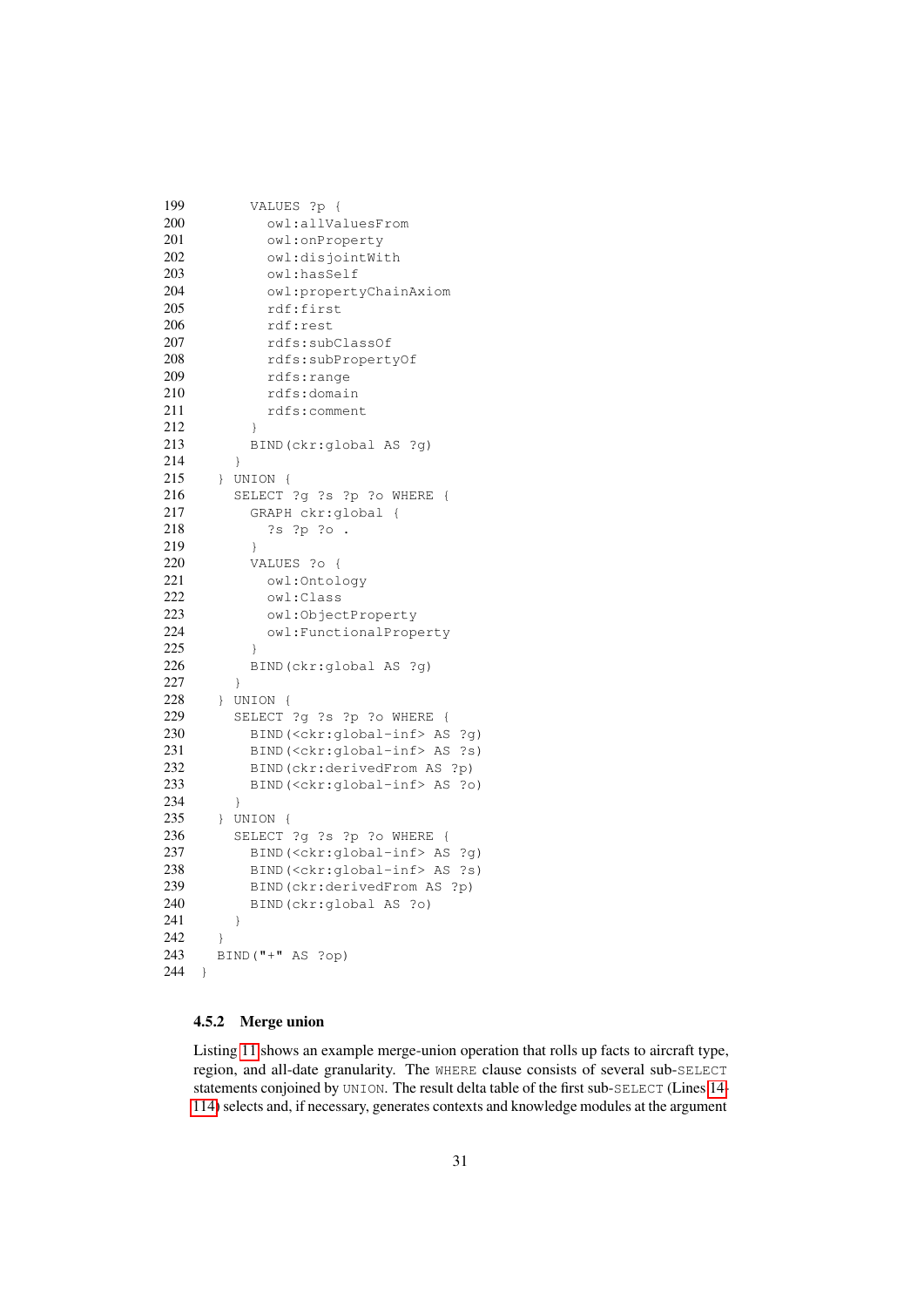```
199        VALUES ?p {
200          owl:allValuesFrom
201          owl:onProperty
202          owl:disjointWith
203          owl:hasSelf
204          owl:propertyChainAxiom
205          rdf:first
206          rdf:rest
207          rdfs:subClassOf
208          rdfs:subPropertyOf
209          rdfs:range
210          rdfs:domain
211          rdfs:comment
212        }
213        BIND(ckr:global AS ?g)
214      }
215    } UNION {
216      SELECT ?g ?s ?p ?o WHERE {
217        GRAPH ckr:global {
218          ?s ?p ?o .
219        }
220        VALUES ?o {
221          owl:Ontology
222          owl:Class
223          owl:ObjectProperty
224          owl:FunctionalProperty
225        }
226        BIND(ckr:global AS ?g)
227      }
228    } UNION {
229      SELECT ?g ?s ?p ?o WHERE {
230        BIND(<ckr:global-inf> AS ?g)
231        BIND(<ckr:global-inf> AS ?s)
232        BIND(ckr:derivedFrom AS ?p)
233        BIND(<ckr:global-inf> AS ?o)
234      }
235    } UNION {
236      SELECT ?g ?s ?p ?o WHERE {
237        BIND(<ckr:global-inf> AS ?g)
238        BIND(<ckr:global-inf> AS ?s)
239        BIND(ckr:derivedFrom AS ?p)
240        BIND(ckr:global AS ?o)
241      }
242    }
243    BIND("+" AS ?op)
244  }
```

### 4.5.2 Merge union

Listing 11 shows an example merge-union operation that rolls up facts to aircraft type, region, and all-date granularity. The `WHERE` clause consists of several sub-`SELECT` statements conjoined by `UNION`. The result delta table of the first sub-`SELECT` (Lines 14–114) selects and, if necessary, generates contexts and knowledge modules at the argument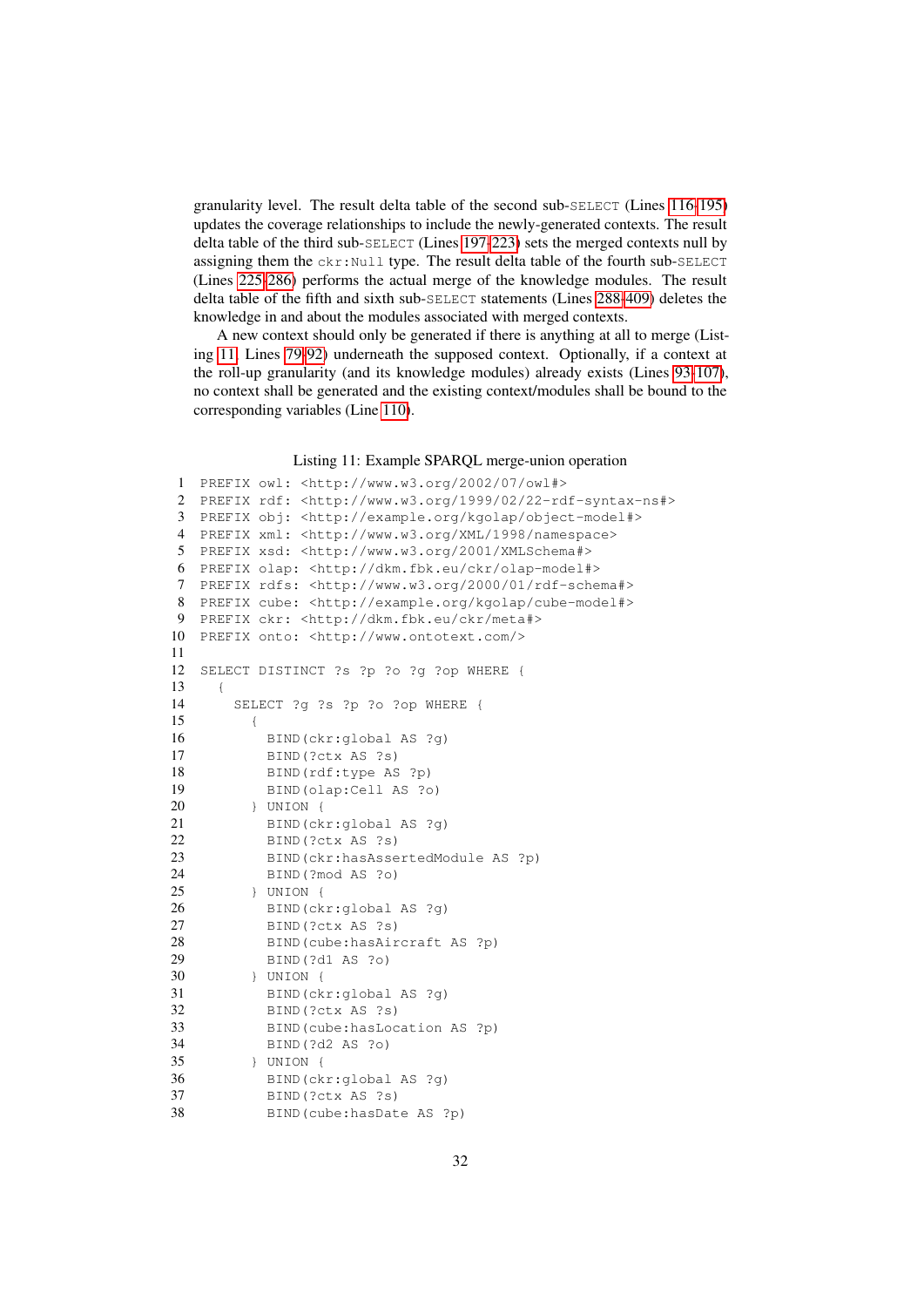granularity level. The result delta table of the second sub-SELECT (Lines 116-195) updates the coverage relationships to include the newly-generated contexts. The result delta table of the third sub-SELECT (Lines 197-223) sets the merged contexts null by assigning them the ckr:Null type. The result delta table of the fourth sub-SELECT (Lines 225-286) performs the actual merge of the knowledge modules. The result delta table of the fifth and sixth sub-SELECT statements (Lines 288-409) deletes the knowledge in and about the modules associated with merged contexts.

A new context should only be generated if there is anything at all to merge (Listing 11, Lines 79-92) underneath the supposed context. Optionally, if a context at the roll-up granularity (and its knowledge modules) already exists (Lines 93-107), no context shall be generated and the existing context/modules shall be bound to the corresponding variables (Line 110).

Listing 11: Example SPARQL merge-union operation

```
1  PREFIX owl: <http://www.w3.org/2002/07/owl#>
2  PREFIX rdf: <http://www.w3.org/1999/02/22-rdf-syntax-ns#>
3  PREFIX obj: <http://example.org/kgolap/object-model#>
4  PREFIX xml: <http://www.w3.org/XML/1998/namespace>
5  PREFIX xsd: <http://www.w3.org/2001/XMLSchema#>
6  PREFIX olap: <http://dkm.fbk.eu/ckr/olap-model#>
7  PREFIX rdfs: <http://www.w3.org/2000/01/rdf-schema#>
8  PREFIX cube: <http://example.org/kgolap/cube-model#>
9  PREFIX ckr: <http://dkm.fbk.eu/ckr/meta#>
10 PREFIX onto: <http://www.ontotext.com/>
11
12 SELECT DISTINCT ?s ?p ?o ?g ?op WHERE {
13   {
14     SELECT ?g ?s ?p ?o ?op WHERE {
15       {
16         BIND(ckr:global AS ?g)
17         BIND(?ctx AS ?s)
18         BIND(rdf:type AS ?p)
19         BIND(olap:Cell AS ?o)
20       } UNION {
21         BIND(ckr:global AS ?g)
22         BIND(?ctx AS ?s)
23         BIND(ckr:hasAssertedModule AS ?p)
24         BIND(?mod AS ?o)
25       } UNION {
26         BIND(ckr:global AS ?g)
27         BIND(?ctx AS ?s)
28         BIND(cube:hasAircraft AS ?p)
29         BIND(?d1 AS ?o)
30       } UNION {
31         BIND(ckr:global AS ?g)
32         BIND(?ctx AS ?s)
33         BIND(cube:hasLocation AS ?p)
34         BIND(?d2 AS ?o)
35       } UNION {
36         BIND(ckr:global AS ?g)
37         BIND(?ctx AS ?s)
38         BIND(cube:hasDate AS ?p)
```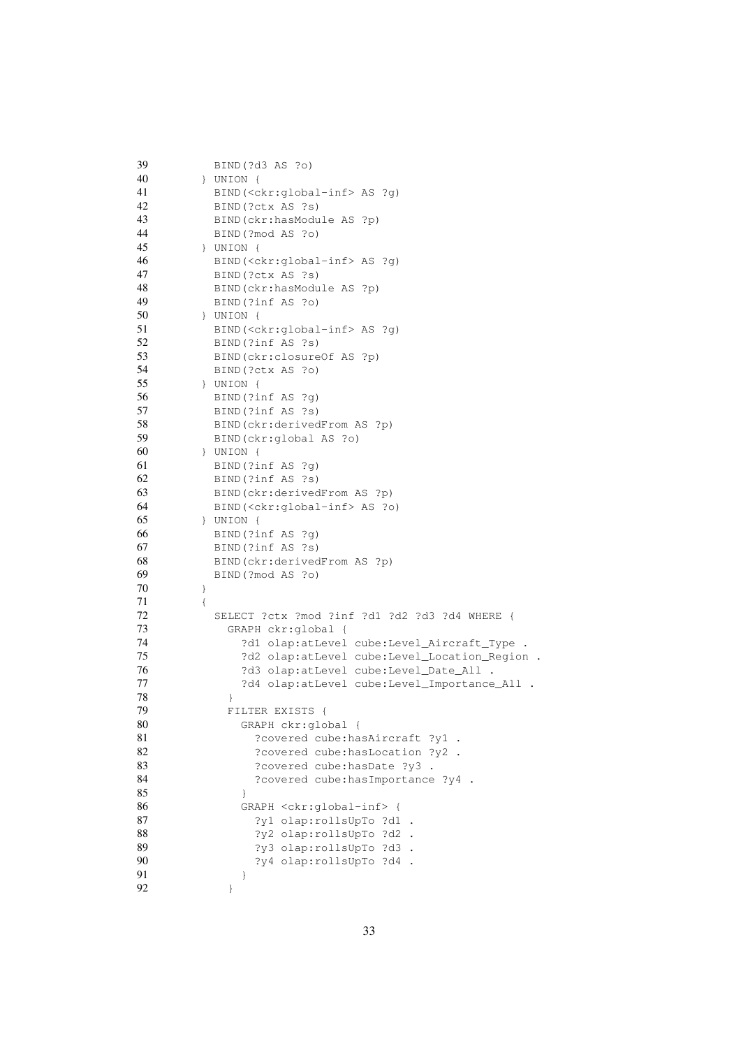```
39          BIND(?d3 AS ?o)
40        } UNION {
41          BIND(<ckr:global-inf> AS ?g)
42          BIND(?ctx AS ?s)
43          BIND(ckr:hasModule AS ?p)
44          BIND(?mod AS ?o)
45        } UNION {
46          BIND(<ckr:global-inf> AS ?g)
47          BIND(?ctx AS ?s)
48          BIND(ckr:hasModule AS ?p)
49          BIND(?inf AS ?o)
50        } UNION {
51          BIND(<ckr:global-inf> AS ?g)
52          BIND(?inf AS ?s)
53          BIND(ckr:closureOf AS ?p)
54          BIND(?ctx AS ?o)
55        } UNION {
56          BIND(?inf AS ?g)
57          BIND(?inf AS ?s)
58          BIND(ckr:derivedFrom AS ?p)
59          BIND(ckr:global AS ?o)
60        } UNION {
61          BIND(?inf AS ?g)
62          BIND(?inf AS ?s)
63          BIND(ckr:derivedFrom AS ?p)
64          BIND(<ckr:global-inf> AS ?o)
65        } UNION {
66          BIND(?inf AS ?g)
67          BIND(?inf AS ?s)
68          BIND(ckr:derivedFrom AS ?p)
69          BIND(?mod AS ?o)
70        }
71        {
72          SELECT ?ctx ?mod ?inf ?d1 ?d2 ?d3 ?d4 WHERE {
73            GRAPH ckr:global {
74              ?d1 olap:atLevel cube:Level_Aircraft_Type .
75              ?d2 olap:atLevel cube:Level_Location_Region .
76              ?d3 olap:atLevel cube:Level_Date_All .
77              ?d4 olap:atLevel cube:Level_Importance_All .
78            }
79            FILTER EXISTS {
80              GRAPH ckr:global {
81                ?covered cube:hasAircraft ?y1 .
82                ?covered cube:hasLocation ?y2 .
83                ?covered cube:hasDate ?y3 .
84                ?covered cube:hasImportance ?y4 .
85              }
86              GRAPH <ckr:global-inf> {
87                ?y1 olap:rollsUpTo ?d1 .
88                ?y2 olap:rollsUpTo ?d2 .
89                ?y3 olap:rollsUpTo ?d3 .
90                ?y4 olap:rollsUpTo ?d4 .
91              }
92            }
```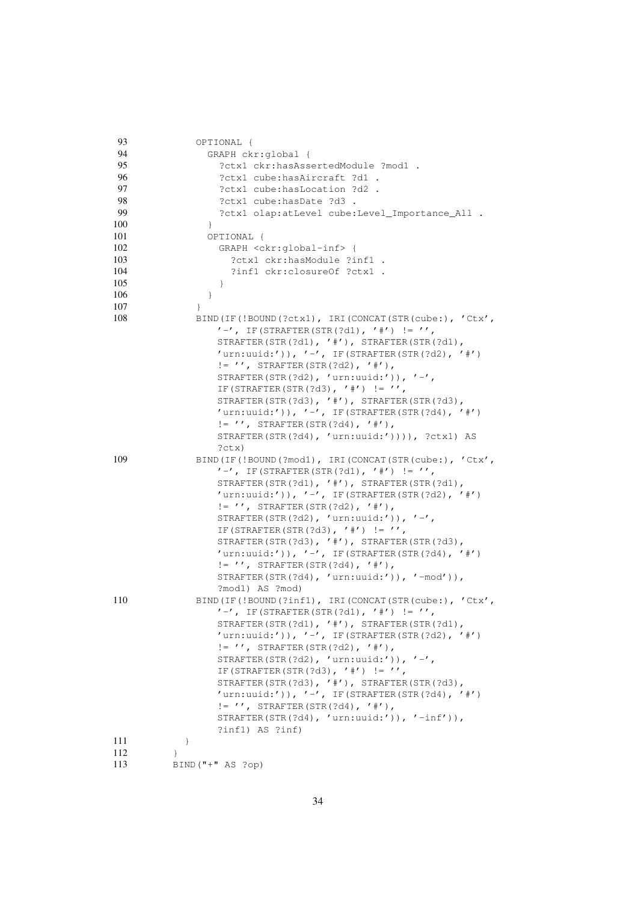```
93          OPTIONAL {
94            GRAPH ckr:global {
95              ?ctx1 ckr:hasAssertedModule ?mod1 .
96              ?ctx1 cube:hasAircraft ?d1 .
97              ?ctx1 cube:hasLocation ?d2 .
98              ?ctx1 cube:hasDate ?d3 .
99              ?ctx1 olap:atLevel cube:Level_Importance_All .
100           }
101           OPTIONAL {
102             GRAPH <ckr:global-inf> {
103               ?ctx1 ckr:hasModule ?inf1 .
104               ?inf1 ckr:closureOf ?ctx1 .
105             }
106           }
107         }
108         BIND(IF(!BOUND(?ctx1), IRI(CONCAT(STR(cube:), 'Ctx',
              '-', IF(STRAFTER(STR(?d1), '#') != '',
              STRAFTER(STR(?d1), '#'), STRAFTER(STR(?d1),
              'urn:uuid:')), '-', IF(STRAFTER(STR(?d2), '#')
              != '', STRAFTER(STR(?d2), '#'),
              STRAFTER(STR(?d2), 'urn:uuid:')), '-',
              IF(STRAFTER(STR(?d3), '#') != '',
              STRAFTER(STR(?d3), '#'), STRAFTER(STR(?d3),
              'urn:uuid:')), '-', IF(STRAFTER(STR(?d4), '#')
              != '', STRAFTER(STR(?d4), '#'),
              STRAFTER(STR(?d4), 'urn:uuid:')))), ?ctx1) AS
              ?ctx)
109         BIND(IF(!BOUND(?mod1), IRI(CONCAT(STR(cube:), 'Ctx',
              '-', IF(STRAFTER(STR(?d1), '#') != '',
              STRAFTER(STR(?d1), '#'), STRAFTER(STR(?d1),
              'urn:uuid:')), '-', IF(STRAFTER(STR(?d2), '#')
              != '', STRAFTER(STR(?d2), '#'),
              STRAFTER(STR(?d2), 'urn:uuid:')), '-',
              IF(STRAFTER(STR(?d3), '#') != '',
              STRAFTER(STR(?d3), '#'), STRAFTER(STR(?d3),
              'urn:uuid:')), '-', IF(STRAFTER(STR(?d4), '#')
              != '', STRAFTER(STR(?d4), '#'),
              STRAFTER(STR(?d4), 'urn:uuid:')), '-mod')),
              ?mod1) AS ?mod)
110         BIND(IF(!BOUND(?inf1), IRI(CONCAT(STR(cube:), 'Ctx',
              '-', IF(STRAFTER(STR(?d1), '#') != '',
              STRAFTER(STR(?d1), '#'), STRAFTER(STR(?d1),
              'urn:uuid:')), '-', IF(STRAFTER(STR(?d2), '#')
              != '', STRAFTER(STR(?d2), '#'),
              STRAFTER(STR(?d2), 'urn:uuid:')), '-',
              IF(STRAFTER(STR(?d3), '#') != '',
              STRAFTER(STR(?d3), '#'), STRAFTER(STR(?d3),
              'urn:uuid:')), '-', IF(STRAFTER(STR(?d4), '#')
              != '', STRAFTER(STR(?d4), '#'),
              STRAFTER(STR(?d4), 'urn:uuid:')), '-inf')),
              ?inf1) AS ?inf)
111       }
112     }
113     BIND("+" AS ?op)
```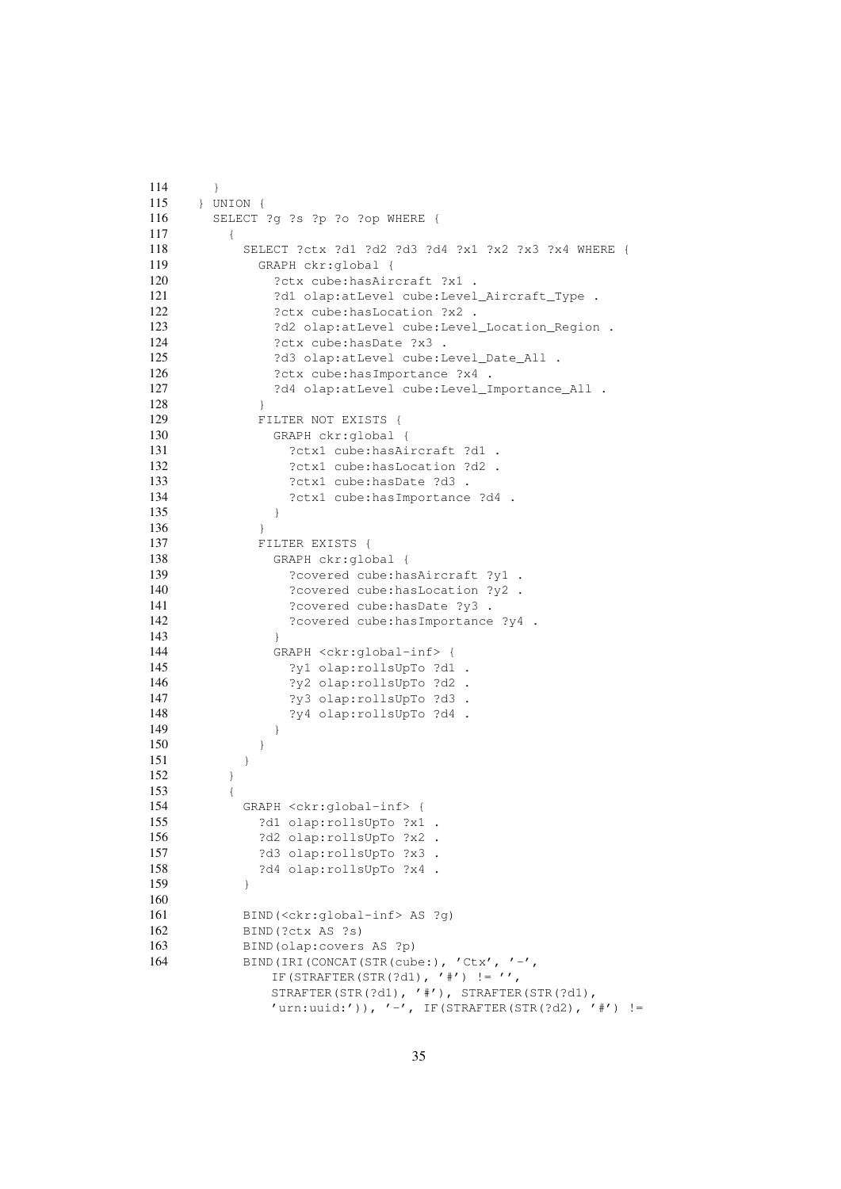```
114     }
115   } UNION {
116     SELECT ?g ?s ?p ?o ?op WHERE {
117       {
118         SELECT ?ctx ?d1 ?d2 ?d3 ?d4 ?x1 ?x2 ?x3 ?x4 WHERE {
119           GRAPH ckr:global {
120             ?ctx cube:hasAircraft ?x1 .
121             ?d1 olap:atLevel cube:Level_Aircraft_Type .
122             ?ctx cube:hasLocation ?x2 .
123             ?d2 olap:atLevel cube:Level_Location_Region .
124             ?ctx cube:hasDate ?x3 .
125             ?d3 olap:atLevel cube:Level_Date_All .
126             ?ctx cube:hasImportance ?x4 .
127             ?d4 olap:atLevel cube:Level_Importance_All .
128           }
129           FILTER NOT EXISTS {
130             GRAPH ckr:global {
131               ?ctx1 cube:hasAircraft ?d1 .
132               ?ctx1 cube:hasLocation ?d2 .
133               ?ctx1 cube:hasDate ?d3 .
134               ?ctx1 cube:hasImportance ?d4 .
135             }
136           }
137           FILTER EXISTS {
138             GRAPH ckr:global {
139               ?covered cube:hasAircraft ?y1 .
140               ?covered cube:hasLocation ?y2 .
141               ?covered cube:hasDate ?y3 .
142               ?covered cube:hasImportance ?y4 .
143             }
144             GRAPH <ckr:global-inf> {
145               ?y1 olap:rollsUpTo ?d1 .
146               ?y2 olap:rollsUpTo ?d2 .
147               ?y3 olap:rollsUpTo ?d3 .
148               ?y4 olap:rollsUpTo ?d4 .
149             }
150           }
151         }
152       }
153       {
154         GRAPH <ckr:global-inf> {
155           ?d1 olap:rollsUpTo ?x1 .
156           ?d2 olap:rollsUpTo ?x2 .
157           ?d3 olap:rollsUpTo ?x3 .
158           ?d4 olap:rollsUpTo ?x4 .
159         }
160
161         BIND(<ckr:global-inf> AS ?g)
162         BIND(?ctx AS ?s)
163         BIND(olap:covers AS ?p)
164         BIND(IRI(CONCAT(STR(cube:), 'Ctx', '-',
              IF(STRAFTER(STR(?d1), '#') != '',
              STRAFTER(STR(?d1), '#'), STRAFTER(STR(?d1),
              'urn:uuid:')), '-', IF(STRAFTER(STR(?d2), '#') !=
```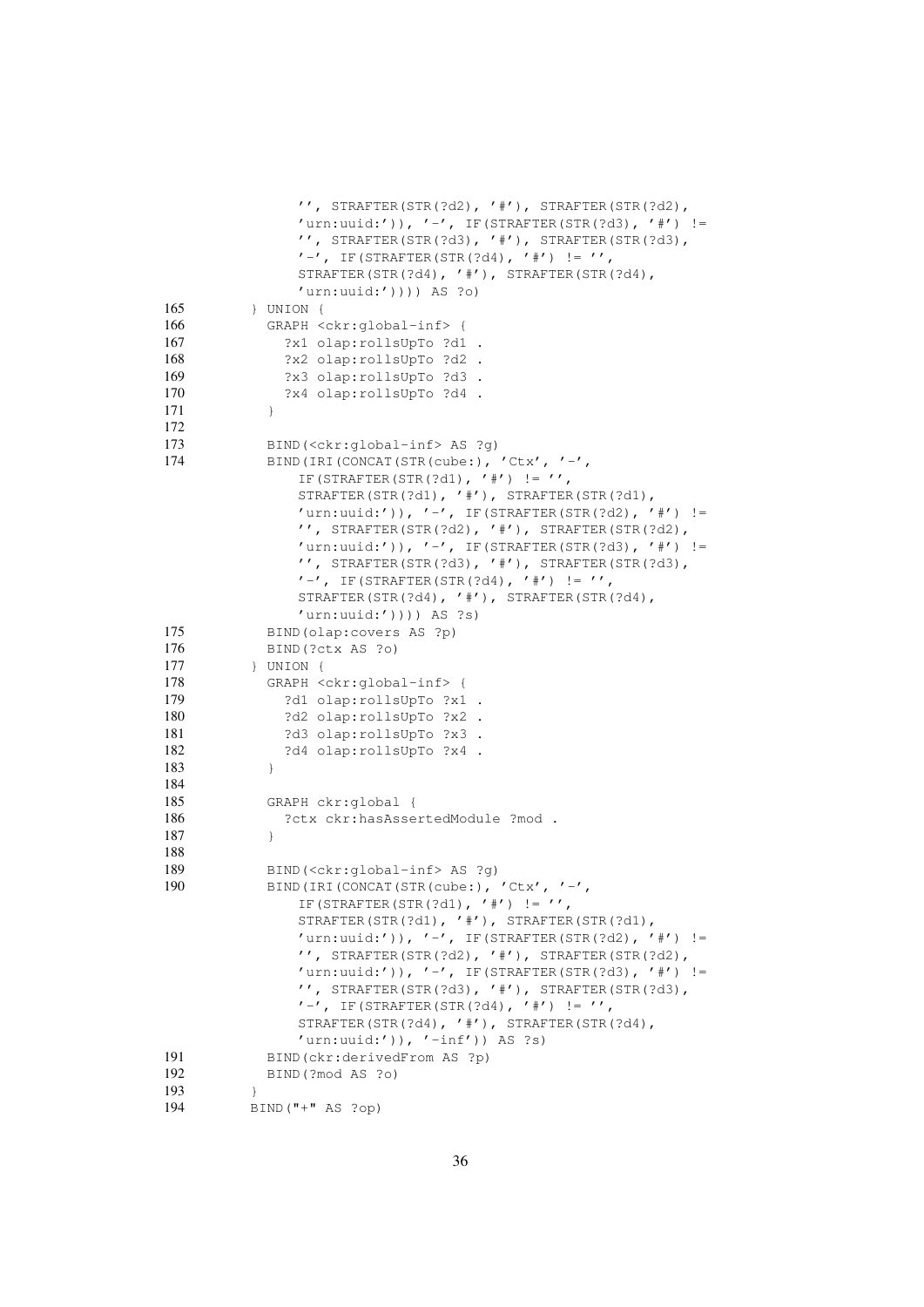```
                '', STRAFTER(STR(?d2), '#'), STRAFTER(STR(?d2),
                'urn:uuid:')), '-', IF(STRAFTER(STR(?d3), '#') !=
                '', STRAFTER(STR(?d3), '#'), STRAFTER(STR(?d3),
                '-', IF(STRAFTER(STR(?d4), '#') != '',
                STRAFTER(STR(?d4), '#'), STRAFTER(STR(?d4),
                'urn:uuid:')))) AS ?o)
165        } UNION {
166          GRAPH <ckr:global-inf> {
167            ?x1 olap:rollsUpTo ?d1 .
168            ?x2 olap:rollsUpTo ?d2 .
169            ?x3 olap:rollsUpTo ?d3 .
170            ?x4 olap:rollsUpTo ?d4 .
171          }
172
173          BIND(<ckr:global-inf> AS ?g)
174          BIND(IRI(CONCAT(STR(cube:), 'Ctx', '-',
                IF(STRAFTER(STR(?d1), '#') != '',
                STRAFTER(STR(?d1), '#'), STRAFTER(STR(?d1),
                'urn:uuid:')), '-', IF(STRAFTER(STR(?d2), '#') !=
                '', STRAFTER(STR(?d2), '#'), STRAFTER(STR(?d2),
                'urn:uuid:')), '-', IF(STRAFTER(STR(?d3), '#') !=
                '', STRAFTER(STR(?d3), '#'), STRAFTER(STR(?d3),
                '-', IF(STRAFTER(STR(?d4), '#') != '',
                STRAFTER(STR(?d4), '#'), STRAFTER(STR(?d4),
                'urn:uuid:')))) AS ?s)
175          BIND(olap:covers AS ?p)
176          BIND(?ctx AS ?o)
177        } UNION {
178          GRAPH <ckr:global-inf> {
179            ?d1 olap:rollsUpTo ?x1 .
180            ?d2 olap:rollsUpTo ?x2 .
181            ?d3 olap:rollsUpTo ?x3 .
182            ?d4 olap:rollsUpTo ?x4 .
183          }
184
185          GRAPH ckr:global {
186            ?ctx ckr:hasAssertedModule ?mod .
187          }
188
189          BIND(<ckr:global-inf> AS ?g)
190          BIND(IRI(CONCAT(STR(cube:), 'Ctx', '-',
                IF(STRAFTER(STR(?d1), '#') != '',
                STRAFTER(STR(?d1), '#'), STRAFTER(STR(?d1),
                'urn:uuid:')), '-', IF(STRAFTER(STR(?d2), '#') !=
                '', STRAFTER(STR(?d2), '#'), STRAFTER(STR(?d2),
                'urn:uuid:')), '-', IF(STRAFTER(STR(?d3), '#') !=
                '', STRAFTER(STR(?d3), '#'), STRAFTER(STR(?d3),
                '-', IF(STRAFTER(STR(?d4), '#') != '',
                STRAFTER(STR(?d4), '#'), STRAFTER(STR(?d4),
                'urn:uuid:')), '-inf')) AS ?s)
191          BIND(ckr:derivedFrom AS ?p)
192          BIND(?mod AS ?o)
193        }
194        BIND("+" AS ?op)
```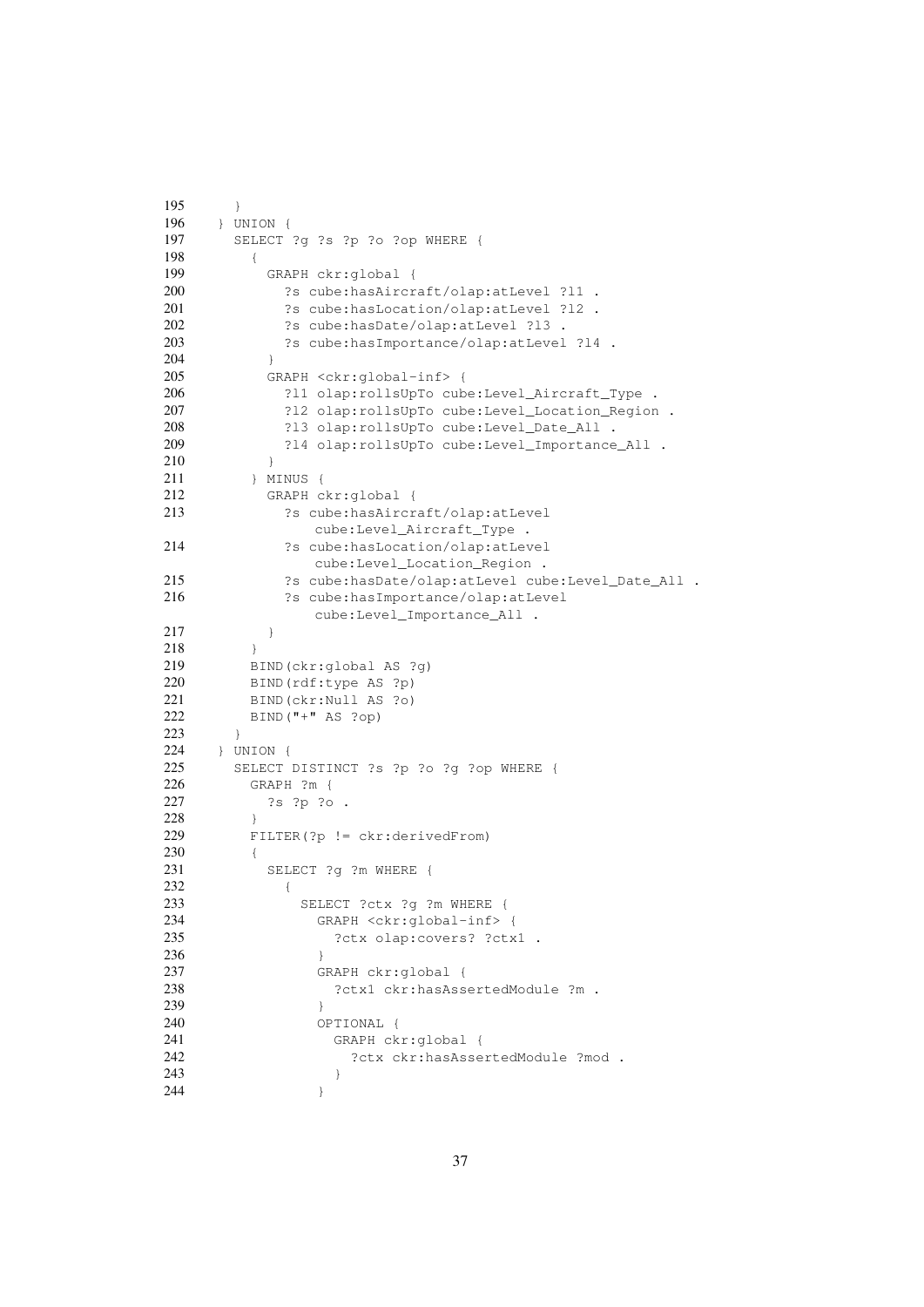```
195     }
196   } UNION {
197     SELECT ?g ?s ?p ?o ?op WHERE {
198       {
199         GRAPH ckr:global {
200           ?s cube:hasAircraft/olap:atLevel ?l1 .
201           ?s cube:hasLocation/olap:atLevel ?l2 .
202           ?s cube:hasDate/olap:atLevel ?l3 .
203           ?s cube:hasImportance/olap:atLevel ?l4 .
204         }
205         GRAPH <ckr:global-inf> {
206           ?l1 olap:rollsUpTo cube:Level_Aircraft_Type .
207           ?l2 olap:rollsUpTo cube:Level_Location_Region .
208           ?l3 olap:rollsUpTo cube:Level_Date_All .
209           ?l4 olap:rollsUpTo cube:Level_Importance_All .
210         }
211       } MINUS {
212         GRAPH ckr:global {
213           ?s cube:hasAircraft/olap:atLevel
                cube:Level_Aircraft_Type .
214           ?s cube:hasLocation/olap:atLevel
                cube:Level_Location_Region .
215           ?s cube:hasDate/olap:atLevel cube:Level_Date_All .
216           ?s cube:hasImportance/olap:atLevel
                cube:Level_Importance_All .
217         }
218       }
219       BIND(ckr:global AS ?g)
220       BIND(rdf:type AS ?p)
221       BIND(ckr:Null AS ?o)
222       BIND("+" AS ?op)
223     }
224   } UNION {
225     SELECT DISTINCT ?s ?p ?o ?g ?op WHERE {
226       GRAPH ?m {
227         ?s ?p ?o .
228       }
229       FILTER(?p != ckr:derivedFrom)
230       {
231         SELECT ?g ?m WHERE {
232           {
233             SELECT ?ctx ?g ?m WHERE {
234               GRAPH <ckr:global-inf> {
235                 ?ctx olap:covers? ?ctx1 .
236               }
237               GRAPH ckr:global {
238                 ?ctx1 ckr:hasAssertedModule ?m .
239               }
240               OPTIONAL {
241                 GRAPH ckr:global {
242                   ?ctx ckr:hasAssertedModule ?mod .
243                 }
244               }
```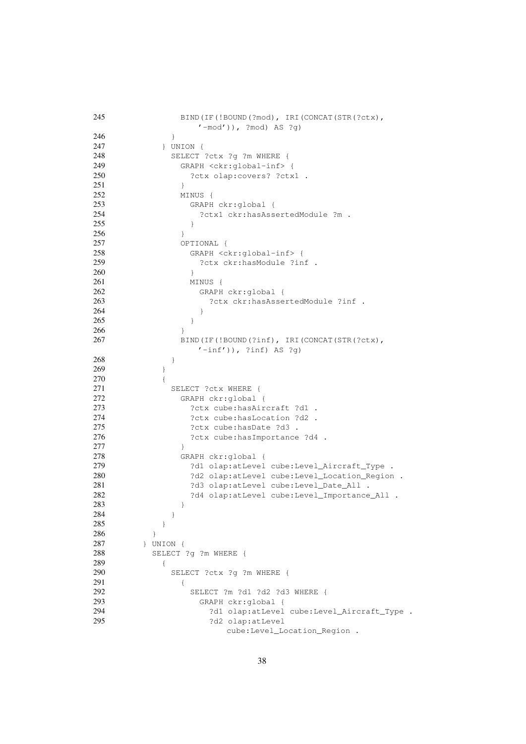```
245              BIND(IF(!BOUND(?mod), IRI(CONCAT(STR(?ctx),
                   '-mod')), ?mod) AS ?g)
246            }
247          } UNION {
248            SELECT ?ctx ?g ?m WHERE {
249              GRAPH <ckr:global-inf> {
250                ?ctx olap:covers? ?ctx1 .
251              }
252              MINUS {
253                GRAPH ckr:global {
254                  ?ctx1 ckr:hasAssertedModule ?m .
255                }
256              }
257              OPTIONAL {
258                GRAPH <ckr:global-inf> {
259                  ?ctx ckr:hasModule ?inf .
260                }
261                MINUS {
262                  GRAPH ckr:global {
263                    ?ctx ckr:hasAssertedModule ?inf .
264                  }
265                }
266              }
267              BIND(IF(!BOUND(?inf), IRI(CONCAT(STR(?ctx),
                   '-inf')), ?inf) AS ?g)
268            }
269          }
270          {
271            SELECT ?ctx WHERE {
272              GRAPH ckr:global {
273                ?ctx cube:hasAircraft ?d1 .
274                ?ctx cube:hasLocation ?d2 .
275                ?ctx cube:hasDate ?d3 .
276                ?ctx cube:hasImportance ?d4 .
277              }
278              GRAPH ckr:global {
279                ?d1 olap:atLevel cube:Level_Aircraft_Type .
280                ?d2 olap:atLevel cube:Level_Location_Region .
281                ?d3 olap:atLevel cube:Level_Date_All .
282                ?d4 olap:atLevel cube:Level_Importance_All .
283              }
284            }
285          }
286        }
287      } UNION {
288        SELECT ?g ?m WHERE {
289          {
290            SELECT ?ctx ?g ?m WHERE {
291              {
292                SELECT ?m ?d1 ?d2 ?d3 WHERE {
293                  GRAPH ckr:global {
294                    ?d1 olap:atLevel cube:Level_Aircraft_Type .
295                    ?d2 olap:atLevel
                         cube:Level_Location_Region .
```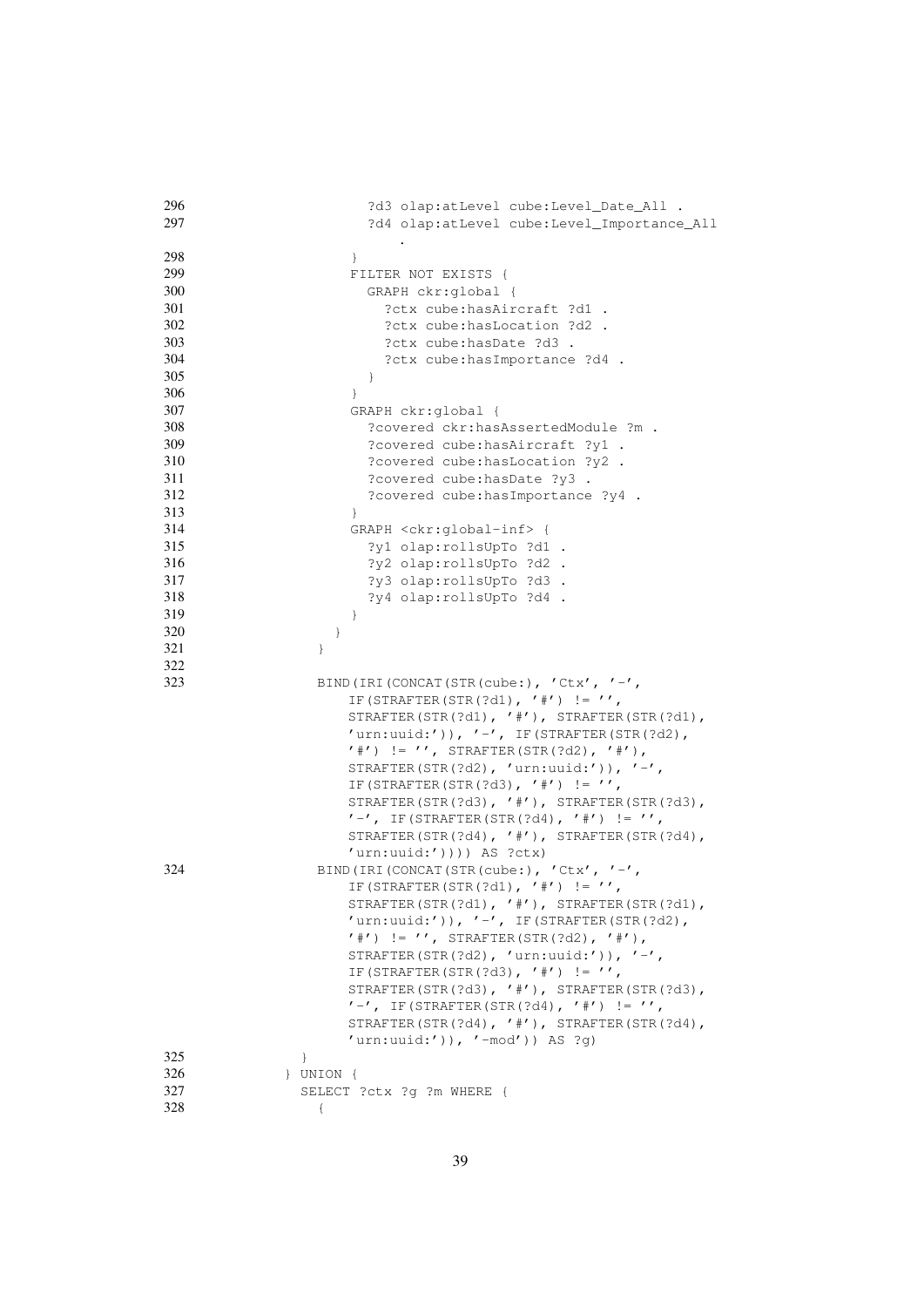```
296                     ?d3 olap:atLevel cube:Level_Date_All .
297                     ?d4 olap:atLevel cube:Level_Importance_All
                            .
298                   }
299                   FILTER NOT EXISTS {
300                     GRAPH ckr:global {
301                       ?ctx cube:hasAircraft ?d1 .
302                       ?ctx cube:hasLocation ?d2 .
303                       ?ctx cube:hasDate ?d3 .
304                       ?ctx cube:hasImportance ?d4 .
305                     }
306                   }
307                   GRAPH ckr:global {
308                     ?covered ckr:hasAssertedModule ?m .
309                     ?covered cube:hasAircraft ?y1 .
310                     ?covered cube:hasLocation ?y2 .
311                     ?covered cube:hasDate ?y3 .
312                     ?covered cube:hasImportance ?y4 .
313                   }
314                   GRAPH <ckr:global-inf> {
315                     ?y1 olap:rollsUpTo ?d1 .
316                     ?y2 olap:rollsUpTo ?d2 .
317                     ?y3 olap:rollsUpTo ?d3 .
318                     ?y4 olap:rollsUpTo ?d4 .
319                   }
320                 }
321               }
322
323               BIND(IRI(CONCAT(STR(cube:), 'Ctx', '-',
                      IF(STRAFTER(STR(?d1), '#') != '',
                      STRAFTER(STR(?d1), '#'), STRAFTER(STR(?d1),
                      'urn:uuid:')), '-', IF(STRAFTER(STR(?d2),
                      '#') != '', STRAFTER(STR(?d2), '#'),
                      STRAFTER(STR(?d2), 'urn:uuid:')), '-',
                      IF(STRAFTER(STR(?d3), '#') != '',
                      STRAFTER(STR(?d3), '#'), STRAFTER(STR(?d3),
                      '-', IF(STRAFTER(STR(?d4), '#') != '',
                      STRAFTER(STR(?d4), '#'), STRAFTER(STR(?d4),
                      'urn:uuid:')))) AS ?ctx)
324               BIND(IRI(CONCAT(STR(cube:), 'Ctx', '-',
                      IF(STRAFTER(STR(?d1), '#') != '',
                      STRAFTER(STR(?d1), '#'), STRAFTER(STR(?d1),
                      'urn:uuid:')), '-', IF(STRAFTER(STR(?d2),
                      '#') != '', STRAFTER(STR(?d2), '#'),
                      STRAFTER(STR(?d2), 'urn:uuid:')), '-',
                      IF(STRAFTER(STR(?d3), '#') != '',
                      STRAFTER(STR(?d3), '#'), STRAFTER(STR(?d3),
                      '-', IF(STRAFTER(STR(?d4), '#') != '',
                      STRAFTER(STR(?d4), '#'), STRAFTER(STR(?d4),
                      'urn:uuid:')), '-mod')) AS ?g)
325             }
326           } UNION {
327             SELECT ?ctx ?g ?m WHERE {
328               {
```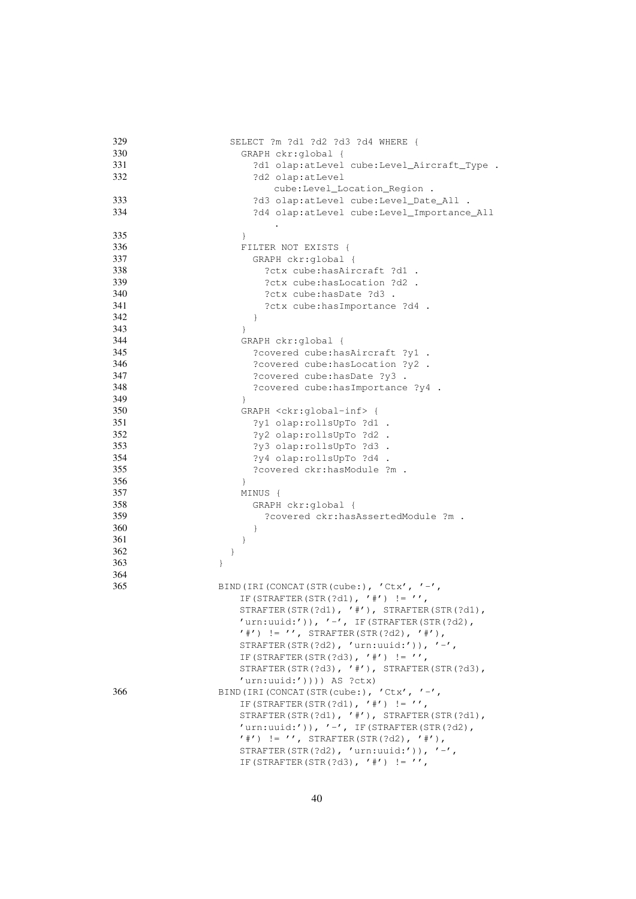```
329                SELECT ?m ?d1 ?d2 ?d3 ?d4 WHERE {
330                  GRAPH ckr:global {
331                    ?d1 olap:atLevel cube:Level_Aircraft_Type .
332                    ?d2 olap:atLevel
                           cube:Level_Location_Region .
333                    ?d3 olap:atLevel cube:Level_Date_All .
334                    ?d4 olap:atLevel cube:Level_Importance_All
                         .
335                  }
336                  FILTER NOT EXISTS {
337                    GRAPH ckr:global {
338                      ?ctx cube:hasAircraft ?d1 .
339                      ?ctx cube:hasLocation ?d2 .
340                      ?ctx cube:hasDate ?d3 .
341                      ?ctx cube:hasImportance ?d4 .
342                    }
343                  }
344                  GRAPH ckr:global {
345                    ?covered cube:hasAircraft ?y1 .
346                    ?covered cube:hasLocation ?y2 .
347                    ?covered cube:hasDate ?y3 .
348                    ?covered cube:hasImportance ?y4 .
349                  }
350                  GRAPH <ckr:global-inf> {
351                    ?y1 olap:rollsUpTo ?d1 .
352                    ?y2 olap:rollsUpTo ?d2 .
353                    ?y3 olap:rollsUpTo ?d3 .
354                    ?y4 olap:rollsUpTo ?d4 .
355                    ?covered ckr:hasModule ?m .
356                  }
357                  MINUS {
358                    GRAPH ckr:global {
359                      ?covered ckr:hasAssertedModule ?m .
360                    }
361                  }
362                }
363              }
364
365              BIND(IRI(CONCAT(STR(cube:), 'Ctx', '-',
                   IF(STRAFTER(STR(?d1), '#') != '',
                   STRAFTER(STR(?d1), '#'), STRAFTER(STR(?d1),
                   'urn:uuid:')), '-', IF(STRAFTER(STR(?d2),
                   '#') != '', STRAFTER(STR(?d2), '#'),
                   STRAFTER(STR(?d2), 'urn:uuid:')), '-',
                   IF(STRAFTER(STR(?d3), '#') != '',
                   STRAFTER(STR(?d3), '#'), STRAFTER(STR(?d3),
                   'urn:uuid:')))) AS ?ctx)
366              BIND(IRI(CONCAT(STR(cube:), 'Ctx', '-',
                   IF(STRAFTER(STR(?d1), '#') != '',
                   STRAFTER(STR(?d1), '#'), STRAFTER(STR(?d1),
                   'urn:uuid:')), '-', IF(STRAFTER(STR(?d2),
                   '#') != '', STRAFTER(STR(?d2), '#'),
                   STRAFTER(STR(?d2), 'urn:uuid:')), '-',
                   IF(STRAFTER(STR(?d3), '#') != '',
```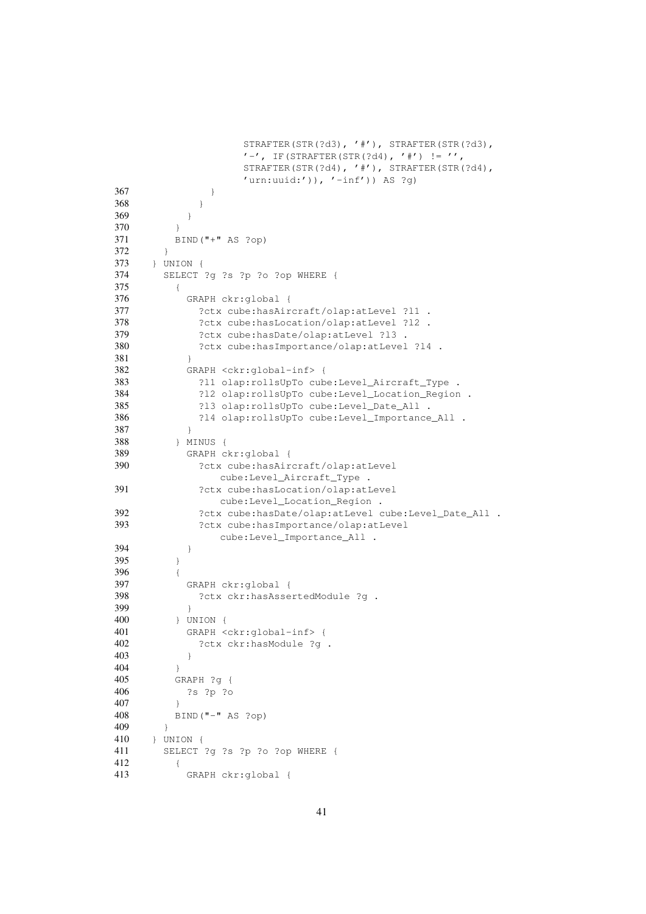```
                STRAFTER(STR(?d3), '#'), STRAFTER(STR(?d3),
                '-', IF(STRAFTER(STR(?d4), '#') != '',
                STRAFTER(STR(?d4), '#'), STRAFTER(STR(?d4),
                'urn:uuid:')), '-inf')) AS ?g)
367           }
368         }
369       }
370     }
371     BIND("+" AS ?op)
372   }
373 } UNION {
374   SELECT ?g ?s ?p ?o ?op WHERE {
375     {
376       GRAPH ckr:global {
377         ?ctx cube:hasAircraft/olap:atLevel ?l1 .
378         ?ctx cube:hasLocation/olap:atLevel ?l2 .
379         ?ctx cube:hasDate/olap:atLevel ?l3 .
380         ?ctx cube:hasImportance/olap:atLevel ?l4 .
381       }
382       GRAPH <ckr:global-inf> {
383         ?l1 olap:rollsUpTo cube:Level_Aircraft_Type .
384         ?l2 olap:rollsUpTo cube:Level_Location_Region .
385         ?l3 olap:rollsUpTo cube:Level_Date_All .
386         ?l4 olap:rollsUpTo cube:Level_Importance_All .
387       }
388     } MINUS {
389       GRAPH ckr:global {
390         ?ctx cube:hasAircraft/olap:atLevel
                cube:Level_Aircraft_Type .
391         ?ctx cube:hasLocation/olap:atLevel
                cube:Level_Location_Region .
392         ?ctx cube:hasDate/olap:atLevel cube:Level_Date_All .
393         ?ctx cube:hasImportance/olap:atLevel
                cube:Level_Importance_All .
394       }
395     }
396     {
397       GRAPH ckr:global {
398         ?ctx ckr:hasAssertedModule ?g .
399       }
400     } UNION {
401       GRAPH <ckr:global-inf> {
402         ?ctx ckr:hasModule ?g .
403       }
404     }
405     GRAPH ?g {
406       ?s ?p ?o
407     }
408     BIND("-" AS ?op)
409   }
410 } UNION {
411   SELECT ?g ?s ?p ?o ?op WHERE {
412     {
413       GRAPH ckr:global {
```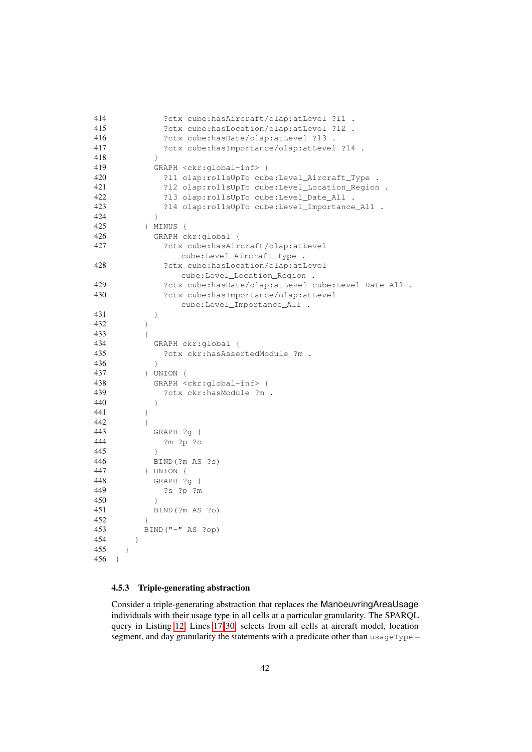```
414           ?ctx cube:hasAircraft/olap:atLevel ?l1 .
415           ?ctx cube:hasLocation/olap:atLevel ?l2 .
416           ?ctx cube:hasDate/olap:atLevel ?l3 .
417           ?ctx cube:hasImportance/olap:atLevel ?l4 .
418         }
419         GRAPH <ckr:global-inf> {
420           ?l1 olap:rollsUpTo cube:Level_Aircraft_Type .
421           ?l2 olap:rollsUpTo cube:Level_Location_Region .
422           ?l3 olap:rollsUpTo cube:Level_Date_All .
423           ?l4 olap:rollsUpTo cube:Level_Importance_All .
424         }
425       } MINUS {
426         GRAPH ckr:global {
427           ?ctx cube:hasAircraft/olap:atLevel
                  cube:Level_Aircraft_Type .
428           ?ctx cube:hasLocation/olap:atLevel
                  cube:Level_Location_Region .
429           ?ctx cube:hasDate/olap:atLevel cube:Level_Date_All .
430           ?ctx cube:hasImportance/olap:atLevel
                  cube:Level_Importance_All .
431         }
432       }
433       {
434         GRAPH ckr:global {
435           ?ctx ckr:hasAssertedModule ?m .
436         }
437       } UNION {
438         GRAPH <ckr:global-inf> {
439           ?ctx ckr:hasModule ?m .
440         }
441       }
442       {
443         GRAPH ?g {
444           ?m ?p ?o
445         }
446         BIND(?m AS ?s)
447       } UNION {
448         GRAPH ?g {
449           ?s ?p ?m
450         }
451         BIND(?m AS ?o)
452       }
453       BIND("-" AS ?op)
454     }
455   }
456 }
```

#### 4.5.3 Triple-generating abstraction

Consider a triple-generating abstraction that replaces the ManoeuvringAreaUsage individuals with their usage type in all cells at a particular granularity. The SPARQL query in Listing 12, Lines 17–30, selects from all cells at aircraft model, location segment, and day granularity the statements with a predicate other than `usageType` –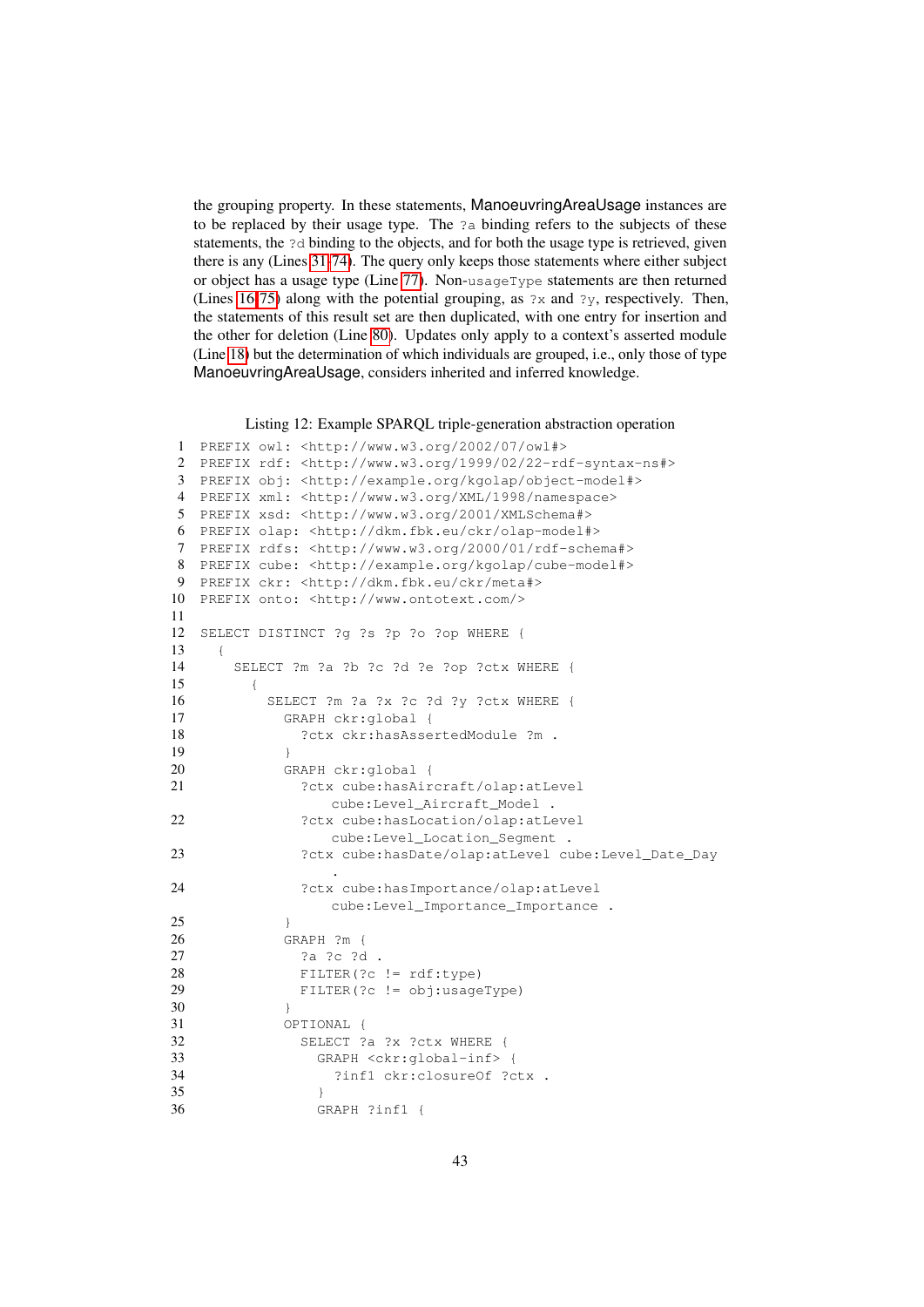the grouping property. In these statements, ManoeuvringAreaUsage instances are to be replaced by their usage type. The ?a binding refers to the subjects of these statements, the ?d binding to the objects, and for both the usage type is retrieved, given there is any (Lines 31-74). The query only keeps those statements where either subject or object has a usage type (Line 77). Non-usageType statements are then returned (Lines 16-75) along with the potential grouping, as ?x and ?y, respectively. Then, the statements of this result set are then duplicated, with one entry for insertion and the other for deletion (Line 80). Updates only apply to a context's asserted module (Line 18) but the determination of which individuals are grouped, i.e., only those of type ManoeuvringAreaUsage, considers inherited and inferred knowledge.

Listing 12: Example SPARQL triple-generation abstraction operation

```
1  PREFIX owl: <http://www.w3.org/2002/07/owl#>
2  PREFIX rdf: <http://www.w3.org/1999/02/22-rdf-syntax-ns#>
3  PREFIX obj: <http://example.org/kgolap/object-model#>
4  PREFIX xml: <http://www.w3.org/XML/1998/namespace>
5  PREFIX xsd: <http://www.w3.org/2001/XMLSchema#>
6  PREFIX olap: <http://dkm.fbk.eu/ckr/olap-model#>
7  PREFIX rdfs: <http://www.w3.org/2000/01/rdf-schema#>
8  PREFIX cube: <http://example.org/kgolap/cube-model#>
9  PREFIX ckr: <http://dkm.fbk.eu/ckr/meta#>
10 PREFIX onto: <http://www.ontotext.com/>
11
12 SELECT DISTINCT ?g ?s ?p ?o ?op WHERE {
13   {
14     SELECT ?m ?a ?b ?c ?d ?e ?op ?ctx WHERE {
15       {
16         SELECT ?m ?a ?x ?c ?d ?y ?ctx WHERE {
17           GRAPH ckr:global {
18             ?ctx ckr:hasAssertedModule ?m .
19           }
20           GRAPH ckr:global {
21             ?ctx cube:hasAircraft/olap:atLevel
                   cube:Level_Aircraft_Model .
22             ?ctx cube:hasLocation/olap:atLevel
                   cube:Level_Location_Segment .
23             ?ctx cube:hasDate/olap:atLevel cube:Level_Date_Day
                   .
24             ?ctx cube:hasImportance/olap:atLevel
                   cube:Level_Importance_Importance .
25           }
26           GRAPH ?m {
27             ?a ?c ?d .
28             FILTER(?c != rdf:type)
29             FILTER(?c != obj:usageType)
30           }
31           OPTIONAL {
32             SELECT ?a ?x ?ctx WHERE {
33               GRAPH <ckr:global-inf> {
34                 ?inf1 ckr:closureOf ?ctx .
35               }
36               GRAPH ?inf1 {
```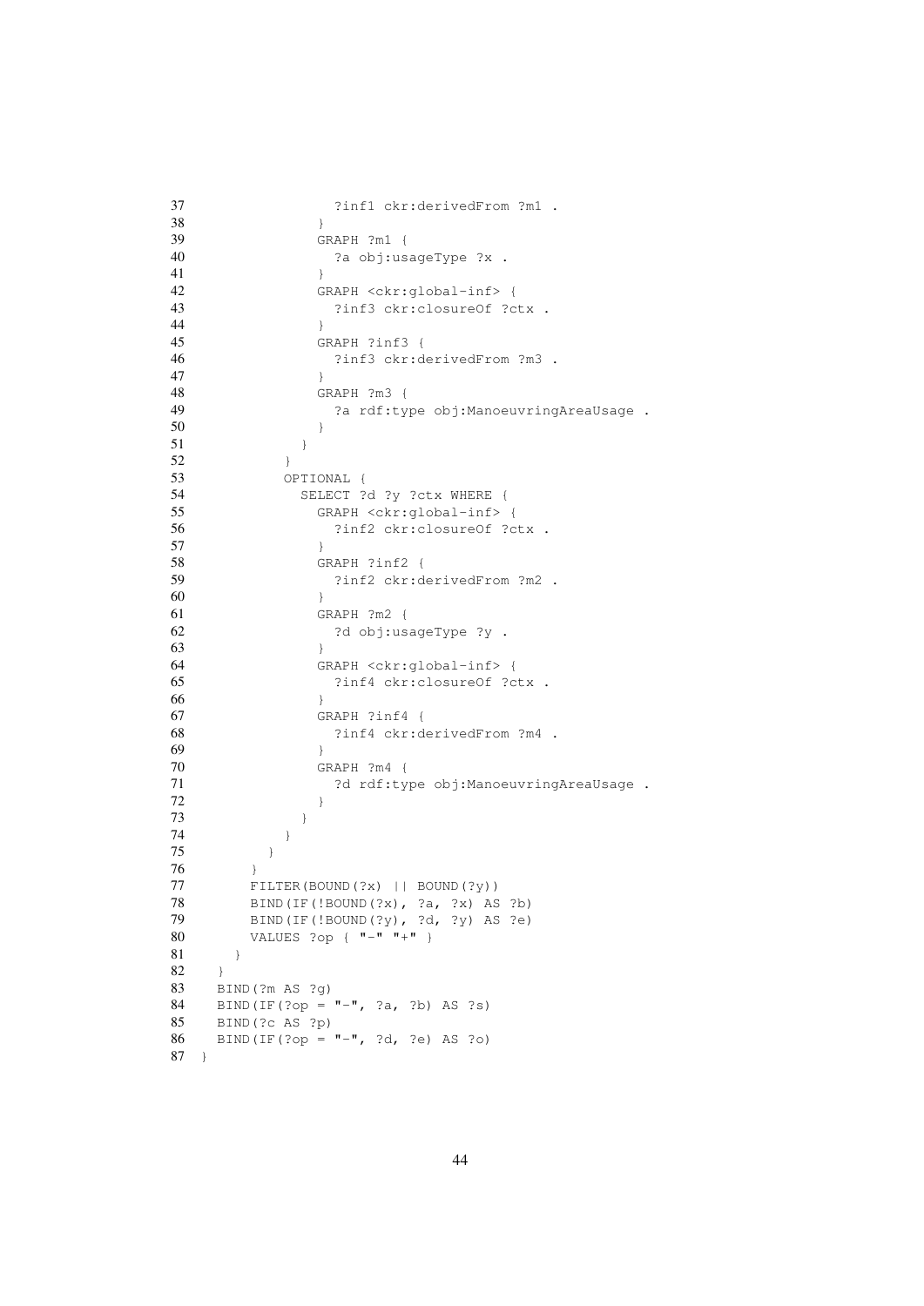```
37                ?inf1 ckr:derivedFrom ?m1 .
38              }
39              GRAPH ?m1 {
40                ?a obj:usageType ?x .
41              }
42              GRAPH <ckr:global-inf> {
43                ?inf3 ckr:closureOf ?ctx .
44              }
45              GRAPH ?inf3 {
46                ?inf3 ckr:derivedFrom ?m3 .
47              }
48              GRAPH ?m3 {
49                ?a rdf:type obj:ManoeuvringAreaUsage .
50              }
51            }
52          }
53          OPTIONAL {
54            SELECT ?d ?y ?ctx WHERE {
55              GRAPH <ckr:global-inf> {
56                ?inf2 ckr:closureOf ?ctx .
57              }
58              GRAPH ?inf2 {
59                ?inf2 ckr:derivedFrom ?m2 .
60              }
61              GRAPH ?m2 {
62                ?d obj:usageType ?y .
63              }
64              GRAPH <ckr:global-inf> {
65                ?inf4 ckr:closureOf ?ctx .
66              }
67              GRAPH ?inf4 {
68                ?inf4 ckr:derivedFrom ?m4 .
69              }
70              GRAPH ?m4 {
71                ?d rdf:type obj:ManoeuvringAreaUsage .
72              }
73            }
74          }
75        }
76      }
77      FILTER(BOUND(?x) || BOUND(?y))
78      BIND(IF(!BOUND(?x), ?a, ?x) AS ?b)
79      BIND(IF(!BOUND(?y), ?d, ?y) AS ?e)
80      VALUES ?op { "-" "+" }
81    }
82  }
83  BIND(?m AS ?g)
84  BIND(IF(?op = "-", ?a, ?b) AS ?s)
85  BIND(?c AS ?p)
86  BIND(IF(?op = "-", ?d, ?e) AS ?o)
87 }
```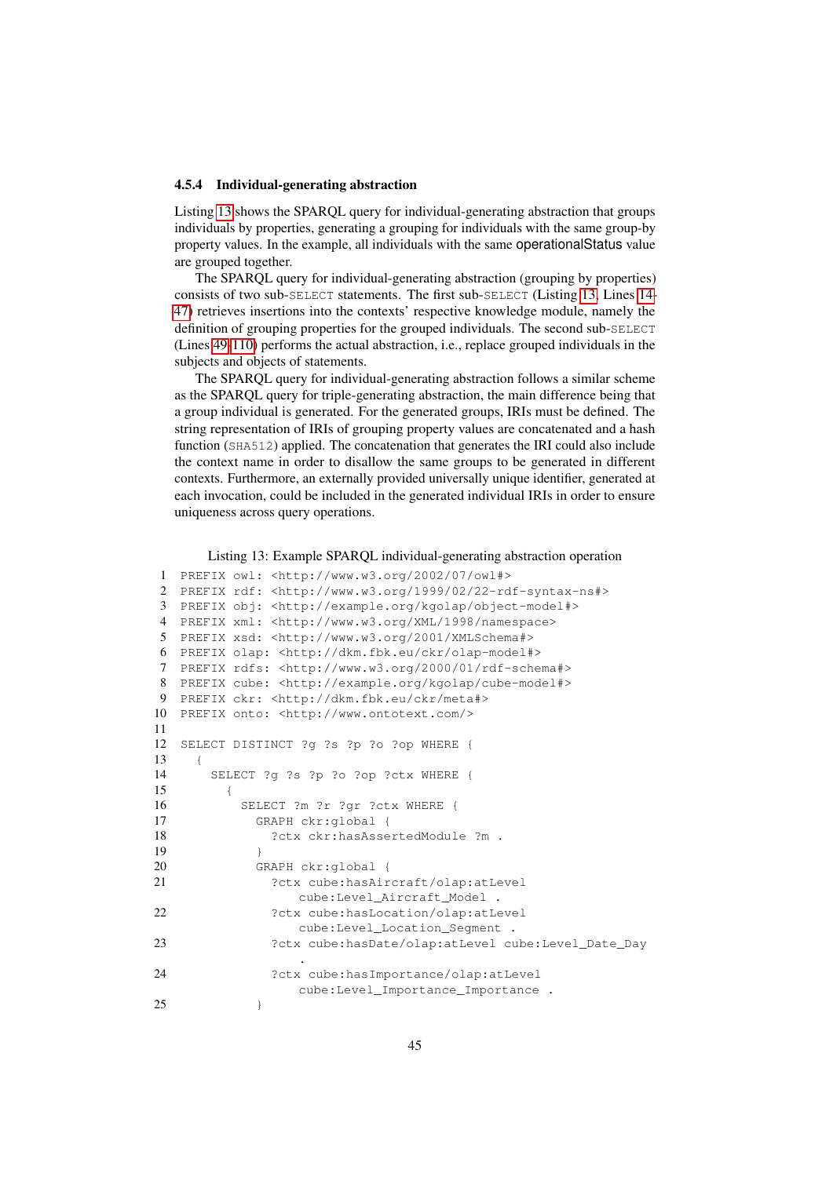### 4.5.4 Individual-generating abstraction

Listing 13 shows the SPARQL query for individual-generating abstraction that groups individuals by properties, generating a grouping for individuals with the same group-by property values. In the example, all individuals with the same operationalStatus value are grouped together.

The SPARQL query for individual-generating abstraction (grouping by properties) consists of two sub-SELECT statements. The first sub-SELECT (Listing 13, Lines 14-47) retrieves insertions into the contexts' respective knowledge module, namely the definition of grouping properties for the grouped individuals. The second sub-SELECT (Lines 49-110) performs the actual abstraction, i.e., replace grouped individuals in the subjects and objects of statements.

The SPARQL query for individual-generating abstraction follows a similar scheme as the SPARQL query for triple-generating abstraction, the main difference being that a group individual is generated. For the generated groups, IRIs must be defined. The string representation of IRIs of grouping property values are concatenated and a hash function (SHA512) applied. The concatenation that generates the IRI could also include the context name in order to disallow the same groups to be generated in different contexts. Furthermore, an externally provided universally unique identifier, generated at each invocation, could be included in the generated individual IRIs in order to ensure uniqueness across query operations.

Listing 13: Example SPARQL individual-generating abstraction operation

```
1  PREFIX owl: <http://www.w3.org/2002/07/owl#>
2  PREFIX rdf: <http://www.w3.org/1999/02/22-rdf-syntax-ns#>
3  PREFIX obj: <http://example.org/kgolap/object-model#>
4  PREFIX xml: <http://www.w3.org/XML/1998/namespace>
5  PREFIX xsd: <http://www.w3.org/2001/XMLSchema#>
6  PREFIX olap: <http://dkm.fbk.eu/ckr/olap-model#>
7  PREFIX rdfs: <http://www.w3.org/2000/01/rdf-schema#>
8  PREFIX cube: <http://example.org/kgolap/cube-model#>
9  PREFIX ckr: <http://dkm.fbk.eu/ckr/meta#>
10 PREFIX onto: <http://www.ontotext.com/>
11
12 SELECT DISTINCT ?g ?s ?p ?o ?op WHERE {
13   {
14     SELECT ?g ?s ?p ?o ?op ?ctx WHERE {
15       {
16         SELECT ?m ?r ?gr ?ctx WHERE {
17           GRAPH ckr:global {
18             ?ctx ckr:hasAssertedModule ?m .
19           }
20           GRAPH ckr:global {
21             ?ctx cube:hasAircraft/olap:atLevel
                   cube:Level_Aircraft_Model .
22             ?ctx cube:hasLocation/olap:atLevel
                   cube:Level_Location_Segment .
23             ?ctx cube:hasDate/olap:atLevel cube:Level_Date_Day
                   .
24             ?ctx cube:hasImportance/olap:atLevel
                   cube:Level_Importance_Importance .
25           }
```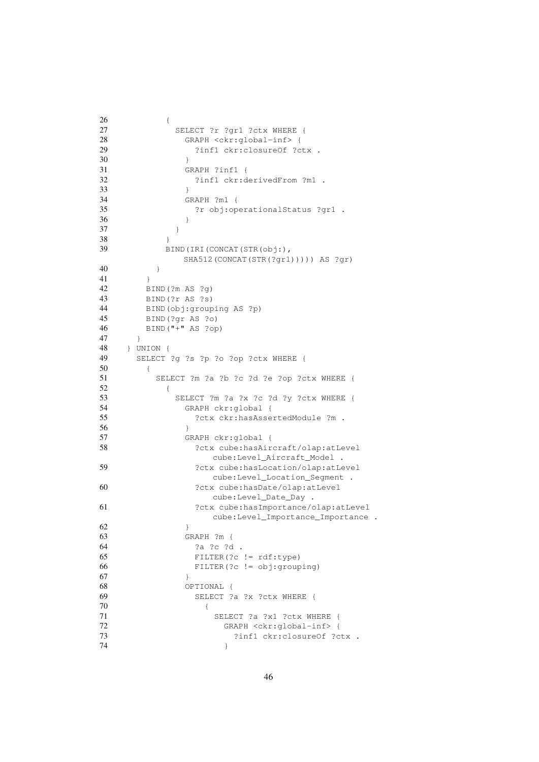```
26            {
27              SELECT ?r ?gr1 ?ctx WHERE {
28                GRAPH <ckr:global-inf> {
29                  ?inf1 ckr:closureOf ?ctx .
30                }
31                GRAPH ?inf1 {
32                  ?inf1 ckr:derivedFrom ?m1 .
33                }
34                GRAPH ?m1 {
35                  ?r obj:operationalStatus ?gr1 .
36                }
37              }
38            }
39            BIND(IRI(CONCAT(STR(obj:),
                 SHA512(CONCAT(STR(?gr1))))) AS ?gr)
40          }
41        }
42        BIND(?m AS ?g)
43        BIND(?r AS ?s)
44        BIND(obj:grouping AS ?p)
45        BIND(?gr AS ?o)
46        BIND("+" AS ?op)
47      }
48    } UNION {
49      SELECT ?g ?s ?p ?o ?op ?ctx WHERE {
50        {
51          SELECT ?m ?a ?b ?c ?d ?e ?op ?ctx WHERE {
52            {
53              SELECT ?m ?a ?x ?c ?d ?y ?ctx WHERE {
54                GRAPH ckr:global {
55                  ?ctx ckr:hasAssertedModule ?m .
56                }
57                GRAPH ckr:global {
58                  ?ctx cube:hasAircraft/olap:atLevel
                       cube:Level_Aircraft_Model .
59                  ?ctx cube:hasLocation/olap:atLevel
                       cube:Level_Location_Segment .
60                  ?ctx cube:hasDate/olap:atLevel
                       cube:Level_Date_Day .
61                  ?ctx cube:hasImportance/olap:atLevel
                       cube:Level_Importance_Importance .
62                }
63                GRAPH ?m {
64                  ?a ?c ?d .
65                  FILTER(?c != rdf:type)
66                  FILTER(?c != obj:grouping)
67                }
68                OPTIONAL {
69                  SELECT ?a ?x ?ctx WHERE {
70                    {
71                      SELECT ?a ?x1 ?ctx WHERE {
72                        GRAPH <ckr:global-inf> {
73                          ?inf1 ckr:closureOf ?ctx .
74                        }
```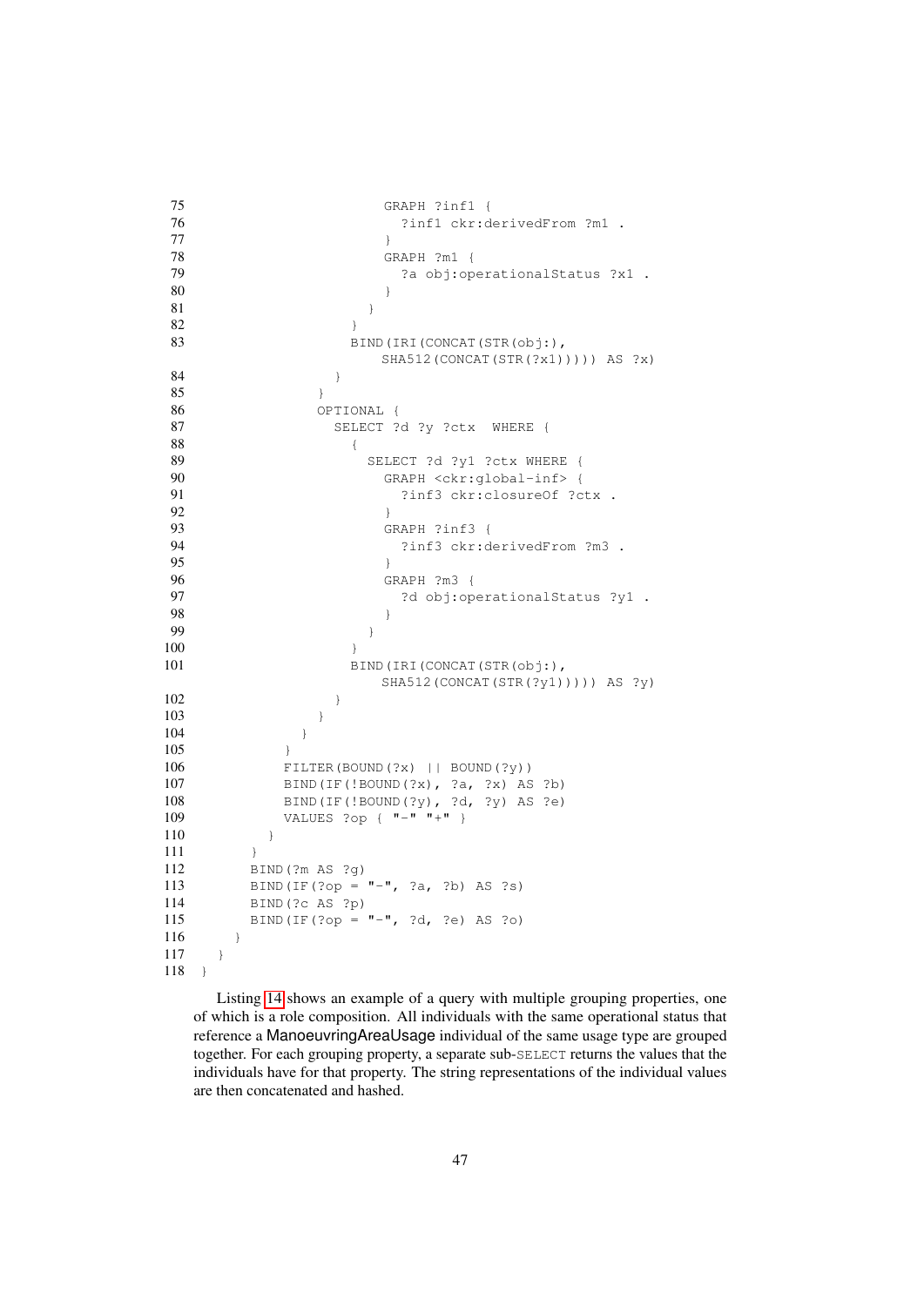```
75                          GRAPH ?inf1 {
76                            ?inf1 ckr:derivedFrom ?m1 .
77                          }
78                          GRAPH ?m1 {
79                            ?a obj:operationalStatus ?x1 .
80                          }
81                        }
82                      }
83                      BIND(IRI(CONCAT(STR(obj:),
                            SHA512(CONCAT(STR(?x1))))) AS ?x)
84                    }
85                  }
86                  OPTIONAL {
87                    SELECT ?d ?y ?ctx  WHERE {
88                      {
89                        SELECT ?d ?y1 ?ctx WHERE {
90                          GRAPH <ckr:global-inf> {
91                            ?inf3 ckr:closureOf ?ctx .
92                          }
93                          GRAPH ?inf3 {
94                            ?inf3 ckr:derivedFrom ?m3 .
95                          }
96                          GRAPH ?m3 {
97                            ?d obj:operationalStatus ?y1 .
98                          }
99                        }
100                     }
101                     BIND(IRI(CONCAT(STR(obj:),
                            SHA512(CONCAT(STR(?y1))))) AS ?y)
102                   }
103                 }
104               }
105             }
106             FILTER(BOUND(?x) || BOUND(?y))
107             BIND(IF(!BOUND(?x), ?a, ?x) AS ?b)
108             BIND(IF(!BOUND(?y), ?d, ?y) AS ?e)
109             VALUES ?op { "-" "+" }
110           }
111         }
112         BIND(?m AS ?g)
113         BIND(IF(?op = "-", ?a, ?b) AS ?s)
114         BIND(?c AS ?p)
115         BIND(IF(?op = "-", ?d, ?e) AS ?o)
116       }
117     }
118   }
```

Listing 14 shows an example of a query with multiple grouping properties, one of which is a role composition. All individuals with the same operational status that reference a ManoeuvringAreaUsage individual of the same usage type are grouped together. For each grouping property, a separate sub-SELECT returns the values that the individuals have for that property. The string representations of the individual values are then concatenated and hashed.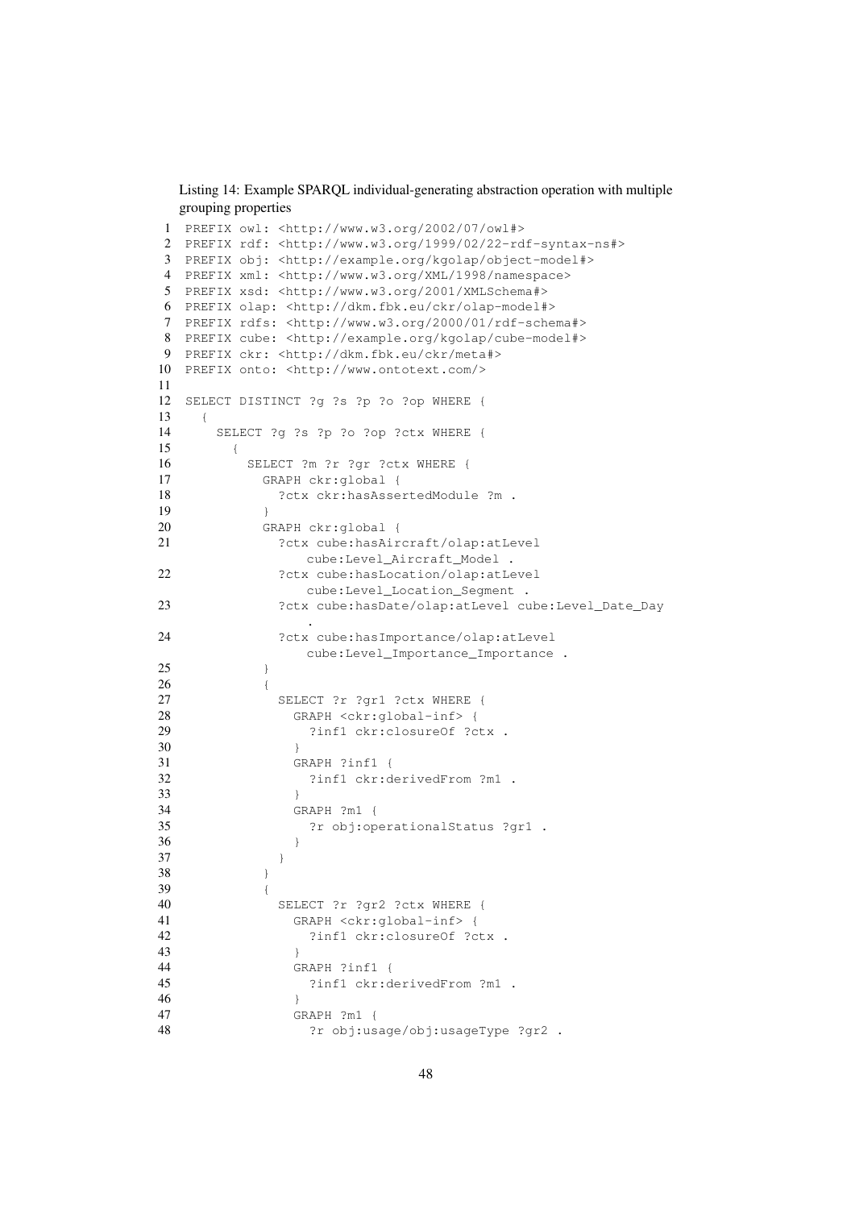Listing 14: Example SPARQL individual-generating abstraction operation with multiple grouping properties

```
1  PREFIX owl: <http://www.w3.org/2002/07/owl#>
2  PREFIX rdf: <http://www.w3.org/1999/02/22-rdf-syntax-ns#>
3  PREFIX obj: <http://example.org/kgolap/object-model#>
4  PREFIX xml: <http://www.w3.org/XML/1998/namespace>
5  PREFIX xsd: <http://www.w3.org/2001/XMLSchema#>
6  PREFIX olap: <http://dkm.fbk.eu/ckr/olap-model#>
7  PREFIX rdfs: <http://www.w3.org/2000/01/rdf-schema#>
8  PREFIX cube: <http://example.org/kgolap/cube-model#>
9  PREFIX ckr: <http://dkm.fbk.eu/ckr/meta#>
10 PREFIX onto: <http://www.ontotext.com/>
11
12 SELECT DISTINCT ?g ?s ?p ?o ?op WHERE {
13   {
14     SELECT ?g ?s ?p ?o ?op ?ctx WHERE {
15       {
16         SELECT ?m ?r ?gr ?ctx WHERE {
17           GRAPH ckr:global {
18             ?ctx ckr:hasAssertedModule ?m .
19           }
20           GRAPH ckr:global {
21             ?ctx cube:hasAircraft/olap:atLevel
                   cube:Level_Aircraft_Model .
22             ?ctx cube:hasLocation/olap:atLevel
                   cube:Level_Location_Segment .
23             ?ctx cube:hasDate/olap:atLevel cube:Level_Date_Day
                   .
24             ?ctx cube:hasImportance/olap:atLevel
                   cube:Level_Importance_Importance .
25           }
26           {
27             SELECT ?r ?gr1 ?ctx WHERE {
28               GRAPH <ckr:global-inf> {
29                 ?inf1 ckr:closureOf ?ctx .
30               }
31               GRAPH ?inf1 {
32                 ?inf1 ckr:derivedFrom ?m1 .
33               }
34               GRAPH ?m1 {
35                 ?r obj:operationalStatus ?gr1 .
36               }
37             }
38           }
39           {
40             SELECT ?r ?gr2 ?ctx WHERE {
41               GRAPH <ckr:global-inf> {
42                 ?inf1 ckr:closureOf ?ctx .
43               }
44               GRAPH ?inf1 {
45                 ?inf1 ckr:derivedFrom ?m1 .
46               }
47               GRAPH ?m1 {
48                 ?r obj:usage/obj:usageType ?gr2 .
```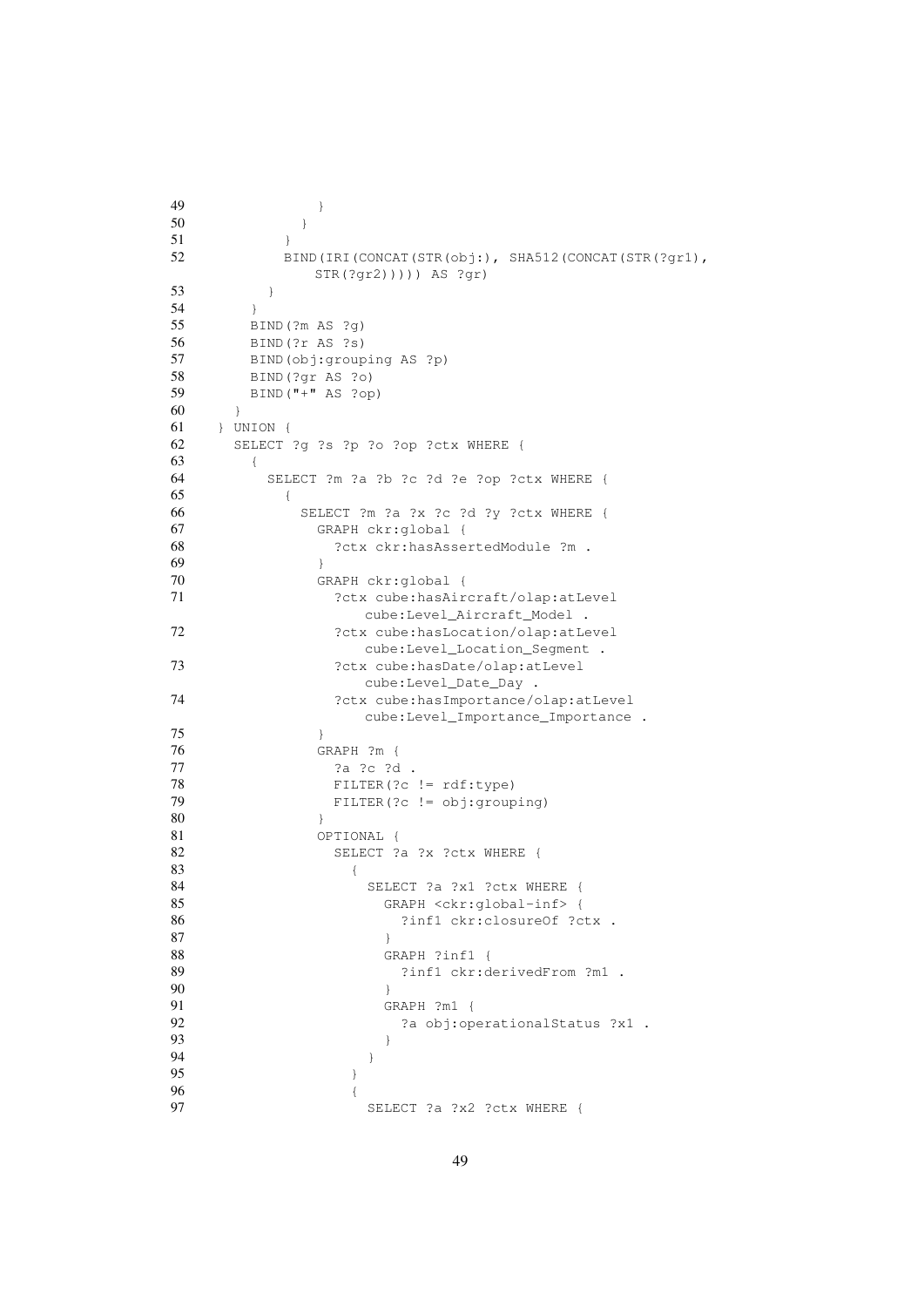```
49                }
50              }
51            }
52            BIND(IRI(CONCAT(STR(obj:), SHA512(CONCAT(STR(?gr1),
                  STR(?gr2))))) AS ?gr)
53          }
54        }
55        BIND(?m AS ?g)
56        BIND(?r AS ?s)
57        BIND(obj:grouping AS ?p)
58        BIND(?gr AS ?o)
59        BIND("+" AS ?op)
60      }
61    } UNION {
62      SELECT ?g ?s ?p ?o ?op ?ctx WHERE {
63        {
64          SELECT ?m ?a ?b ?c ?d ?e ?op ?ctx WHERE {
65            {
66              SELECT ?m ?a ?x ?c ?d ?y ?ctx WHERE {
67                GRAPH ckr:global {
68                  ?ctx ckr:hasAssertedModule ?m .
69                }
70                GRAPH ckr:global {
71                  ?ctx cube:hasAircraft/olap:atLevel
                      cube:Level_Aircraft_Model .
72                  ?ctx cube:hasLocation/olap:atLevel
                      cube:Level_Location_Segment .
73                  ?ctx cube:hasDate/olap:atLevel
                      cube:Level_Date_Day .
74                  ?ctx cube:hasImportance/olap:atLevel
                      cube:Level_Importance_Importance .
75                }
76                GRAPH ?m {
77                  ?a ?c ?d .
78                  FILTER(?c != rdf:type)
79                  FILTER(?c != obj:grouping)
80                }
81                OPTIONAL {
82                  SELECT ?a ?x ?ctx WHERE {
83                    {
84                      SELECT ?a ?x1 ?ctx WHERE {
85                        GRAPH <ckr:global-inf> {
86                          ?inf1 ckr:closureOf ?ctx .
87                        }
88                        GRAPH ?inf1 {
89                          ?inf1 ckr:derivedFrom ?m1 .
90                        }
91                        GRAPH ?m1 {
92                          ?a obj:operationalStatus ?x1 .
93                        }
94                      }
95                    }
96                    {
97                      SELECT ?a ?x2 ?ctx WHERE {
```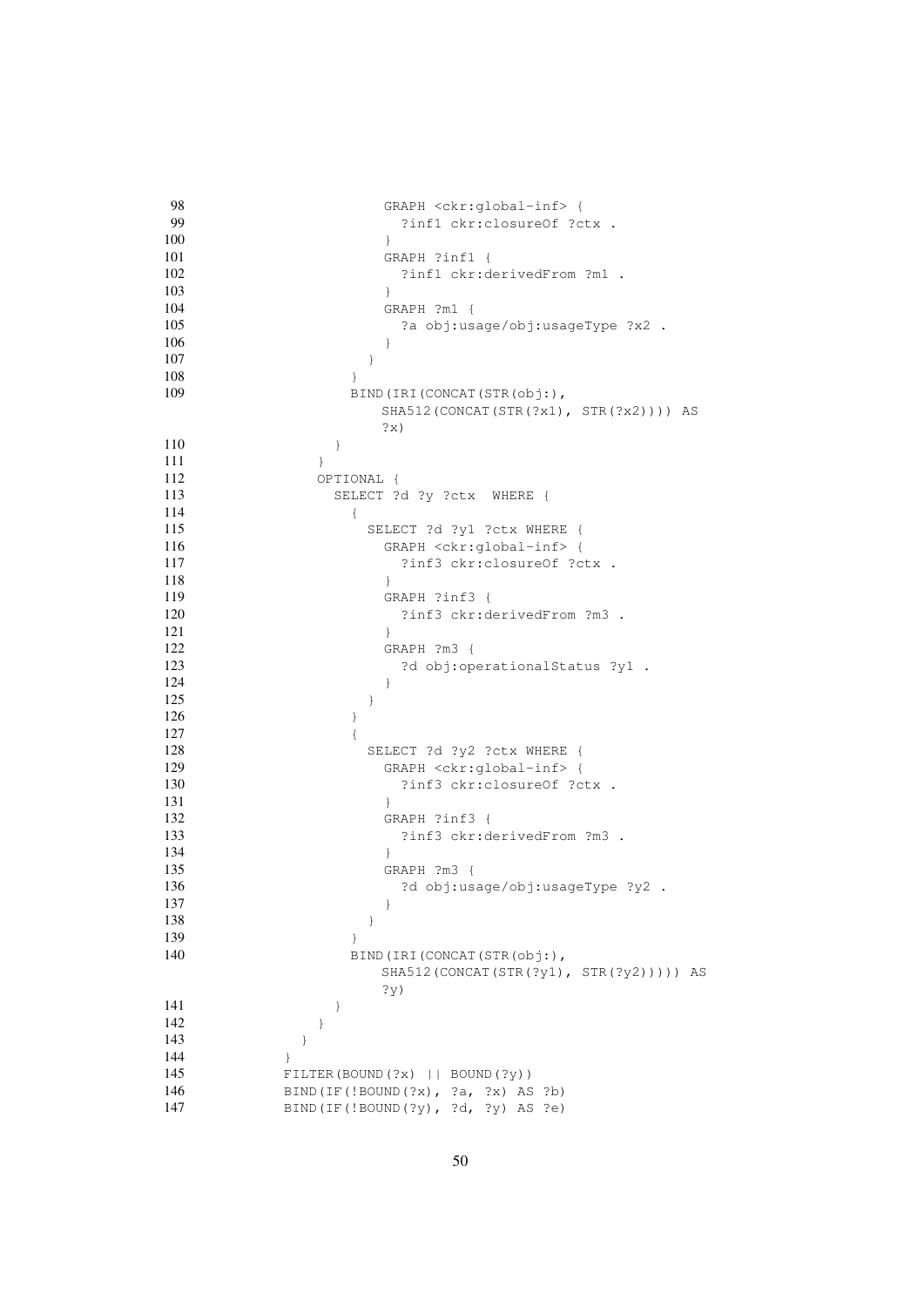```
98                      GRAPH <ckr:global-inf> {
99                        ?inf1 ckr:closureOf ?ctx .
100                     }
101                     GRAPH ?inf1 {
102                       ?inf1 ckr:derivedFrom ?m1 .
103                     }
104                     GRAPH ?m1 {
105                       ?a obj:usage/obj:usageType ?x2 .
106                     }
107                   }
108                 }
109                 BIND(IRI(CONCAT(STR(obj:),
                        SHA512(CONCAT(STR(?x1), STR(?x2))))) AS
                        ?x)
110               }
111             }
112             OPTIONAL {
113               SELECT ?d ?y ?ctx  WHERE {
114                 {
115                   SELECT ?d ?y1 ?ctx WHERE {
116                     GRAPH <ckr:global-inf> {
117                       ?inf3 ckr:closureOf ?ctx .
118                     }
119                     GRAPH ?inf3 {
120                       ?inf3 ckr:derivedFrom ?m3 .
121                     }
122                     GRAPH ?m3 {
123                       ?d obj:operationalStatus ?y1 .
124                     }
125                   }
126                 }
127                 {
128                   SELECT ?d ?y2 ?ctx WHERE {
129                     GRAPH <ckr:global-inf> {
130                       ?inf3 ckr:closureOf ?ctx .
131                     }
132                     GRAPH ?inf3 {
133                       ?inf3 ckr:derivedFrom ?m3 .
134                     }
135                     GRAPH ?m3 {
136                       ?d obj:usage/obj:usageType ?y2 .
137                     }
138                   }
139                 }
140                 BIND(IRI(CONCAT(STR(obj:),
                        SHA512(CONCAT(STR(?y1), STR(?y2))))) AS
                        ?y)
141               }
142             }
143           }
144         }
145         FILTER(BOUND(?x) || BOUND(?y))
146         BIND(IF(!BOUND(?x), ?a, ?x) AS ?b)
147         BIND(IF(!BOUND(?y), ?d, ?y) AS ?e)
```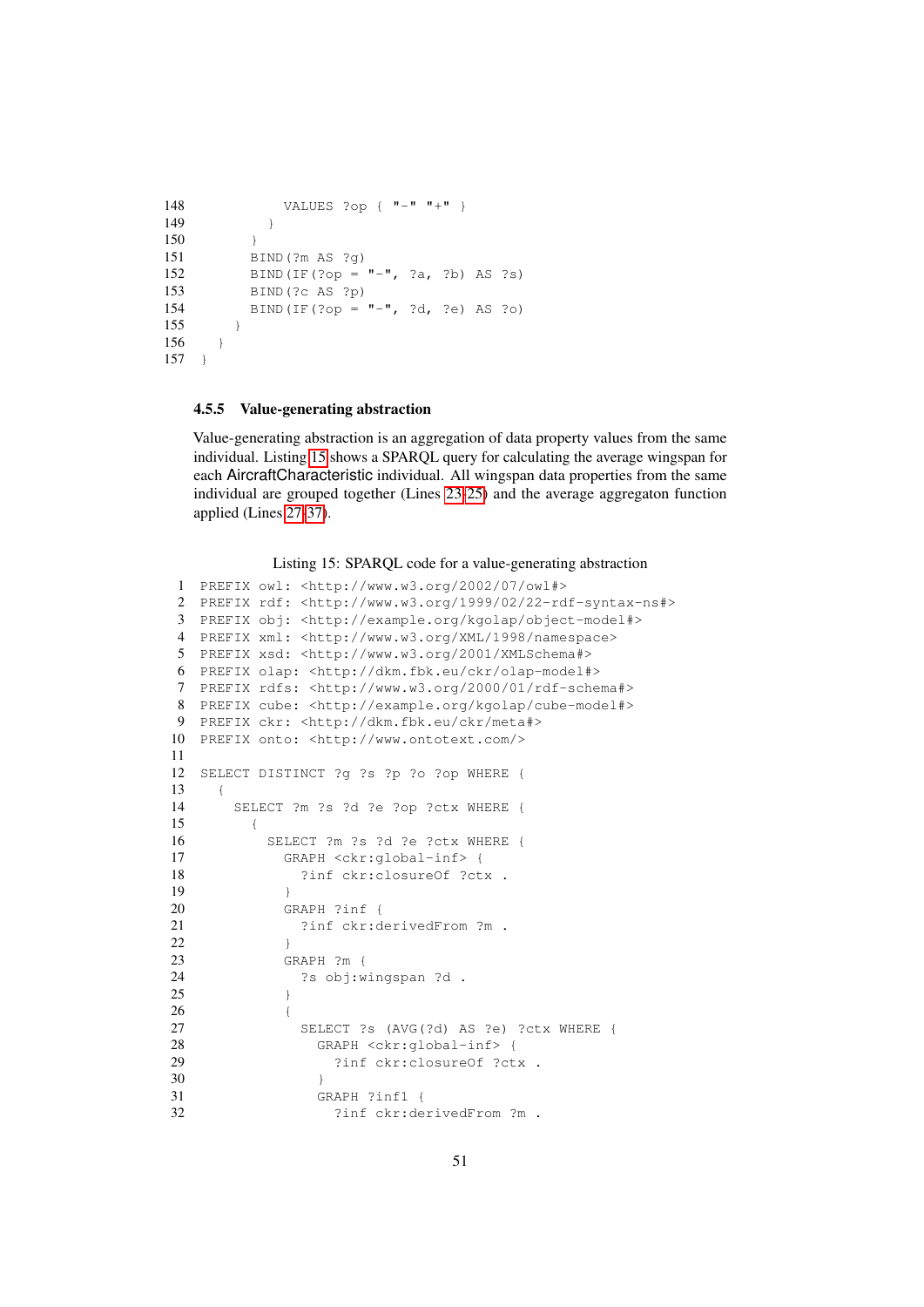```
148            VALUES ?op { "-" "+" }
149          }
150        }
151        BIND(?m AS ?g)
152        BIND(IF(?op = "-", ?a, ?b) AS ?s)
153        BIND(?c AS ?p)
154        BIND(IF(?op = "-", ?d, ?e) AS ?o)
155      }
156    }
157  }
```

#### 4.5.5 Value-generating abstraction

Value-generating abstraction is an aggregation of data property values from the same individual. Listing 15 shows a SPARQL query for calculating the average wingspan for each AircraftCharacteristic individual. All wingspan data properties from the same individual are grouped together (Lines 23-25) and the average aggregaton function applied (Lines 27-37).

Listing 15: SPARQL code for a value-generating abstraction

```
1  PREFIX owl: <http://www.w3.org/2002/07/owl#>
2  PREFIX rdf: <http://www.w3.org/1999/02/22-rdf-syntax-ns#>
3  PREFIX obj: <http://example.org/kgolap/object-model#>
4  PREFIX xml: <http://www.w3.org/XML/1998/namespace>
5  PREFIX xsd: <http://www.w3.org/2001/XMLSchema#>
6  PREFIX olap: <http://dkm.fbk.eu/ckr/olap-model#>
7  PREFIX rdfs: <http://www.w3.org/2000/01/rdf-schema#>
8  PREFIX cube: <http://example.org/kgolap/cube-model#>
9  PREFIX ckr: <http://dkm.fbk.eu/ckr/meta#>
10 PREFIX onto: <http://www.ontotext.com/>
11
12 SELECT DISTINCT ?g ?s ?p ?o ?op WHERE {
13   {
14     SELECT ?m ?s ?d ?e ?op ?ctx WHERE {
15       {
16         SELECT ?m ?s ?d ?e ?ctx WHERE {
17           GRAPH <ckr:global-inf> {
18             ?inf ckr:closureOf ?ctx .
19           }
20           GRAPH ?inf {
21             ?inf ckr:derivedFrom ?m .
22           }
23           GRAPH ?m {
24             ?s obj:wingspan ?d .
25           }
26           {
27             SELECT ?s (AVG(?d) AS ?e) ?ctx WHERE {
28               GRAPH <ckr:global-inf> {
29                 ?inf ckr:closureOf ?ctx .
30               }
31               GRAPH ?inf1 {
32                 ?inf ckr:derivedFrom ?m .
```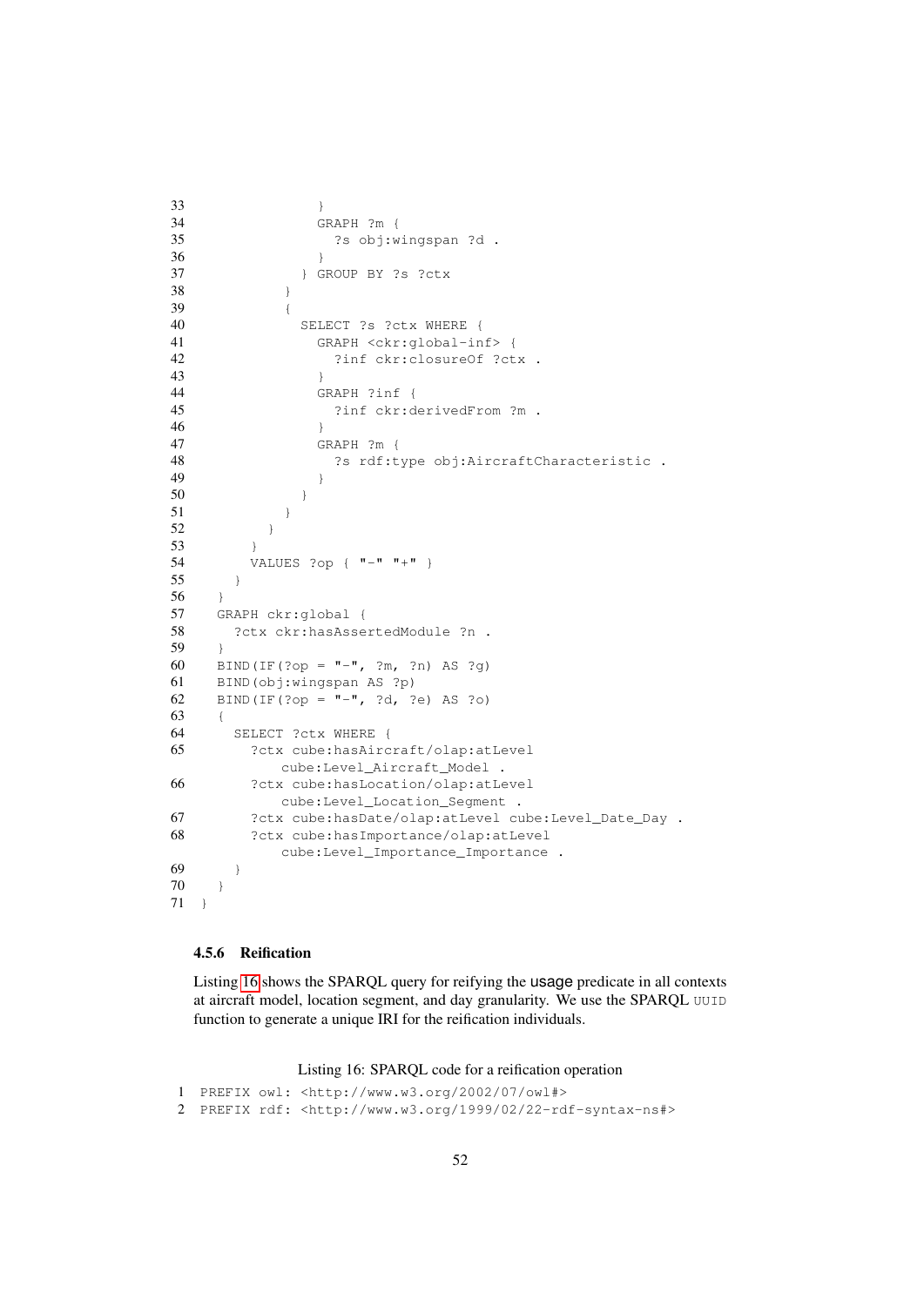```
33                }
34                GRAPH ?m {
35                  ?s obj:wingspan ?d .
36                }
37              } GROUP BY ?s ?ctx
38            }
39            {
40              SELECT ?s ?ctx WHERE {
41                GRAPH <ckr:global-inf> {
42                  ?inf ckr:closureOf ?ctx .
43                }
44                GRAPH ?inf {
45                  ?inf ckr:derivedFrom ?m .
46                }
47                GRAPH ?m {
48                  ?s rdf:type obj:AircraftCharacteristic .
49                }
50              }
51            }
52          }
53        }
54        VALUES ?op { "-" "+" }
55      }
56    }
57    GRAPH ckr:global {
58      ?ctx ckr:hasAssertedModule ?n .
59    }
60    BIND(IF(?op = "-", ?m, ?n) AS ?g)
61    BIND(obj:wingspan AS ?p)
62    BIND(IF(?op = "-", ?d, ?e) AS ?o)
63    {
64      SELECT ?ctx WHERE {
65        ?ctx cube:hasAircraft/olap:atLevel
              cube:Level_Aircraft_Model .
66        ?ctx cube:hasLocation/olap:atLevel
              cube:Level_Location_Segment .
67        ?ctx cube:hasDate/olap:atLevel cube:Level_Date_Day .
68        ?ctx cube:hasImportance/olap:atLevel
              cube:Level_Importance_Importance .
69      }
70    }
71  }
```

### 4.5.6 Reification

Listing 16 shows the SPARQL query for reifying the usage predicate in all contexts at aircraft model, location segment, and day granularity. We use the SPARQL `UUID` function to generate a unique IRI for the reification individuals.

Listing 16: SPARQL code for a reification operation

```
1  PREFIX owl: <http://www.w3.org/2002/07/owl#>
2  PREFIX rdf: <http://www.w3.org/1999/02/22-rdf-syntax-ns#>
```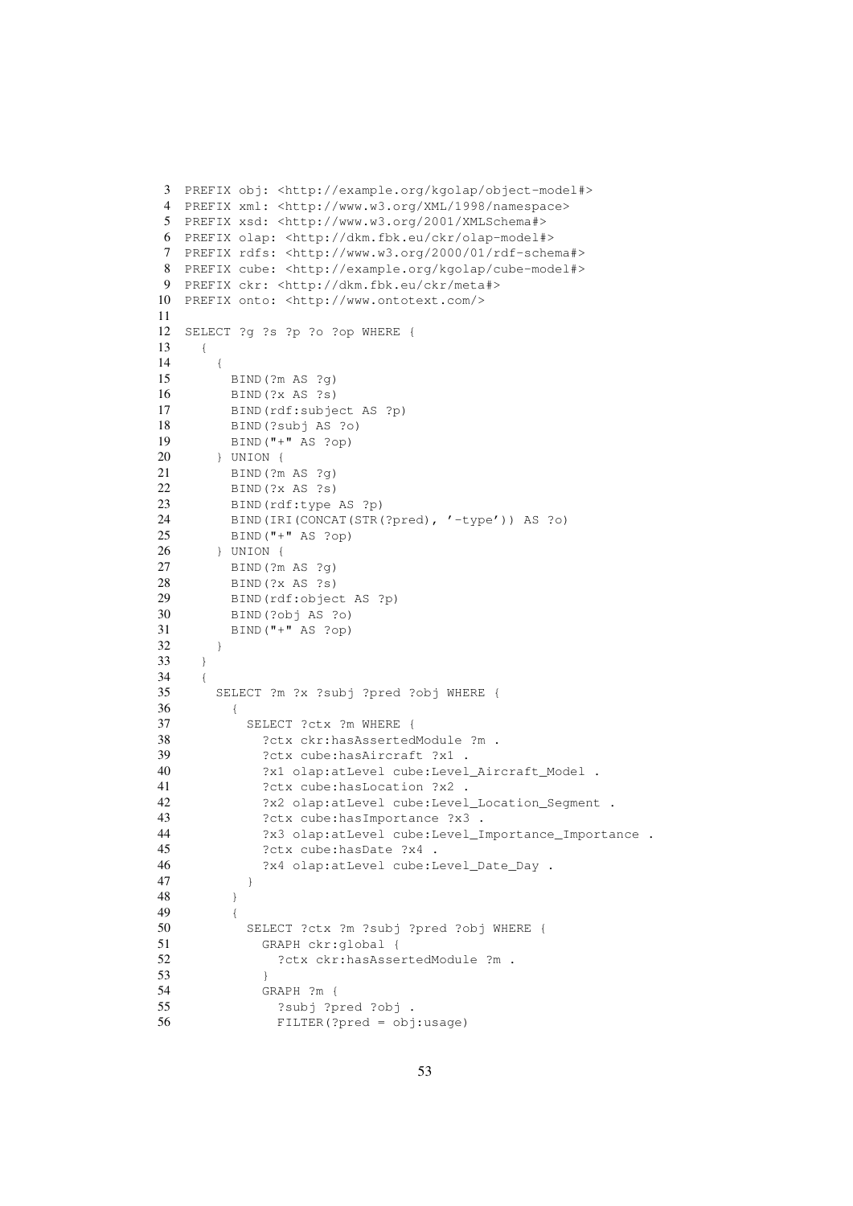```
3  PREFIX obj: <http://example.org/kgolap/object-model#>
4  PREFIX xml: <http://www.w3.org/XML/1998/namespace>
5  PREFIX xsd: <http://www.w3.org/2001/XMLSchema#>
6  PREFIX olap: <http://dkm.fbk.eu/ckr/olap-model#>
7  PREFIX rdfs: <http://www.w3.org/2000/01/rdf-schema#>
8  PREFIX cube: <http://example.org/kgolap/cube-model#>
9  PREFIX ckr: <http://dkm.fbk.eu/ckr/meta#>
10 PREFIX onto: <http://www.ontotext.com/>
11
12 SELECT ?g ?s ?p ?o ?op WHERE {
13   {
14     {
15       BIND(?m AS ?g)
16       BIND(?x AS ?s)
17       BIND(rdf:subject AS ?p)
18       BIND(?subj AS ?o)
19       BIND("+" AS ?op)
20     } UNION {
21       BIND(?m AS ?g)
22       BIND(?x AS ?s)
23       BIND(rdf:type AS ?p)
24       BIND(IRI(CONCAT(STR(?pred), '-type')) AS ?o)
25       BIND("+" AS ?op)
26     } UNION {
27       BIND(?m AS ?g)
28       BIND(?x AS ?s)
29       BIND(rdf:object AS ?p)
30       BIND(?obj AS ?o)
31       BIND("+" AS ?op)
32     }
33   }
34   {
35     SELECT ?m ?x ?subj ?pred ?obj WHERE {
36       {
37         SELECT ?ctx ?m WHERE {
38           ?ctx ckr:hasAssertedModule ?m .
39           ?ctx cube:hasAircraft ?x1 .
40           ?x1 olap:atLevel cube:Level_Aircraft_Model .
41           ?ctx cube:hasLocation ?x2 .
42           ?x2 olap:atLevel cube:Level_Location_Segment .
43           ?ctx cube:hasImportance ?x3 .
44           ?x3 olap:atLevel cube:Level_Importance_Importance .
45           ?ctx cube:hasDate ?x4 .
46           ?x4 olap:atLevel cube:Level_Date_Day .
47         }
48       }
49       {
50         SELECT ?ctx ?m ?subj ?pred ?obj WHERE {
51           GRAPH ckr:global {
52             ?ctx ckr:hasAssertedModule ?m .
53           }
54           GRAPH ?m {
55             ?subj ?pred ?obj .
56             FILTER(?pred = obj:usage)
```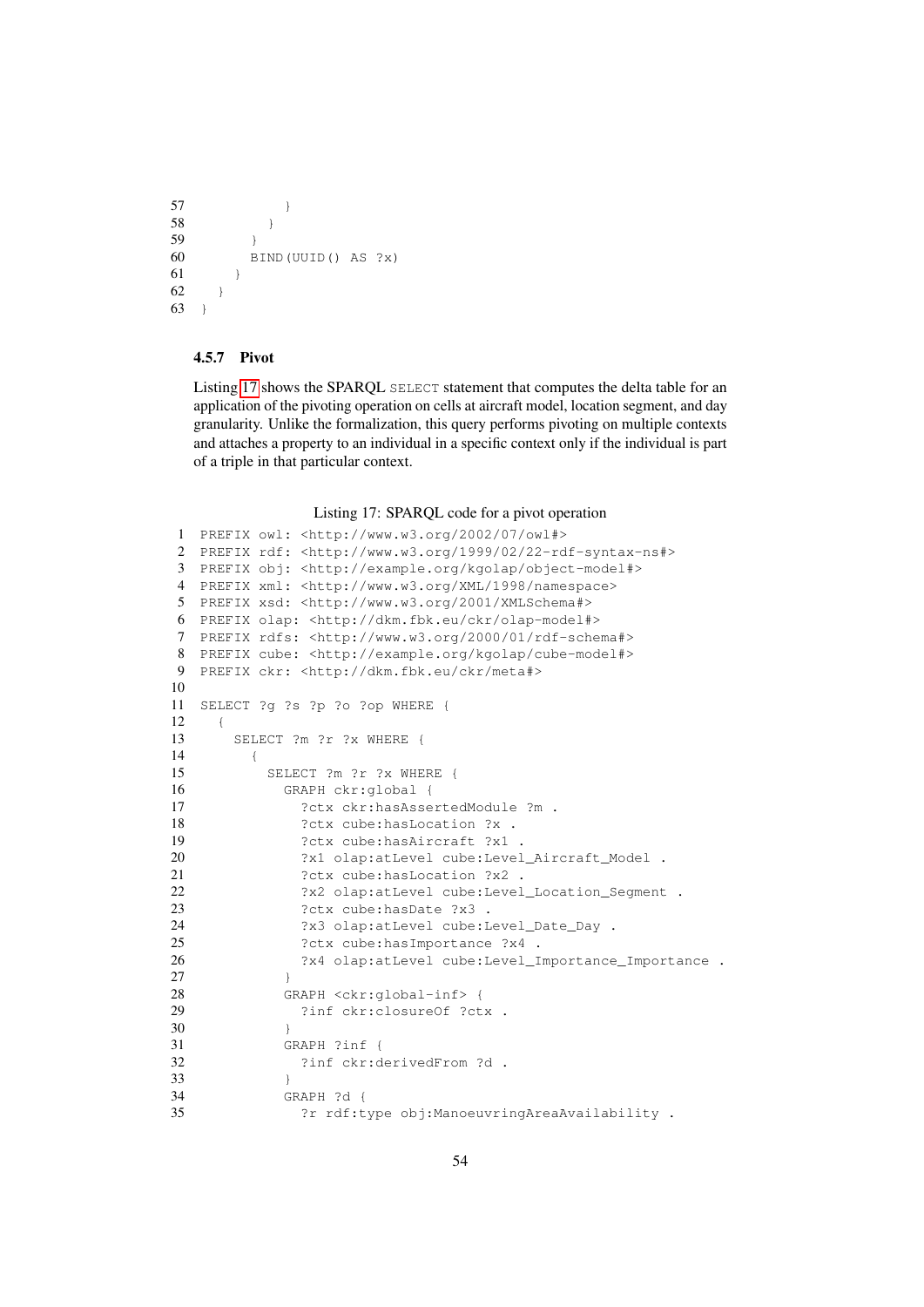```
57             }
58           }
59         }
60         BIND(UUID() AS ?x)
61       }
62     }
63   }
```

### 4.5.7 Pivot

Listing 17 shows the SPARQL `SELECT` statement that computes the delta table for an application of the pivoting operation on cells at aircraft model, location segment, and day granularity. Unlike the formalization, this query performs pivoting on multiple contexts and attaches a property to an individual in a specific context only if the individual is part of a triple in that particular context.

Listing 17: SPARQL code for a pivot operation

```
1  PREFIX owl: <http://www.w3.org/2002/07/owl#>
2  PREFIX rdf: <http://www.w3.org/1999/02/22-rdf-syntax-ns#>
3  PREFIX obj: <http://example.org/kgolap/object-model#>
4  PREFIX xml: <http://www.w3.org/XML/1998/namespace>
5  PREFIX xsd: <http://www.w3.org/2001/XMLSchema#>
6  PREFIX olap: <http://dkm.fbk.eu/ckr/olap-model#>
7  PREFIX rdfs: <http://www.w3.org/2000/01/rdf-schema#>
8  PREFIX cube: <http://example.org/kgolap/cube-model#>
9  PREFIX ckr: <http://dkm.fbk.eu/ckr/meta#>
10
11 SELECT ?g ?s ?p ?o ?op WHERE {
12   {
13     SELECT ?m ?r ?x WHERE {
14       {
15         SELECT ?m ?r ?x WHERE {
16           GRAPH ckr:global {
17             ?ctx ckr:hasAssertedModule ?m .
18             ?ctx cube:hasLocation ?x .
19             ?ctx cube:hasAircraft ?x1 .
20             ?x1 olap:atLevel cube:Level_Aircraft_Model .
21             ?ctx cube:hasLocation ?x2 .
22             ?x2 olap:atLevel cube:Level_Location_Segment .
23             ?ctx cube:hasDate ?x3 .
24             ?x3 olap:atLevel cube:Level_Date_Day .
25             ?ctx cube:hasImportance ?x4 .
26             ?x4 olap:atLevel cube:Level_Importance_Importance .
27           }
28           GRAPH <ckr:global-inf> {
29             ?inf ckr:closureOf ?ctx .
30           }
31           GRAPH ?inf {
32             ?inf ckr:derivedFrom ?d .
33           }
34           GRAPH ?d {
35             ?r rdf:type obj:ManoeuvringAreaAvailability .
```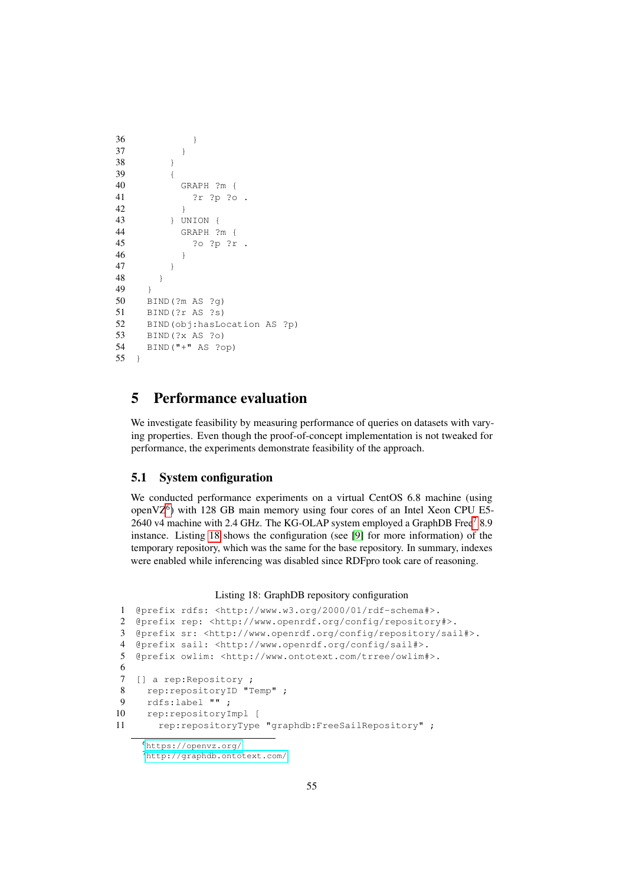```
36              }
37            }
38          }
39          {
40            GRAPH ?m {
41              ?r ?p ?o .
42            }
43          } UNION {
44            GRAPH ?m {
45              ?o ?p ?r .
46            }
47          }
48        }
49      }
50      BIND(?m AS ?g)
51      BIND(?r AS ?s)
52      BIND(obj:hasLocation AS ?p)
53      BIND(?x AS ?o)
54      BIND("+" AS ?op)
55    }
```

## 5 Performance evaluation

We investigate feasibility by measuring performance of queries on datasets with varying properties. Even though the proof-of-concept implementation is not tweaked for performance, the experiments demonstrate feasibility of the approach.

### 5.1 System configuration

We conducted performance experiments on a virtual CentOS 6.8 machine (using openVZ[6]) with 128 GB main memory using four cores of an Intel Xeon CPU E5-2640 v4 machine with 2.4 GHz. The KG-OLAP system employed a GraphDB Free[7] 8.9 instance. Listing 18 shows the configuration (see [9] for more information) of the temporary repository, which was the same for the base repository. In summary, indexes were enabled while inferencing was disabled since RDFpro took care of reasoning.

Listing 18: GraphDB repository configuration

```
1  @prefix rdfs: <http://www.w3.org/2000/01/rdf-schema#>.
2  @prefix rep: <http://www.openrdf.org/config/repository#>.
3  @prefix sr: <http://www.openrdf.org/config/repository/sail#>.
4  @prefix sail: <http://www.openrdf.org/config/sail#>.
5  @prefix owlim: <http://www.ontotext.com/trree/owlim#>.
6
7  [] a rep:Repository ;
8    rep:repositoryID "Temp" ;
9    rdfs:label "" ;
10   rep:repositoryImpl [
11     rep:repositoryType "graphdb:FreeSailRepository" ;
```

[6] https://openvz.org/

[7] http://graphdb.ontotext.com/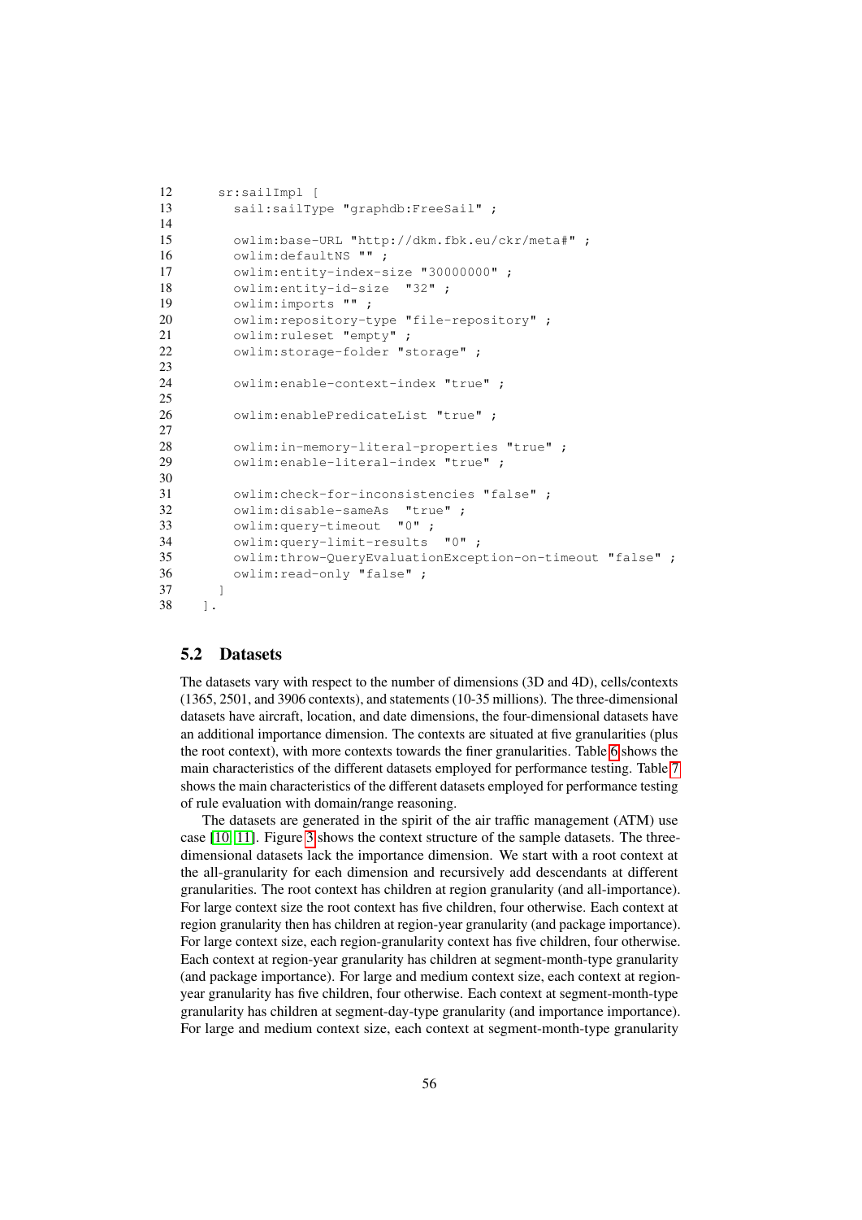```
12      sr:sailImpl [
13        sail:sailType "graphdb:FreeSail" ;
14
15        owlim:base-URL "http://dkm.fbk.eu/ckr/meta#" ;
16        owlim:defaultNS "" ;
17        owlim:entity-index-size "30000000" ;
18        owlim:entity-id-size  "32" ;
19        owlim:imports "" ;
20        owlim:repository-type "file-repository" ;
21        owlim:ruleset "empty" ;
22        owlim:storage-folder "storage" ;
23
24        owlim:enable-context-index "true" ;
25
26        owlim:enablePredicateList "true" ;
27
28        owlim:in-memory-literal-properties "true" ;
29        owlim:enable-literal-index "true" ;
30
31        owlim:check-for-inconsistencies "false" ;
32        owlim:disable-sameAs  "true" ;
33        owlim:query-timeout  "0" ;
34        owlim:query-limit-results  "0" ;
35        owlim:throw-QueryEvaluationException-on-timeout "false" ;
36        owlim:read-only "false" ;
37      ]
38    ].
```

## 5.2 Datasets

The datasets vary with respect to the number of dimensions (3D and 4D), cells/contexts (1365, 2501, and 3906 contexts), and statements (10-35 millions). The three-dimensional datasets have aircraft, location, and date dimensions, the four-dimensional datasets have an additional importance dimension. The contexts are situated at five granularities (plus the root context), with more contexts towards the finer granularities. Table 6 shows the main characteristics of the different datasets employed for performance testing. Table 7 shows the main characteristics of the different datasets employed for performance testing of rule evaluation with domain/range reasoning.

The datasets are generated in the spirit of the air traffic management (ATM) use case [10, 11]. Figure 3 shows the context structure of the sample datasets. The three-dimensional datasets lack the importance dimension. We start with a root context at the all-granularity for each dimension and recursively add descendants at different granularities. The root context has children at region granularity (and all-importance). For large context size the root context has five children, four otherwise. Each context at region granularity then has children at region-year granularity (and package importance). For large context size, each region-granularity context has five children, four otherwise. Each context at region-year granularity has children at segment-month-type granularity (and package importance). For large and medium context size, each context at region-year granularity has five children, four otherwise. Each context at segment-month-type granularity has children at segment-day-type granularity (and importance importance). For large and medium context size, each context at segment-month-type granularity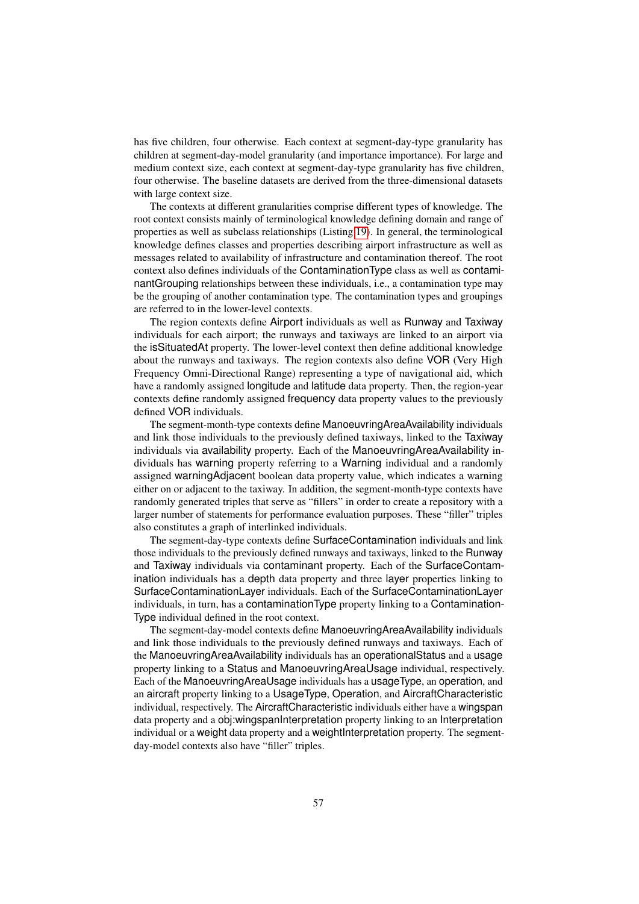has five children, four otherwise. Each context at segment-day-type granularity has children at segment-day-model granularity (and importance importance). For large and medium context size, each context at segment-day-type granularity has five children, four otherwise. The baseline datasets are derived from the three-dimensional datasets with large context size.

The contexts at different granularities comprise different types of knowledge. The root context consists mainly of terminological knowledge defining domain and range of properties as well as subclass relationships (Listing 19). In general, the terminological knowledge defines classes and properties describing airport infrastructure as well as messages related to availability of infrastructure and contamination thereof. The root context also defines individuals of the ContaminationType class as well as contaminantGrouping relationships between these individuals, i.e., a contamination type may be the grouping of another contamination type. The contamination types and groupings are referred to in the lower-level contexts.

The region contexts define Airport individuals as well as Runway and Taxiway individuals for each airport; the runways and taxiways are linked to an airport via the isSituatedAt property. The lower-level context then define additional knowledge about the runways and taxiways. The region contexts also define VOR (Very High Frequency Omni-Directional Range) representing a type of navigational aid, which have a randomly assigned longitude and latitude data property. Then, the region-year contexts define randomly assigned frequency data property values to the previously defined VOR individuals.

The segment-month-type contexts define ManoeuvringAreaAvailability individuals and link those individuals to the previously defined taxiways, linked to the Taxiway individuals via availability property. Each of the ManoeuvringAreaAvailability individuals has warning property referring to a Warning individual and a randomly assigned warningAdjacent boolean data property value, which indicates a warning either on or adjacent to the taxiway. In addition, the segment-month-type contexts have randomly generated triples that serve as "fillers" in order to create a repository with a larger number of statements for performance evaluation purposes. These "filler" triples also constitutes a graph of interlinked individuals.

The segment-day-type contexts define SurfaceContamination individuals and link those individuals to the previously defined runways and taxiways, linked to the Runway and Taxiway individuals via contaminant property. Each of the SurfaceContamination individuals has a depth data property and three layer properties linking to SurfaceContaminationLayer individuals. Each of the SurfaceContaminationLayer individuals, in turn, has a contaminationType property linking to a ContaminationType individual defined in the root context.

The segment-day-model contexts define ManoeuvringAreaAvailability individuals and link those individuals to the previously defined runways and taxiways. Each of the ManoeuvringAreaAvailability individuals has an operationalStatus and a usage property linking to a Status and ManoeuvringAreaUsage individual, respectively. Each of the ManoeuvringAreaUsage individuals has a usageType, an operation, and an aircraft property linking to a UsageType, Operation, and AircraftCharacteristic individual, respectively. The AircraftCharacteristic individuals either have a wingspan data property and a obj:wingspanInterpretation property linking to an Interpretation individual or a weight data property and a weightInterpretation property. The segment-day-model contexts also have "filler" triples.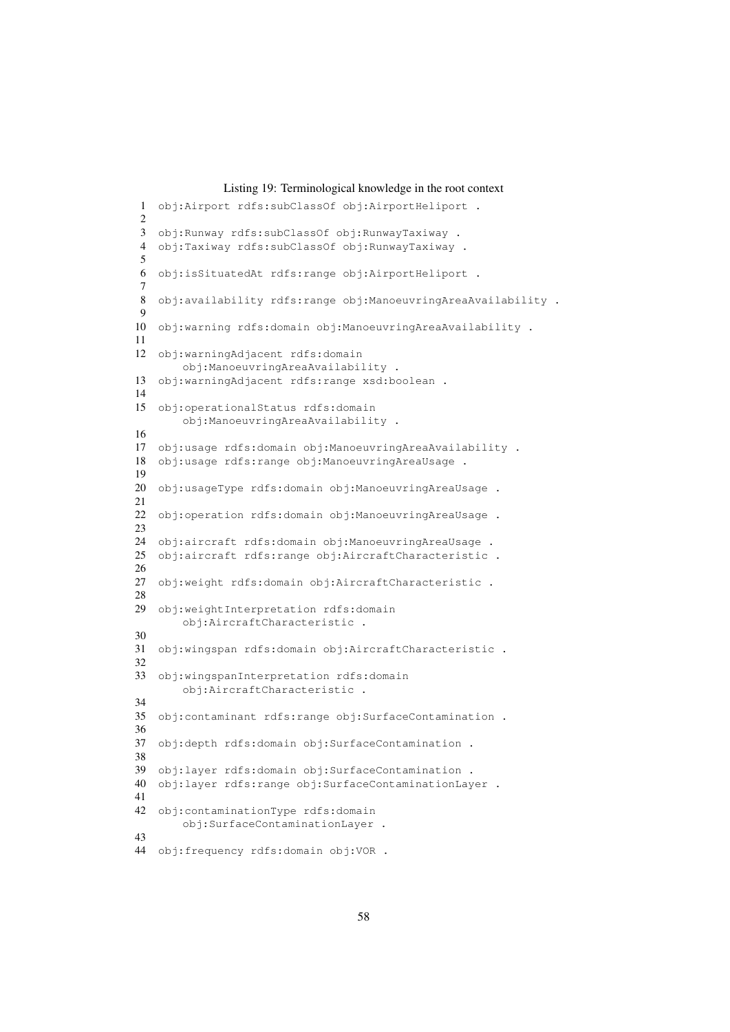Listing 19: Terminological knowledge in the root context

```
obj:Airport rdfs:subClassOf obj:AirportHeliport .

obj:Runway rdfs:subClassOf obj:RunwayTaxiway .
obj:Taxiway rdfs:subClassOf obj:RunwayTaxiway .

obj:isSituatedAt rdfs:range obj:AirportHeliport .

obj:availability rdfs:range obj:ManoeuvringAreaAvailability .

obj:warning rdfs:domain obj:ManoeuvringAreaAvailability .

obj:warningAdjacent rdfs:domain
    obj:ManoeuvringAreaAvailability .
obj:warningAdjacent rdfs:range xsd:boolean .

obj:operationalStatus rdfs:domain
    obj:ManoeuvringAreaAvailability .

obj:usage rdfs:domain obj:ManoeuvringAreaAvailability .
obj:usage rdfs:range obj:ManoeuvringAreaUsage .

obj:usageType rdfs:domain obj:ManoeuvringAreaUsage .

obj:operation rdfs:domain obj:ManoeuvringAreaUsage .

obj:aircraft rdfs:domain obj:ManoeuvringAreaUsage .
obj:aircraft rdfs:range obj:AircraftCharacteristic .

obj:weight rdfs:domain obj:AircraftCharacteristic .

obj:weightInterpretation rdfs:domain
    obj:AircraftCharacteristic .

obj:wingspan rdfs:domain obj:AircraftCharacteristic .

obj:wingspanInterpretation rdfs:domain
    obj:AircraftCharacteristic .

obj:contaminant rdfs:range obj:SurfaceContamination .

obj:depth rdfs:domain obj:SurfaceContamination .

obj:layer rdfs:domain obj:SurfaceContamination .
obj:layer rdfs:range obj:SurfaceContaminationLayer .

obj:contaminationType rdfs:domain
    obj:SurfaceContaminationLayer .

obj:frequency rdfs:domain obj:VOR .
```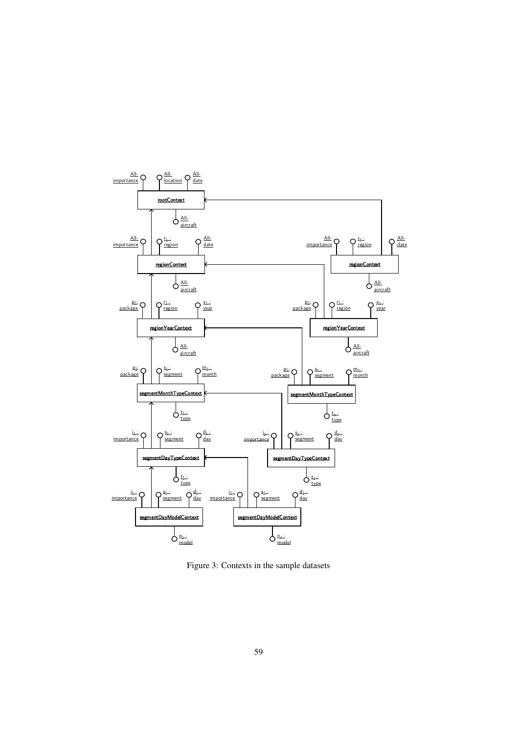Figure 3: Contexts in the sample datasets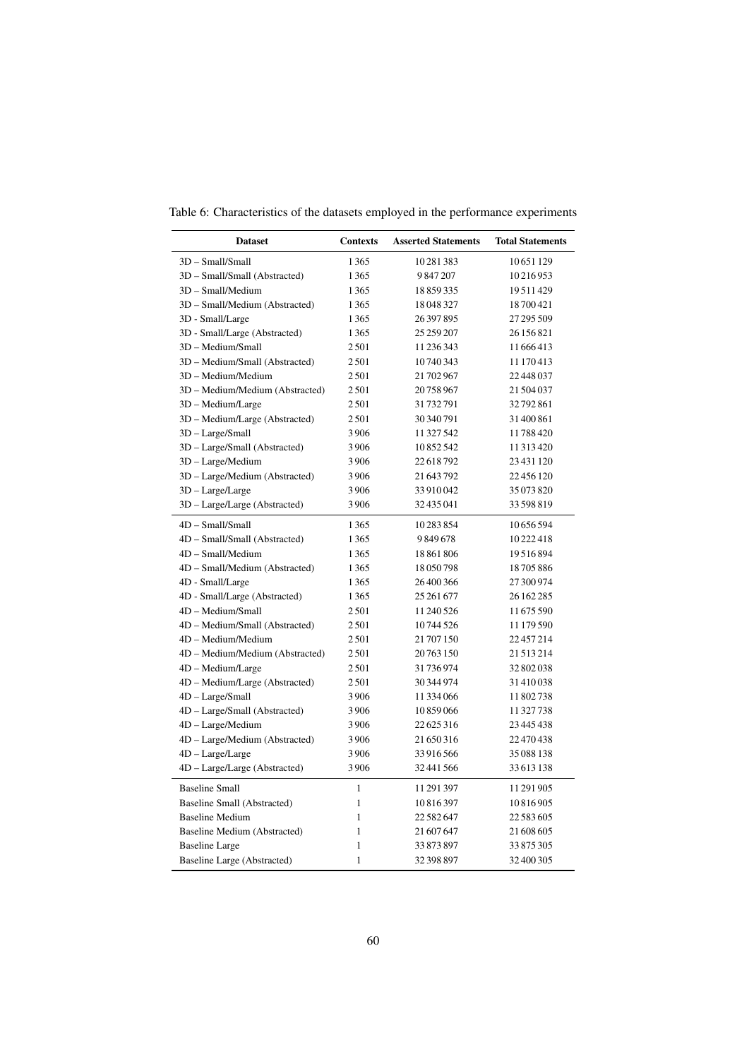Table 6: Characteristics of the datasets employed in the performance experiments

| Dataset | Contexts | Asserted Statements | Total Statements |
|---|---|---|---|
| 3D – Small/Small | 1 365 | 10 281 383 | 10 651 129 |
| 3D – Small/Small (Abstracted) | 1 365 | 9 847 207 | 10 216 953 |
| 3D – Small/Medium | 1 365 | 18 859 335 | 19 511 429 |
| 3D – Small/Medium (Abstracted) | 1 365 | 18 048 327 | 18 700 421 |
| 3D - Small/Large | 1 365 | 26 397 895 | 27 295 509 |
| 3D - Small/Large (Abstracted) | 1 365 | 25 259 207 | 26 156 821 |
| 3D – Medium/Small | 2 501 | 11 236 343 | 11 666 413 |
| 3D – Medium/Small (Abstracted) | 2 501 | 10 740 343 | 11 170 413 |
| 3D – Medium/Medium | 2 501 | 21 702 967 | 22 448 037 |
| 3D – Medium/Medium (Abstracted) | 2 501 | 20 758 967 | 21 504 037 |
| 3D – Medium/Large | 2 501 | 31 732 791 | 32 792 861 |
| 3D – Medium/Large (Abstracted) | 2 501 | 30 340 791 | 31 400 861 |
| 3D – Large/Small | 3 906 | 11 327 542 | 11 788 420 |
| 3D – Large/Small (Abstracted) | 3 906 | 10 852 542 | 11 313 420 |
| 3D – Large/Medium | 3 906 | 22 618 792 | 23 431 120 |
| 3D – Large/Medium (Abstracted) | 3 906 | 21 643 792 | 22 456 120 |
| 3D – Large/Large | 3 906 | 33 910 042 | 35 073 820 |
| 3D – Large/Large (Abstracted) | 3 906 | 32 435 041 | 33 598 819 |
| 4D – Small/Small | 1 365 | 10 283 854 | 10 656 594 |
| 4D – Small/Small (Abstracted) | 1 365 | 9 849 678 | 10 222 418 |
| 4D – Small/Medium | 1 365 | 18 861 806 | 19 516 894 |
| 4D – Small/Medium (Abstracted) | 1 365 | 18 050 798 | 18 705 886 |
| 4D - Small/Large | 1 365 | 26 400 366 | 27 300 974 |
| 4D - Small/Large (Abstracted) | 1 365 | 25 261 677 | 26 162 285 |
| 4D – Medium/Small | 2 501 | 11 240 526 | 11 675 590 |
| 4D – Medium/Small (Abstracted) | 2 501 | 10 744 526 | 11 179 590 |
| 4D – Medium/Medium | 2 501 | 21 707 150 | 22 457 214 |
| 4D – Medium/Medium (Abstracted) | 2 501 | 20 763 150 | 21 513 214 |
| 4D – Medium/Large | 2 501 | 31 736 974 | 32 802 038 |
| 4D – Medium/Large (Abstracted) | 2 501 | 30 344 974 | 31 410 038 |
| 4D – Large/Small | 3 906 | 11 334 066 | 11 802 738 |
| 4D – Large/Small (Abstracted) | 3 906 | 10 859 066 | 11 327 738 |
| 4D – Large/Medium | 3 906 | 22 625 316 | 23 445 438 |
| 4D – Large/Medium (Abstracted) | 3 906 | 21 650 316 | 22 470 438 |
| 4D – Large/Large | 3 906 | 33 916 566 | 35 088 138 |
| 4D – Large/Large (Abstracted) | 3 906 | 32 441 566 | 33 613 138 |
| Baseline Small | 1 | 11 291 397 | 11 291 905 |
| Baseline Small (Abstracted) | 1 | 10 816 397 | 10 816 905 |
| Baseline Medium | 1 | 22 582 647 | 22 583 605 |
| Baseline Medium (Abstracted) | 1 | 21 607 647 | 21 608 605 |
| Baseline Large | 1 | 33 873 897 | 33 875 305 |
| Baseline Large (Abstracted) | 1 | 32 398 897 | 32 400 305 |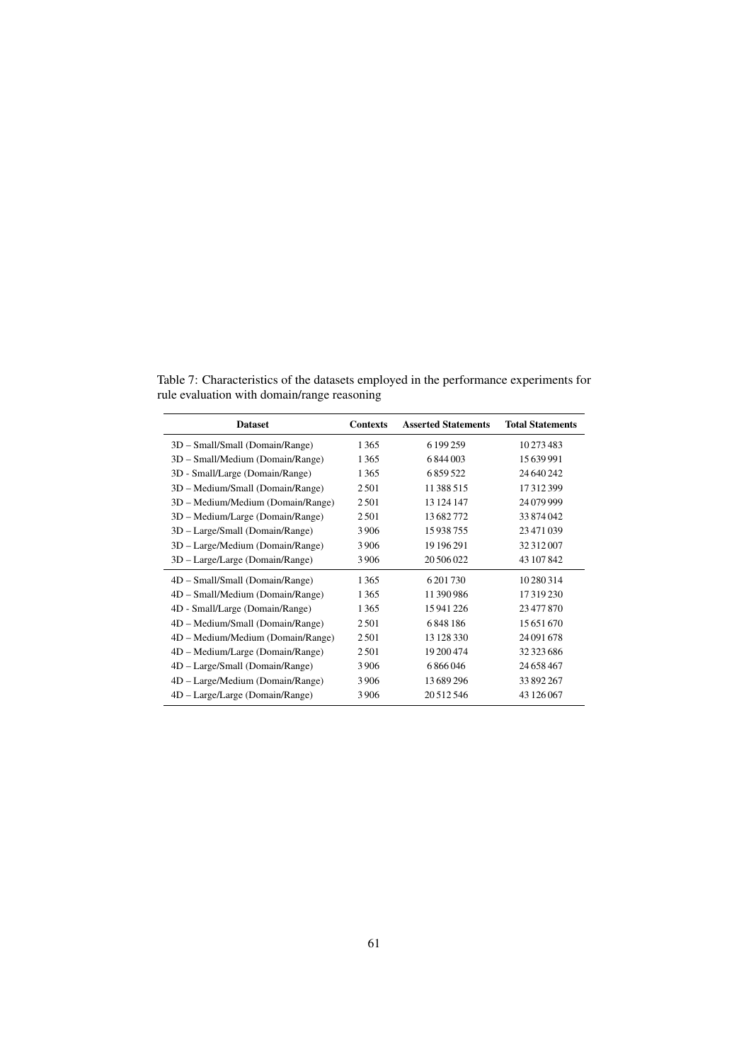Table 7: Characteristics of the datasets employed in the performance experiments for rule evaluation with domain/range reasoning

| Dataset | Contexts | Asserted Statements | Total Statements |
|---|---|---|---|
| 3D – Small/Small (Domain/Range) | 1 365 | 6 199 259 | 10 273 483 |
| 3D – Small/Medium (Domain/Range) | 1 365 | 6 844 003 | 15 639 991 |
| 3D - Small/Large (Domain/Range) | 1 365 | 6 859 522 | 24 640 242 |
| 3D – Medium/Small (Domain/Range) | 2 501 | 11 388 515 | 17 312 399 |
| 3D – Medium/Medium (Domain/Range) | 2 501 | 13 124 147 | 24 079 999 |
| 3D – Medium/Large (Domain/Range) | 2 501 | 13 682 772 | 33 874 042 |
| 3D – Large/Small (Domain/Range) | 3 906 | 15 938 755 | 23 471 039 |
| 3D – Large/Medium (Domain/Range) | 3 906 | 19 196 291 | 32 312 007 |
| 3D – Large/Large (Domain/Range) | 3 906 | 20 506 022 | 43 107 842 |
| 4D – Small/Small (Domain/Range) | 1 365 | 6 201 730 | 10 280 314 |
| 4D – Small/Medium (Domain/Range) | 1 365 | 11 390 986 | 17 319 230 |
| 4D - Small/Large (Domain/Range) | 1 365 | 15 941 226 | 23 477 870 |
| 4D – Medium/Small (Domain/Range) | 2 501 | 6 848 186 | 15 651 670 |
| 4D – Medium/Medium (Domain/Range) | 2 501 | 13 128 330 | 24 091 678 |
| 4D – Medium/Large (Domain/Range) | 2 501 | 19 200 474 | 32 323 686 |
| 4D – Large/Small (Domain/Range) | 3 906 | 6 866 046 | 24 658 467 |
| 4D – Large/Medium (Domain/Range) | 3 906 | 13 689 296 | 33 892 267 |
| 4D – Large/Large (Domain/Range) | 3 906 | 20 512 546 | 43 126 067 |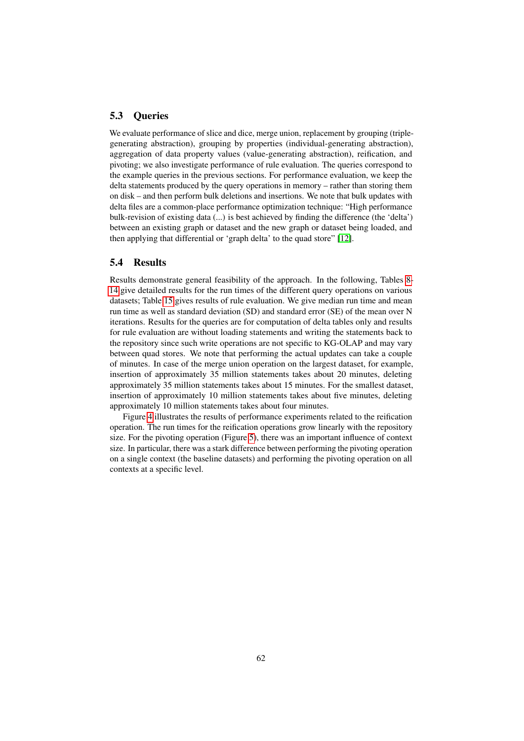### 5.3 Queries

We evaluate performance of slice and dice, merge union, replacement by grouping (triple-generating abstraction), grouping by properties (individual-generating abstraction), aggregation of data property values (value-generating abstraction), reification, and pivoting; we also investigate performance of rule evaluation. The queries correspond to the example queries in the previous sections. For performance evaluation, we keep the delta statements produced by the query operations in memory – rather than storing them on disk – and then perform bulk deletions and insertions. We note that bulk updates with delta files are a common-place performance optimization technique: "High performance bulk-revision of existing data (...) is best achieved by finding the difference (the 'delta') between an existing graph or dataset and the new graph or dataset being loaded, and then applying that differential or 'graph delta' to the quad store" [12].

### 5.4 Results

Results demonstrate general feasibility of the approach. In the following, Tables 8-14 give detailed results for the run times of the different query operations on various datasets; Table 15 gives results of rule evaluation. We give median run time and mean run time as well as standard deviation (SD) and standard error (SE) of the mean over N iterations. Results for the queries are for computation of delta tables only and results for rule evaluation are without loading statements and writing the statements back to the repository since such write operations are not specific to KG-OLAP and may vary between quad stores. We note that performing the actual updates can take a couple of minutes. In case of the merge union operation on the largest dataset, for example, insertion of approximately 35 million statements takes about 20 minutes, deleting approximately 35 million statements takes about 15 minutes. For the smallest dataset, insertion of approximately 10 million statements takes about five minutes, deleting approximately 10 million statements takes about four minutes.

Figure 4 illustrates the results of performance experiments related to the reification operation. The run times for the reification operations grow linearly with the repository size. For the pivoting operation (Figure 5), there was an important influence of context size. In particular, there was a stark difference between performing the pivoting operation on a single context (the baseline datasets) and performing the pivoting operation on all contexts at a specific level.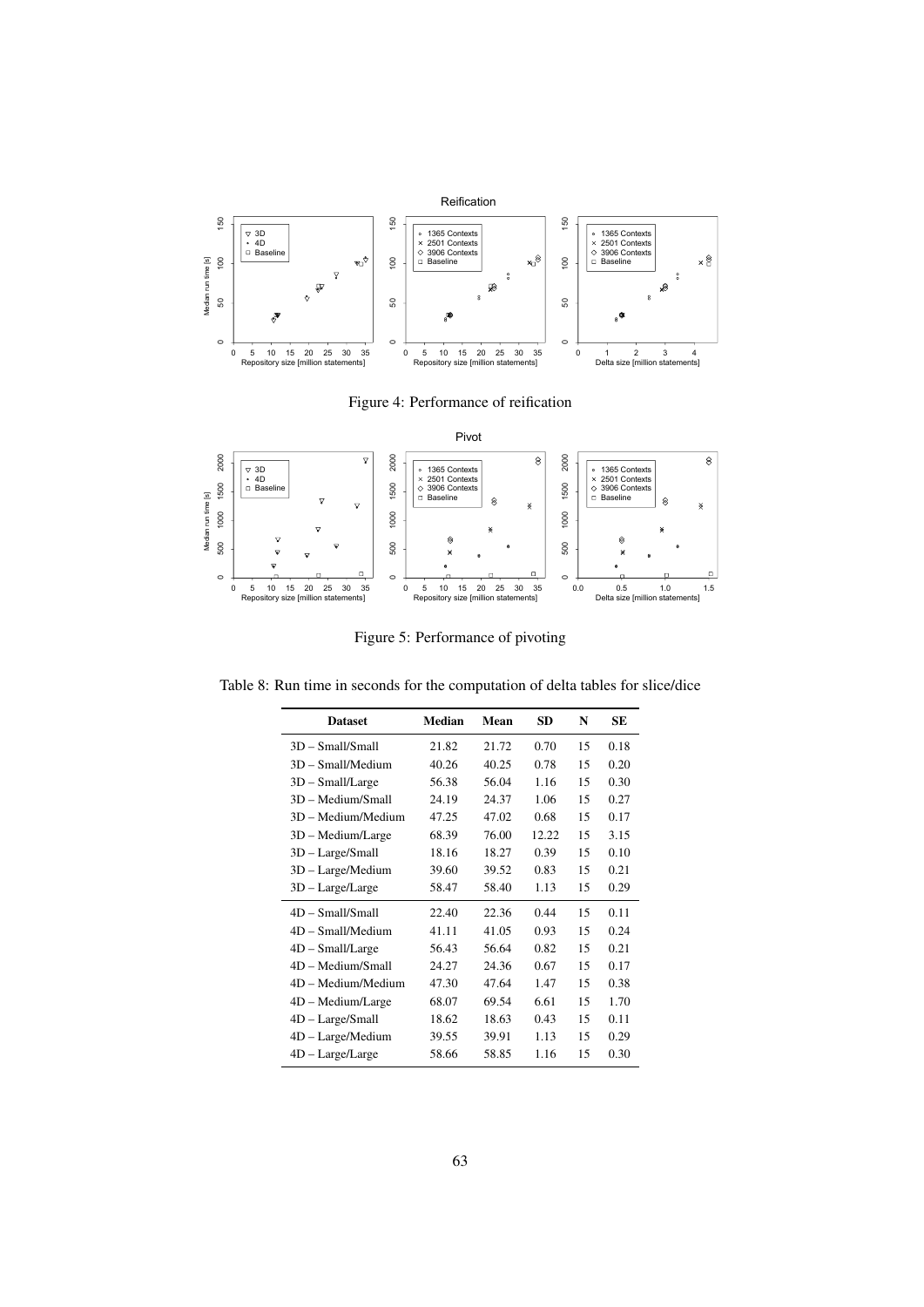Figure 4: Performance of reification

Figure 5: Performance of pivoting

Table 8: Run time in seconds for the computation of delta tables for slice/dice

| Dataset | Median | Mean | SD | N | SE |
|---|---|---|---|---|---|
| 3D – Small/Small | 21.82 | 21.72 | 0.70 | 15 | 0.18 |
| 3D – Small/Medium | 40.26 | 40.25 | 0.78 | 15 | 0.20 |
| 3D – Small/Large | 56.38 | 56.04 | 1.16 | 15 | 0.30 |
| 3D – Medium/Small | 24.19 | 24.37 | 1.06 | 15 | 0.27 |
| 3D – Medium/Medium | 47.25 | 47.02 | 0.68 | 15 | 0.17 |
| 3D – Medium/Large | 68.39 | 76.00 | 12.22 | 15 | 3.15 |
| 3D – Large/Small | 18.16 | 18.27 | 0.39 | 15 | 0.10 |
| 3D – Large/Medium | 39.60 | 39.52 | 0.83 | 15 | 0.21 |
| 3D – Large/Large | 58.47 | 58.40 | 1.13 | 15 | 0.29 |
| 4D – Small/Small | 22.40 | 22.36 | 0.44 | 15 | 0.11 |
| 4D – Small/Medium | 41.11 | 41.05 | 0.93 | 15 | 0.24 |
| 4D – Small/Large | 56.43 | 56.64 | 0.82 | 15 | 0.21 |
| 4D – Medium/Small | 24.27 | 24.36 | 0.67 | 15 | 0.17 |
| 4D – Medium/Medium | 47.30 | 47.64 | 1.47 | 15 | 0.38 |
| 4D – Medium/Large | 68.07 | 69.54 | 6.61 | 15 | 1.70 |
| 4D – Large/Small | 18.62 | 18.63 | 0.43 | 15 | 0.11 |
| 4D – Large/Medium | 39.55 | 39.91 | 1.13 | 15 | 0.29 |
| 4D – Large/Large | 58.66 | 58.85 | 1.16 | 15 | 0.30 |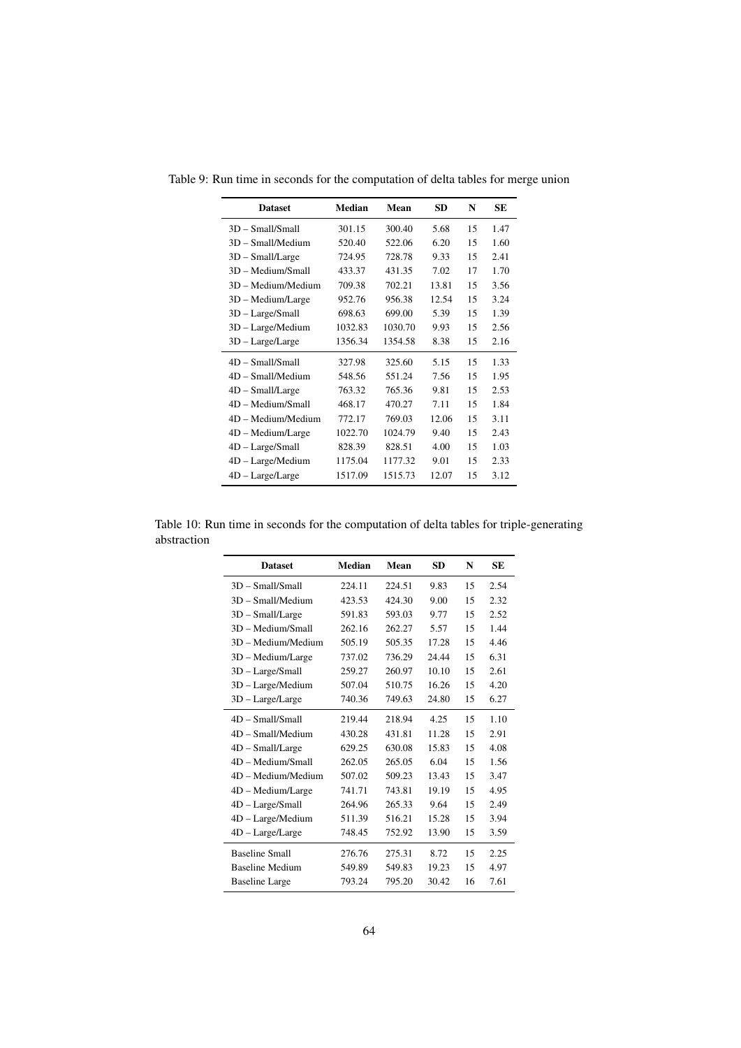Table 9: Run time in seconds for the computation of delta tables for merge union

| Dataset | Median | Mean | SD | N | SE |
|---|---|---|---|---|---|
| 3D – Small/Small | 301.15 | 300.40 | 5.68 | 15 | 1.47 |
| 3D – Small/Medium | 520.40 | 522.06 | 6.20 | 15 | 1.60 |
| 3D – Small/Large | 724.95 | 728.78 | 9.33 | 15 | 2.41 |
| 3D – Medium/Small | 433.37 | 431.35 | 7.02 | 17 | 1.70 |
| 3D – Medium/Medium | 709.38 | 702.21 | 13.81 | 15 | 3.56 |
| 3D – Medium/Large | 952.76 | 956.38 | 12.54 | 15 | 3.24 |
| 3D – Large/Small | 698.63 | 699.00 | 5.39 | 15 | 1.39 |
| 3D – Large/Medium | 1032.83 | 1030.70 | 9.93 | 15 | 2.56 |
| 3D – Large/Large | 1356.34 | 1354.58 | 8.38 | 15 | 2.16 |
| 4D – Small/Small | 327.98 | 325.60 | 5.15 | 15 | 1.33 |
| 4D – Small/Medium | 548.56 | 551.24 | 7.56 | 15 | 1.95 |
| 4D – Small/Large | 763.32 | 765.36 | 9.81 | 15 | 2.53 |
| 4D – Medium/Small | 468.17 | 470.27 | 7.11 | 15 | 1.84 |
| 4D – Medium/Medium | 772.17 | 769.03 | 12.06 | 15 | 3.11 |
| 4D – Medium/Large | 1022.70 | 1024.79 | 9.40 | 15 | 2.43 |
| 4D – Large/Small | 828.39 | 828.51 | 4.00 | 15 | 1.03 |
| 4D – Large/Medium | 1175.04 | 1177.32 | 9.01 | 15 | 2.33 |
| 4D – Large/Large | 1517.09 | 1515.73 | 12.07 | 15 | 3.12 |

Table 10: Run time in seconds for the computation of delta tables for triple-generating abstraction

| Dataset | Median | Mean | SD | N | SE |
|---|---|---|---|---|---|
| 3D – Small/Small | 224.11 | 224.51 | 9.83 | 15 | 2.54 |
| 3D – Small/Medium | 423.53 | 424.30 | 9.00 | 15 | 2.32 |
| 3D – Small/Large | 591.83 | 593.03 | 9.77 | 15 | 2.52 |
| 3D – Medium/Small | 262.16 | 262.27 | 5.57 | 15 | 1.44 |
| 3D – Medium/Medium | 505.19 | 505.35 | 17.28 | 15 | 4.46 |
| 3D – Medium/Large | 737.02 | 736.29 | 24.44 | 15 | 6.31 |
| 3D – Large/Small | 259.27 | 260.97 | 10.10 | 15 | 2.61 |
| 3D – Large/Medium | 507.04 | 510.75 | 16.26 | 15 | 4.20 |
| 3D – Large/Large | 740.36 | 749.63 | 24.80 | 15 | 6.27 |
| 4D – Small/Small | 219.44 | 218.94 | 4.25 | 15 | 1.10 |
| 4D – Small/Medium | 430.28 | 431.81 | 11.28 | 15 | 2.91 |
| 4D – Small/Large | 629.25 | 630.08 | 15.83 | 15 | 4.08 |
| 4D – Medium/Small | 262.05 | 265.05 | 6.04 | 15 | 1.56 |
| 4D – Medium/Medium | 507.02 | 509.23 | 13.43 | 15 | 3.47 |
| 4D – Medium/Large | 741.71 | 743.81 | 19.19 | 15 | 4.95 |
| 4D – Large/Small | 264.96 | 265.33 | 9.64 | 15 | 2.49 |
| 4D – Large/Medium | 511.39 | 516.21 | 15.28 | 15 | 3.94 |
| 4D – Large/Large | 748.45 | 752.92 | 13.90 | 15 | 3.59 |
| Baseline Small | 276.76 | 275.31 | 8.72 | 15 | 2.25 |
| Baseline Medium | 549.89 | 549.83 | 19.23 | 15 | 4.97 |
| Baseline Large | 793.24 | 795.20 | 30.42 | 16 | 7.61 |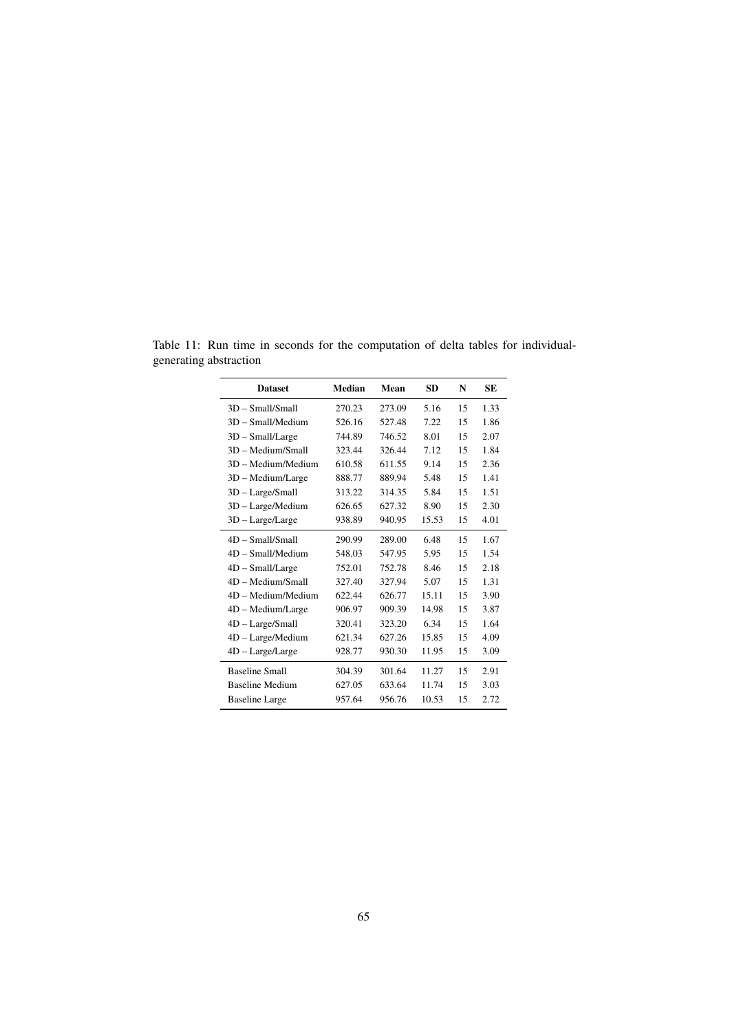Table 11: Run time in seconds for the computation of delta tables for individual-generating abstraction

| Dataset | Median | Mean | SD | N | SE |
|---|---|---|---|---|---|
| 3D – Small/Small | 270.23 | 273.09 | 5.16 | 15 | 1.33 |
| 3D – Small/Medium | 526.16 | 527.48 | 7.22 | 15 | 1.86 |
| 3D – Small/Large | 744.89 | 746.52 | 8.01 | 15 | 2.07 |
| 3D – Medium/Small | 323.44 | 326.44 | 7.12 | 15 | 1.84 |
| 3D – Medium/Medium | 610.58 | 611.55 | 9.14 | 15 | 2.36 |
| 3D – Medium/Large | 888.77 | 889.94 | 5.48 | 15 | 1.41 |
| 3D – Large/Small | 313.22 | 314.35 | 5.84 | 15 | 1.51 |
| 3D – Large/Medium | 626.65 | 627.32 | 8.90 | 15 | 2.30 |
| 3D – Large/Large | 938.89 | 940.95 | 15.53 | 15 | 4.01 |
| 4D – Small/Small | 290.99 | 289.00 | 6.48 | 15 | 1.67 |
| 4D – Small/Medium | 548.03 | 547.95 | 5.95 | 15 | 1.54 |
| 4D – Small/Large | 752.01 | 752.78 | 8.46 | 15 | 2.18 |
| 4D – Medium/Small | 327.40 | 327.94 | 5.07 | 15 | 1.31 |
| 4D – Medium/Medium | 622.44 | 626.77 | 15.11 | 15 | 3.90 |
| 4D – Medium/Large | 906.97 | 909.39 | 14.98 | 15 | 3.87 |
| 4D – Large/Small | 320.41 | 323.20 | 6.34 | 15 | 1.64 |
| 4D – Large/Medium | 621.34 | 627.26 | 15.85 | 15 | 4.09 |
| 4D – Large/Large | 928.77 | 930.30 | 11.95 | 15 | 3.09 |
| Baseline Small | 304.39 | 301.64 | 11.27 | 15 | 2.91 |
| Baseline Medium | 627.05 | 633.64 | 11.74 | 15 | 3.03 |
| Baseline Large | 957.64 | 956.76 | 10.53 | 15 | 2.72 |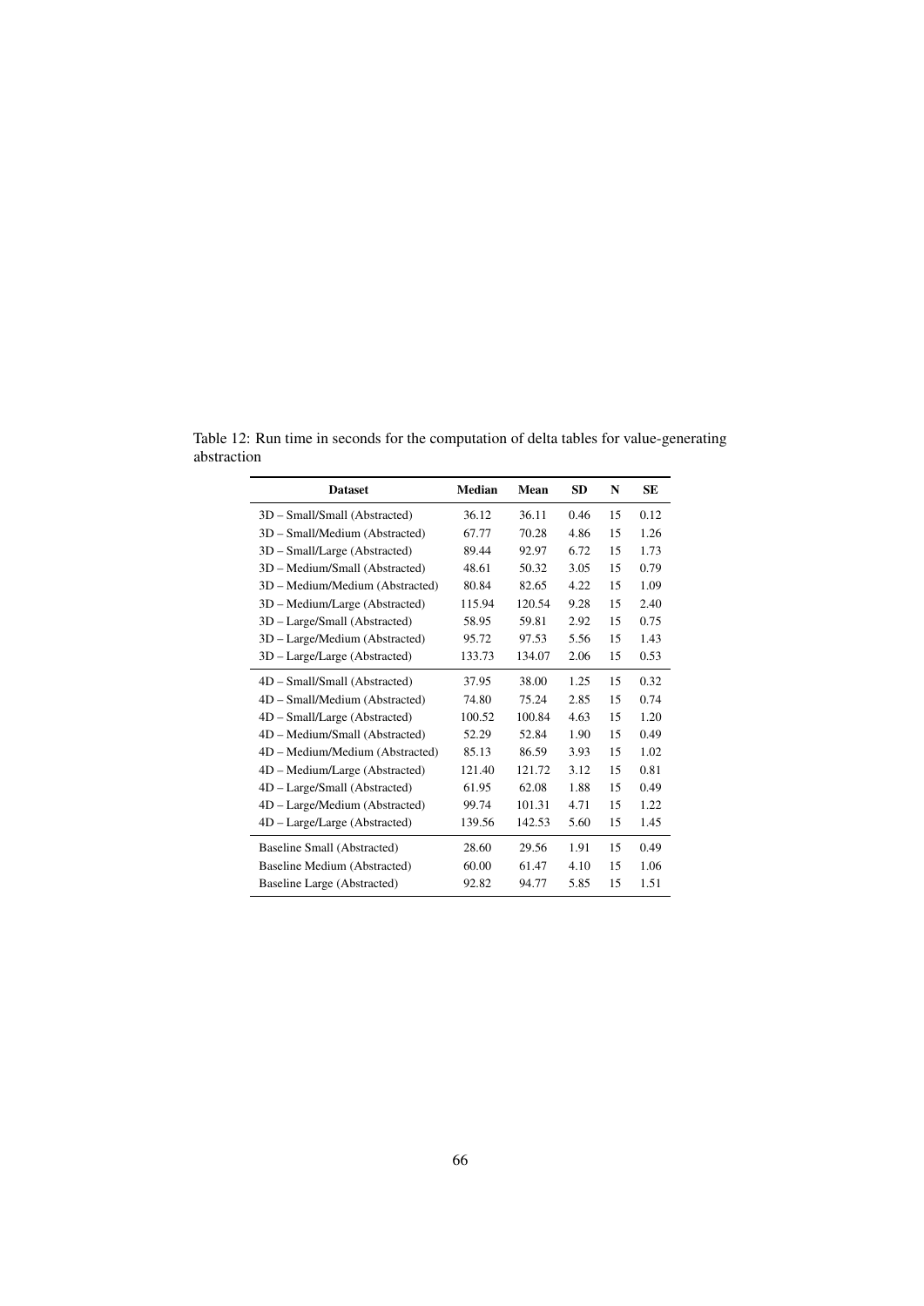Table 12: Run time in seconds for the computation of delta tables for value-generating abstraction

| Dataset | Median | Mean | SD | N | SE |
|---|---|---|---|---|---|
| 3D – Small/Small (Abstracted) | 36.12 | 36.11 | 0.46 | 15 | 0.12 |
| 3D – Small/Medium (Abstracted) | 67.77 | 70.28 | 4.86 | 15 | 1.26 |
| 3D – Small/Large (Abstracted) | 89.44 | 92.97 | 6.72 | 15 | 1.73 |
| 3D – Medium/Small (Abstracted) | 48.61 | 50.32 | 3.05 | 15 | 0.79 |
| 3D – Medium/Medium (Abstracted) | 80.84 | 82.65 | 4.22 | 15 | 1.09 |
| 3D – Medium/Large (Abstracted) | 115.94 | 120.54 | 9.28 | 15 | 2.40 |
| 3D – Large/Small (Abstracted) | 58.95 | 59.81 | 2.92 | 15 | 0.75 |
| 3D – Large/Medium (Abstracted) | 95.72 | 97.53 | 5.56 | 15 | 1.43 |
| 3D – Large/Large (Abstracted) | 133.73 | 134.07 | 2.06 | 15 | 0.53 |
| 4D – Small/Small (Abstracted) | 37.95 | 38.00 | 1.25 | 15 | 0.32 |
| 4D – Small/Medium (Abstracted) | 74.80 | 75.24 | 2.85 | 15 | 0.74 |
| 4D – Small/Large (Abstracted) | 100.52 | 100.84 | 4.63 | 15 | 1.20 |
| 4D – Medium/Small (Abstracted) | 52.29 | 52.84 | 1.90 | 15 | 0.49 |
| 4D – Medium/Medium (Abstracted) | 85.13 | 86.59 | 3.93 | 15 | 1.02 |
| 4D – Medium/Large (Abstracted) | 121.40 | 121.72 | 3.12 | 15 | 0.81 |
| 4D – Large/Small (Abstracted) | 61.95 | 62.08 | 1.88 | 15 | 0.49 |
| 4D – Large/Medium (Abstracted) | 99.74 | 101.31 | 4.71 | 15 | 1.22 |
| 4D – Large/Large (Abstracted) | 139.56 | 142.53 | 5.60 | 15 | 1.45 |
| Baseline Small (Abstracted) | 28.60 | 29.56 | 1.91 | 15 | 0.49 |
| Baseline Medium (Abstracted) | 60.00 | 61.47 | 4.10 | 15 | 1.06 |
| Baseline Large (Abstracted) | 92.82 | 94.77 | 5.85 | 15 | 1.51 |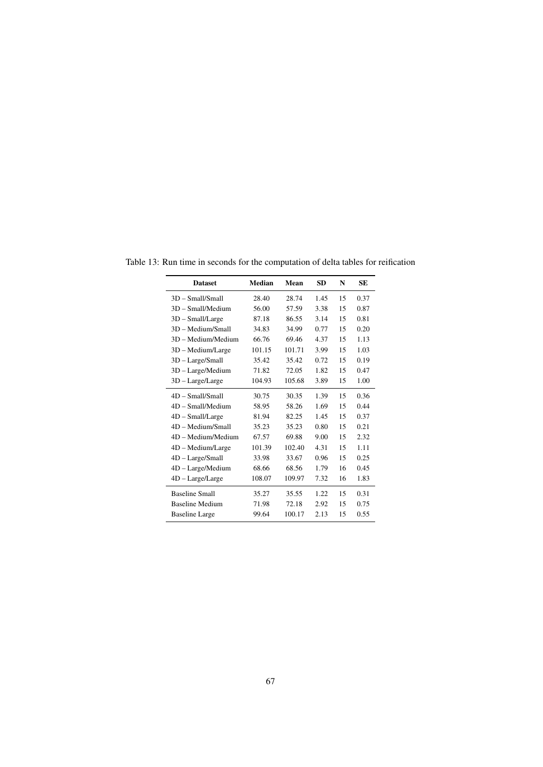Table 13: Run time in seconds for the computation of delta tables for reification

| Dataset | Median | Mean | SD | N | SE |
|---|---|---|---|---|---|
| 3D – Small/Small | 28.40 | 28.74 | 1.45 | 15 | 0.37 |
| 3D – Small/Medium | 56.00 | 57.59 | 3.38 | 15 | 0.87 |
| 3D – Small/Large | 87.18 | 86.55 | 3.14 | 15 | 0.81 |
| 3D – Medium/Small | 34.83 | 34.99 | 0.77 | 15 | 0.20 |
| 3D – Medium/Medium | 66.76 | 69.46 | 4.37 | 15 | 1.13 |
| 3D – Medium/Large | 101.15 | 101.71 | 3.99 | 15 | 1.03 |
| 3D – Large/Small | 35.42 | 35.42 | 0.72 | 15 | 0.19 |
| 3D – Large/Medium | 71.82 | 72.05 | 1.82 | 15 | 0.47 |
| 3D – Large/Large | 104.93 | 105.68 | 3.89 | 15 | 1.00 |
| 4D – Small/Small | 30.75 | 30.35 | 1.39 | 15 | 0.36 |
| 4D – Small/Medium | 58.95 | 58.26 | 1.69 | 15 | 0.44 |
| 4D – Small/Large | 81.94 | 82.25 | 1.45 | 15 | 0.37 |
| 4D – Medium/Small | 35.23 | 35.23 | 0.80 | 15 | 0.21 |
| 4D – Medium/Medium | 67.57 | 69.88 | 9.00 | 15 | 2.32 |
| 4D – Medium/Large | 101.39 | 102.40 | 4.31 | 15 | 1.11 |
| 4D – Large/Small | 33.98 | 33.67 | 0.96 | 15 | 0.25 |
| 4D – Large/Medium | 68.66 | 68.56 | 1.79 | 16 | 0.45 |
| 4D – Large/Large | 108.07 | 109.97 | 7.32 | 16 | 1.83 |
| Baseline Small | 35.27 | 35.55 | 1.22 | 15 | 0.31 |
| Baseline Medium | 71.98 | 72.18 | 2.92 | 15 | 0.75 |
| Baseline Large | 99.64 | 100.17 | 2.13 | 15 | 0.55 |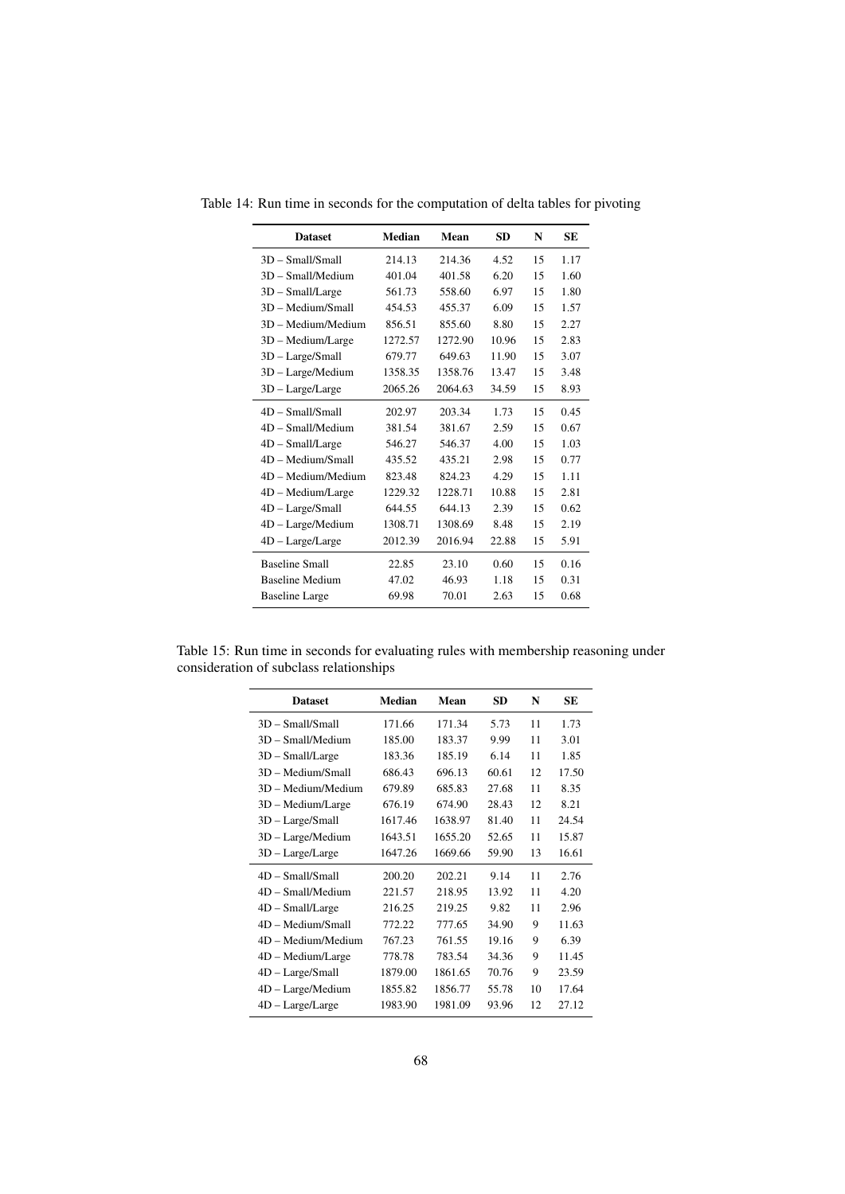Table 14: Run time in seconds for the computation of delta tables for pivoting

| Dataset | Median | Mean | SD | N | SE |
|---|---|---|---|---|---|
| 3D – Small/Small | 214.13 | 214.36 | 4.52 | 15 | 1.17 |
| 3D – Small/Medium | 401.04 | 401.58 | 6.20 | 15 | 1.60 |
| 3D – Small/Large | 561.73 | 558.60 | 6.97 | 15 | 1.80 |
| 3D – Medium/Small | 454.53 | 455.37 | 6.09 | 15 | 1.57 |
| 3D – Medium/Medium | 856.51 | 855.60 | 8.80 | 15 | 2.27 |
| 3D – Medium/Large | 1272.57 | 1272.90 | 10.96 | 15 | 2.83 |
| 3D – Large/Small | 679.77 | 649.63 | 11.90 | 15 | 3.07 |
| 3D – Large/Medium | 1358.35 | 1358.76 | 13.47 | 15 | 3.48 |
| 3D – Large/Large | 2065.26 | 2064.63 | 34.59 | 15 | 8.93 |
| 4D – Small/Small | 202.97 | 203.34 | 1.73 | 15 | 0.45 |
| 4D – Small/Medium | 381.54 | 381.67 | 2.59 | 15 | 0.67 |
| 4D – Small/Large | 546.27 | 546.37 | 4.00 | 15 | 1.03 |
| 4D – Medium/Small | 435.52 | 435.21 | 2.98 | 15 | 0.77 |
| 4D – Medium/Medium | 823.48 | 824.23 | 4.29 | 15 | 1.11 |
| 4D – Medium/Large | 1229.32 | 1228.71 | 10.88 | 15 | 2.81 |
| 4D – Large/Small | 644.55 | 644.13 | 2.39 | 15 | 0.62 |
| 4D – Large/Medium | 1308.71 | 1308.69 | 8.48 | 15 | 2.19 |
| 4D – Large/Large | 2012.39 | 2016.94 | 22.88 | 15 | 5.91 |
| Baseline Small | 22.85 | 23.10 | 0.60 | 15 | 0.16 |
| Baseline Medium | 47.02 | 46.93 | 1.18 | 15 | 0.31 |
| Baseline Large | 69.98 | 70.01 | 2.63 | 15 | 0.68 |

Table 15: Run time in seconds for evaluating rules with membership reasoning under consideration of subclass relationships

| Dataset | Median | Mean | SD | N | SE |
|---|---|---|---|---|---|
| 3D – Small/Small | 171.66 | 171.34 | 5.73 | 11 | 1.73 |
| 3D – Small/Medium | 185.00 | 183.37 | 9.99 | 11 | 3.01 |
| 3D – Small/Large | 183.36 | 185.19 | 6.14 | 11 | 1.85 |
| 3D – Medium/Small | 686.43 | 696.13 | 60.61 | 12 | 17.50 |
| 3D – Medium/Medium | 679.89 | 685.83 | 27.68 | 11 | 8.35 |
| 3D – Medium/Large | 676.19 | 674.90 | 28.43 | 12 | 8.21 |
| 3D – Large/Small | 1617.46 | 1638.97 | 81.40 | 11 | 24.54 |
| 3D – Large/Medium | 1643.51 | 1655.20 | 52.65 | 11 | 15.87 |
| 3D – Large/Large | 1647.26 | 1669.66 | 59.90 | 13 | 16.61 |
| 4D – Small/Small | 200.20 | 202.21 | 9.14 | 11 | 2.76 |
| 4D – Small/Medium | 221.57 | 218.95 | 13.92 | 11 | 4.20 |
| 4D – Small/Large | 216.25 | 219.25 | 9.82 | 11 | 2.96 |
| 4D – Medium/Small | 772.22 | 777.65 | 34.90 | 9 | 11.63 |
| 4D – Medium/Medium | 767.23 | 761.55 | 19.16 | 9 | 6.39 |
| 4D – Medium/Large | 778.78 | 783.54 | 34.36 | 9 | 11.45 |
| 4D – Large/Small | 1879.00 | 1861.65 | 70.76 | 9 | 23.59 |
| 4D – Large/Medium | 1855.82 | 1856.77 | 55.78 | 10 | 17.64 |
| 4D – Large/Large | 1983.90 | 1981.09 | 93.96 | 12 | 27.12 |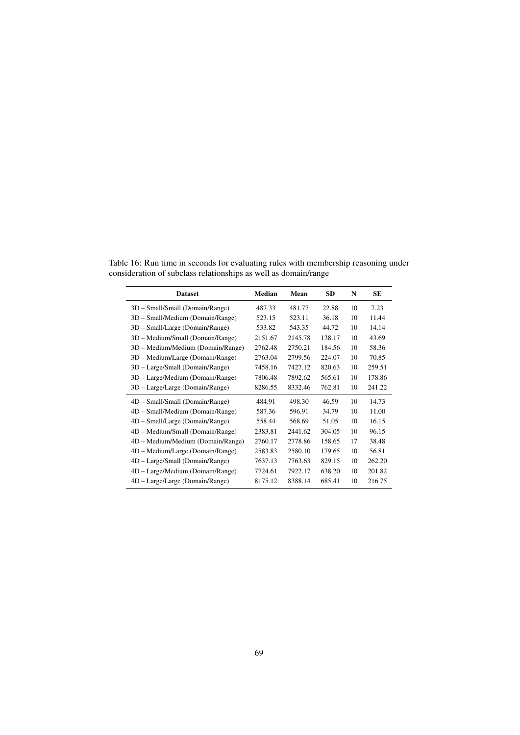Table 16: Run time in seconds for evaluating rules with membership reasoning under consideration of subclass relationships as well as domain/range

| Dataset | Median | Mean | SD | N | SE |
|---|---|---|---|---|---|
| 3D – Small/Small (Domain/Range) | 487.33 | 481.77 | 22.88 | 10 | 7.23 |
| 3D – Small/Medium (Domain/Range) | 523.15 | 523.11 | 36.18 | 10 | 11.44 |
| 3D – Small/Large (Domain/Range) | 533.82 | 543.35 | 44.72 | 10 | 14.14 |
| 3D – Medium/Small (Domain/Range) | 2151.67 | 2145.78 | 138.17 | 10 | 43.69 |
| 3D – Medium/Medium (Domain/Range) | 2762.48 | 2750.21 | 184.56 | 10 | 58.36 |
| 3D – Medium/Large (Domain/Range) | 2763.04 | 2799.56 | 224.07 | 10 | 70.85 |
| 3D – Large/Small (Domain/Range) | 7458.16 | 7427.12 | 820.63 | 10 | 259.51 |
| 3D – Large/Medium (Domain/Range) | 7806.48 | 7892.62 | 565.61 | 10 | 178.86 |
| 3D – Large/Large (Domain/Range) | 8286.55 | 8332.46 | 762.81 | 10 | 241.22 |
| 4D – Small/Small (Domain/Range) | 484.91 | 498.30 | 46.59 | 10 | 14.73 |
| 4D – Small/Medium (Domain/Range) | 587.36 | 596.91 | 34.79 | 10 | 11.00 |
| 4D – Small/Large (Domain/Range) | 558.44 | 568.69 | 51.05 | 10 | 16.15 |
| 4D – Medium/Small (Domain/Range) | 2383.81 | 2441.62 | 304.05 | 10 | 96.15 |
| 4D – Medium/Medium (Domain/Range) | 2760.17 | 2778.86 | 158.65 | 17 | 38.48 |
| 4D – Medium/Large (Domain/Range) | 2583.83 | 2580.10 | 179.65 | 10 | 56.81 |
| 4D – Large/Small (Domain/Range) | 7637.13 | 7763.63 | 829.15 | 10 | 262.20 |
| 4D – Large/Medium (Domain/Range) | 7724.61 | 7922.17 | 638.20 | 10 | 201.82 |
| 4D – Large/Large (Domain/Range) | 8175.12 | 8388.14 | 685.41 | 10 | 216.75 |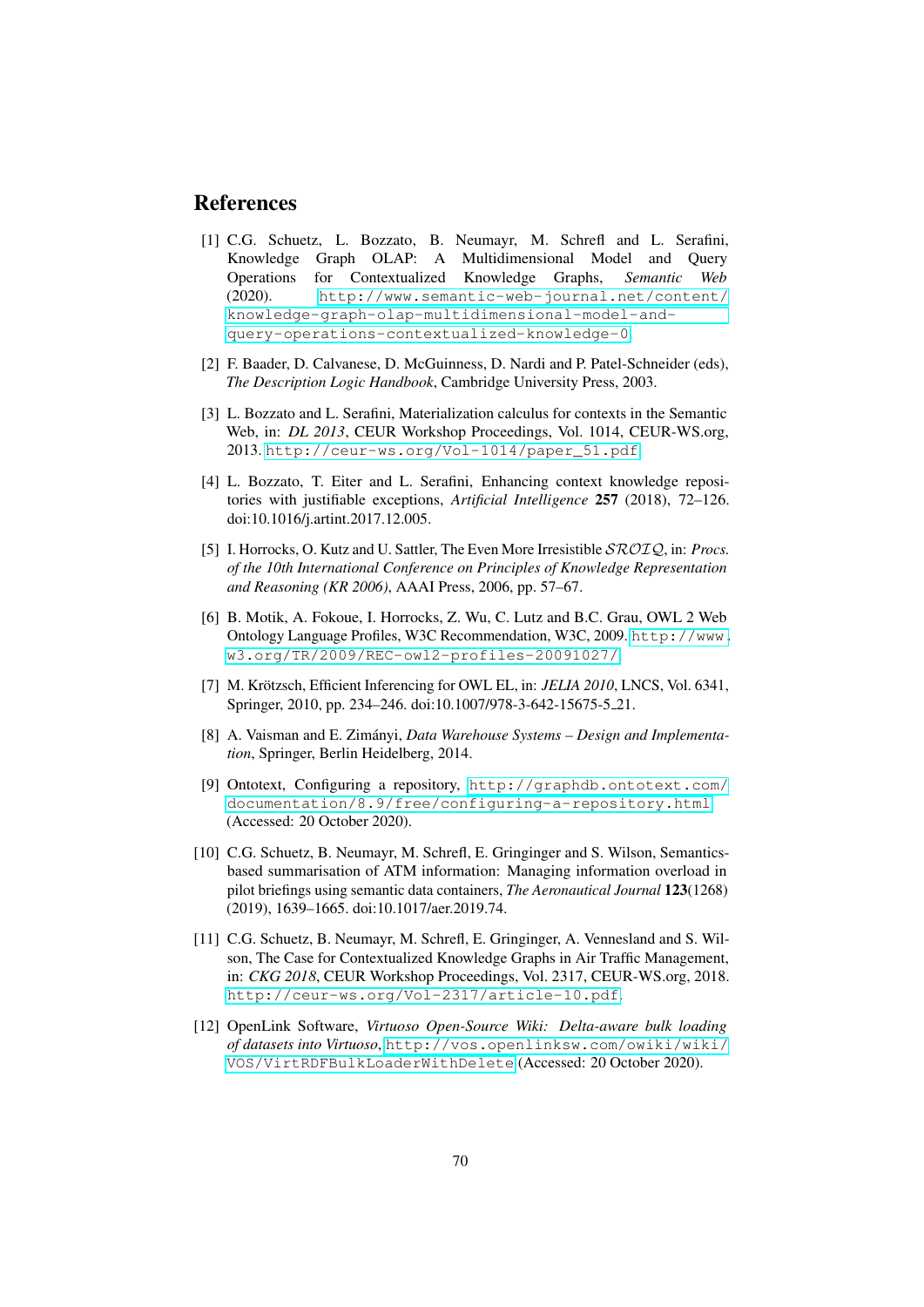## References

[1] C.G. Schuetz, L. Bozzato, B. Neumayr, M. Schrefl and L. Serafini, Knowledge Graph OLAP: A Multidimensional Model and Query Operations for Contextualized Knowledge Graphs, *Semantic Web* (2020). http://www.semantic-web-journal.net/content/knowledge-graph-olap-multidimensional-model-and-query-operations-contextualized-knowledge-0

[2] F. Baader, D. Calvanese, D. McGuinness, D. Nardi and P. Patel-Schneider (eds), *The Description Logic Handbook*, Cambridge University Press, 2003.

[3] L. Bozzato and L. Serafini, Materialization calculus for contexts in the Semantic Web, in: *DL 2013*, CEUR Workshop Proceedings, Vol. 1014, CEUR-WS.org, 2013. http://ceur-ws.org/Vol-1014/paper_51.pdf

[4] L. Bozzato, T. Eiter and L. Serafini, Enhancing context knowledge repositories with justifiable exceptions, *Artificial Intelligence* **257** (2018), 72–126. doi:10.1016/j.artint.2017.12.005.

[5] I. Horrocks, O. Kutz and U. Sattler, The Even More Irresistible $\mathcal{SROIQ}$, in: *Procs. of the 10th International Conference on Principles of Knowledge Representation and Reasoning (KR 2006)*, AAAI Press, 2006, pp. 57–67.

[6] B. Motik, A. Fokoue, I. Horrocks, Z. Wu, C. Lutz and B.C. Grau, OWL 2 Web Ontology Language Profiles, W3C Recommendation, W3C, 2009. http://www.w3.org/TR/2009/REC-owl2-profiles-20091027/

[7] M. Krötzsch, Efficient Inferencing for OWL EL, in: *JELIA 2010*, LNCS, Vol. 6341, Springer, 2010, pp. 234–246. doi:10.1007/978-3-642-15675-5_21.

[8] A. Vaisman and E. Zimányi, *Data Warehouse Systems – Design and Implementation*, Springer, Berlin Heidelberg, 2014.

[9] Ontotext, Configuring a repository, http://graphdb.ontotext.com/documentation/8.9/free/configuring-a-repository.html (Accessed: 20 October 2020).

[10] C.G. Schuetz, B. Neumayr, M. Schrefl, E. Gringinger and S. Wilson, Semantics-based summarisation of ATM information: Managing information overload in pilot briefings using semantic data containers, *The Aeronautical Journal* **123**(1268) (2019), 1639–1665. doi:10.1017/aer.2019.74.

[11] C.G. Schuetz, B. Neumayr, M. Schrefl, E. Gringinger, A. Vennesland and S. Wilson, The Case for Contextualized Knowledge Graphs in Air Traffic Management, in: *CKG 2018*, CEUR Workshop Proceedings, Vol. 2317, CEUR-WS.org, 2018. http://ceur-ws.org/Vol-2317/article-10.pdf

[12] OpenLink Software, *Virtuoso Open-Source Wiki: Delta-aware bulk loading of datasets into Virtuoso*, http://vos.openlinksw.com/owiki/wiki/VOS/VirtRDFBulkLoaderWithDelete (Accessed: 20 October 2020).